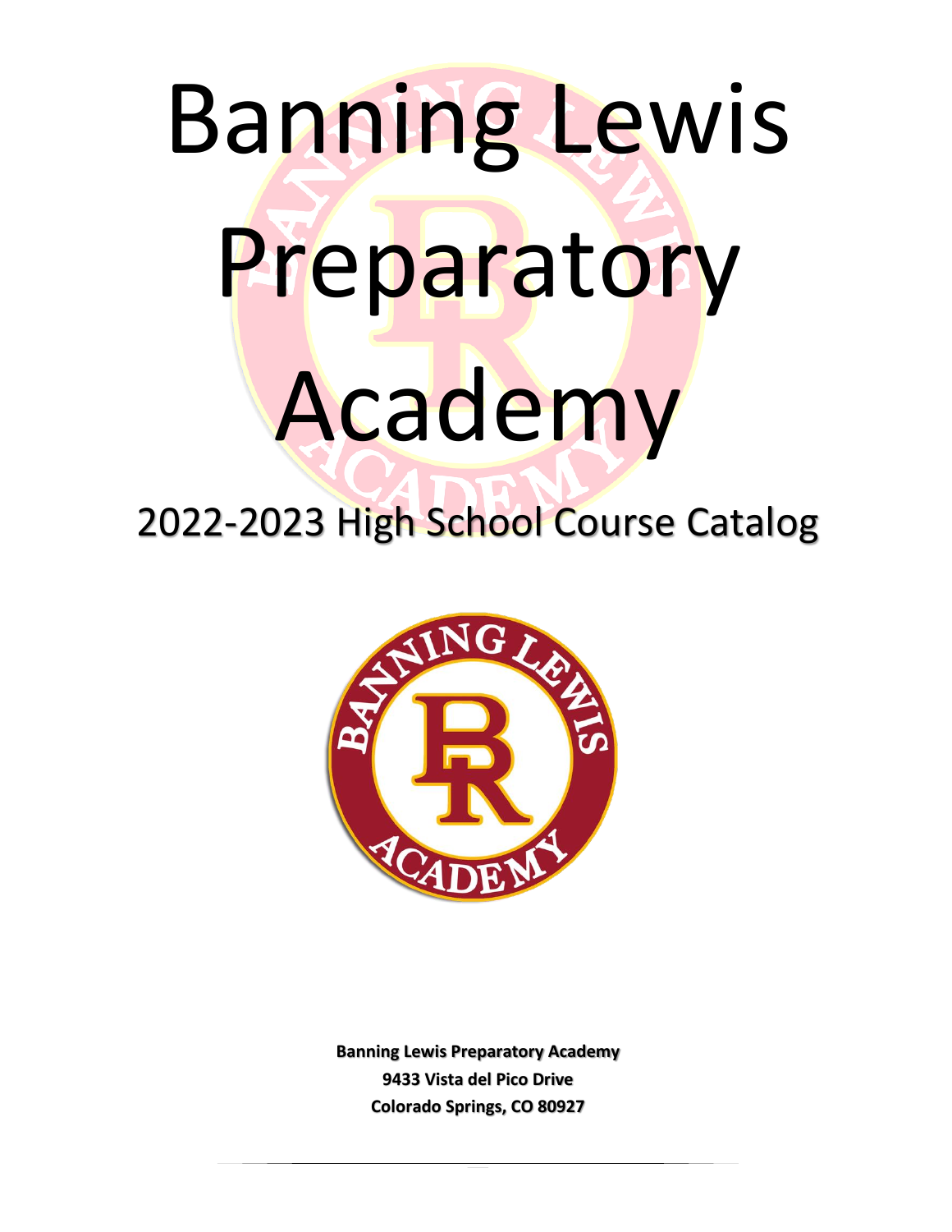# Banning Lewis Preparatory Academy

## 2022-2023 High School Course Catalog

**Banning Lewis Preparatory Academy**
**9433 Vista del Pico Drive**
**Colorado Springs, CO 80927**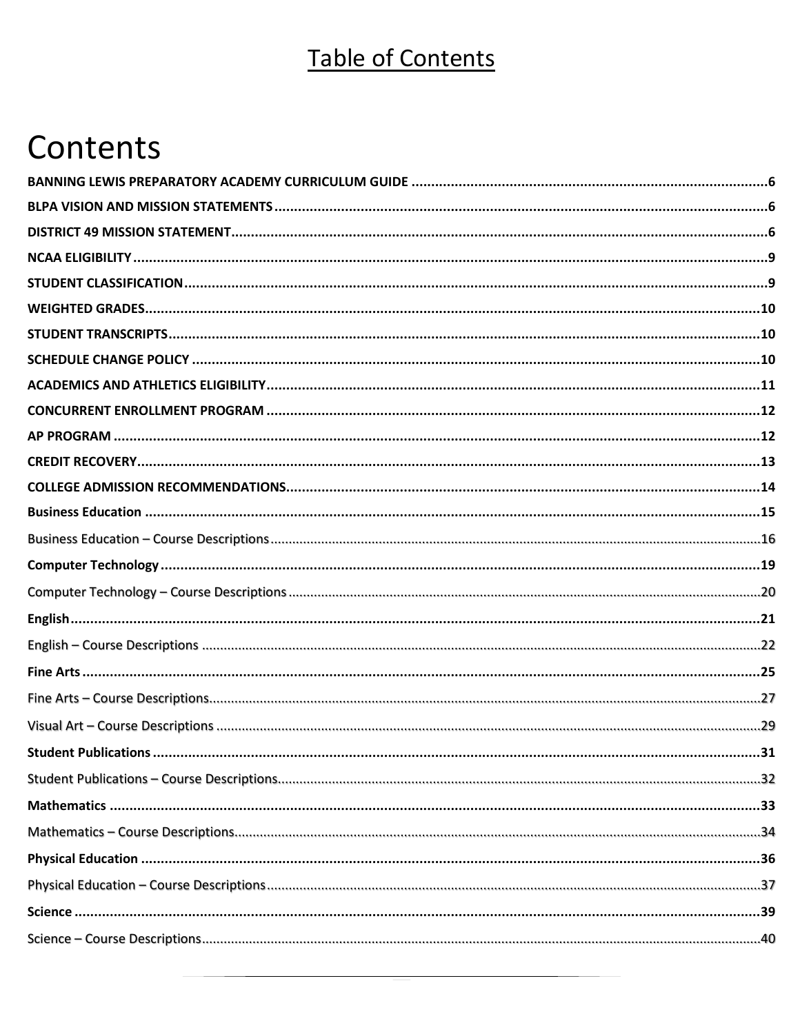# Table of Contents

# Contents

**BANNING LEWIS PREPARATORY ACADEMY CURRICULUM GUIDE** .......... 6

**BLPA VISION AND MISSION STATEMENTS** .......... 6

**DISTRICT 49 MISSION STATEMENT** .......... 6

**NCAA ELIGIBILITY** .......... 9

**STUDENT CLASSIFICATION** .......... 9

**WEIGHTED GRADES** .......... 10

**STUDENT TRANSCRIPTS** .......... 10

**SCHEDULE CHANGE POLICY** .......... 10

**ACADEMICS AND ATHLETICS ELIGIBILITY** .......... 11

**CONCURRENT ENROLLMENT PROGRAM** .......... 12

**AP PROGRAM** .......... 12

**CREDIT RECOVERY** .......... 13

**COLLEGE ADMISSION RECOMMENDATIONS** .......... 14

**Business Education** .......... 15

Business Education – Course Descriptions .......... 16

**Computer Technology** .......... 19

Computer Technology – Course Descriptions .......... 20

**English** .......... 21

English – Course Descriptions .......... 22

**Fine Arts** .......... 25

Fine Arts – Course Descriptions .......... 27

Visual Art – Course Descriptions .......... 29

**Student Publications** .......... 31

Student Publications – Course Descriptions .......... 32

**Mathematics** .......... 33

Mathematics – Course Descriptions .......... 34

**Physical Education** .......... 36

Physical Education – Course Descriptions .......... 37

**Science** .......... 39

Science – Course Descriptions .......... 40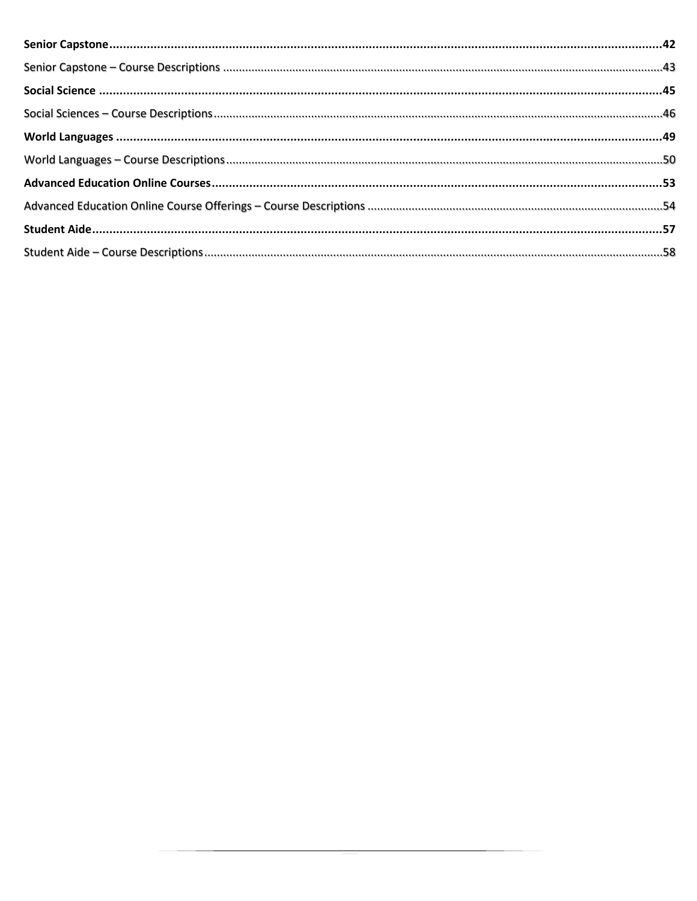**Senior Capstone** ....................................................................................................................................42

Senior Capstone – Course Descriptions ......................................................................................................43

**Social Science** ........................................................................................................................................45

Social Sciences – Course Descriptions .........................................................................................................46

**World Languages** ...................................................................................................................................49

World Languages – Course Descriptions .....................................................................................................50

**Advanced Education Online Courses** ....................................................................................................53

Advanced Education Online Course Offerings – Course Descriptions .........................................................54

**Student Aide** ...........................................................................................................................................57

Student Aide – Course Descriptions ............................................................................................................58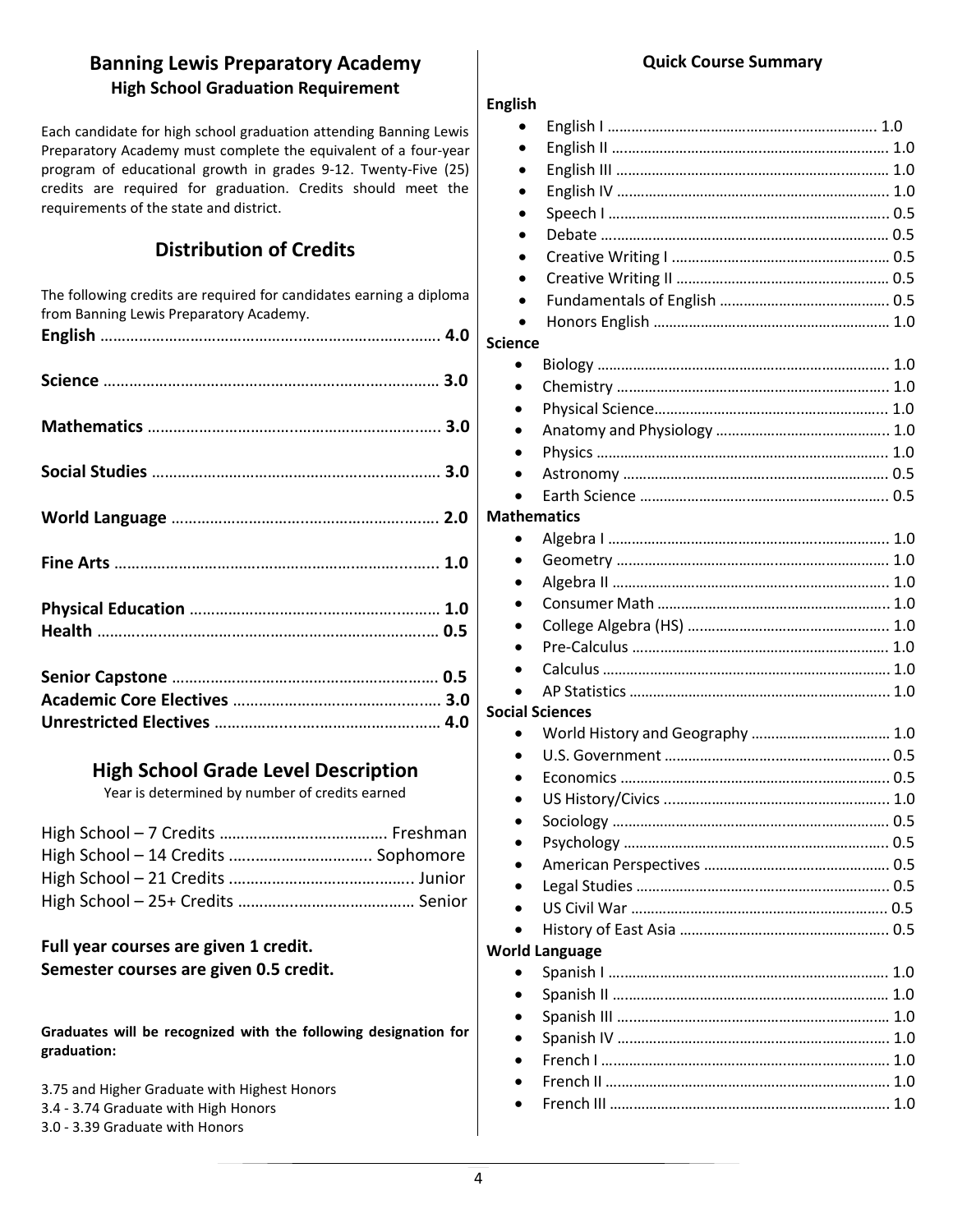## Banning Lewis Preparatory Academy

### High School Graduation Requirement

Each candidate for high school graduation attending Banning Lewis Preparatory Academy must complete the equivalent of a four-year program of educational growth in grades 9-12. Twenty-Five (25) credits are required for graduation. Credits should meet the requirements of the state and district.

## Distribution of Credits

The following credits are required for candidates earning a diploma from Banning Lewis Preparatory Academy.

| Subject | Credits |
|---|---|
| **English** | **4.0** |
| **Science** | **3.0** |
| **Mathematics** | **3.0** |
| **Social Studies** | **3.0** |
| **World Language** | **2.0** |
| **Fine Arts** | **1.0** |
| **Physical Education** | **1.0** |
| **Health** | **0.5** |
| **Senior Capstone** | **0.5** |
| **Academic Core Electives** | **3.0** |
| **Unrestricted Electives** | **4.0** |

## High School Grade Level Description

Year is determined by number of credits earned

| Credits | Grade Level |
|---|---|
| High School – 7 Credits | Freshman |
| High School – 14 Credits | Sophomore |
| High School – 21 Credits | Junior |
| High School – 25+ Credits | Senior |

**Full year courses are given 1 credit.**
**Semester courses are given 0.5 credit.**

**Graduates will be recognized with the following designation for graduation:**

3.75 and Higher Graduate with Highest Honors
3.4 - 3.74 Graduate with High Honors
3.0 - 3.39 Graduate with Honors

### Quick Course Summary

**English**

- English I .......... 1.0
- English II .......... 1.0
- English III .......... 1.0
- English IV .......... 1.0
- Speech I .......... 0.5
- Debate .......... 0.5
- Creative Writing I .......... 0.5
- Creative Writing II .......... 0.5
- Fundamentals of English .......... 0.5
- Honors English .......... 1.0

**Science**

- Biology .......... 1.0
- Chemistry .......... 1.0
- Physical Science .......... 1.0
- Anatomy and Physiology .......... 1.0
- Physics .......... 1.0
- Astronomy .......... 0.5
- Earth Science .......... 0.5

**Mathematics**

- Algebra I .......... 1.0
- Geometry .......... 1.0
- Algebra II .......... 1.0
- Consumer Math .......... 1.0
- College Algebra (HS) .......... 1.0
- Pre-Calculus .......... 1.0
- Calculus .......... 1.0
- AP Statistics .......... 1.0

**Social Sciences**

- World History and Geography .......... 1.0
- U.S. Government .......... 0.5
- Economics .......... 0.5
- US History/Civics .......... 1.0
- Sociology .......... 0.5
- Psychology .......... 0.5
- American Perspectives .......... 0.5
- Legal Studies .......... 0.5
- US Civil War .......... 0.5
- History of East Asia .......... 0.5

**World Language**

- Spanish I .......... 1.0
- Spanish II .......... 1.0
- Spanish III .......... 1.0
- Spanish IV .......... 1.0
- French I .......... 1.0
- French II .......... 1.0
- French III .......... 1.0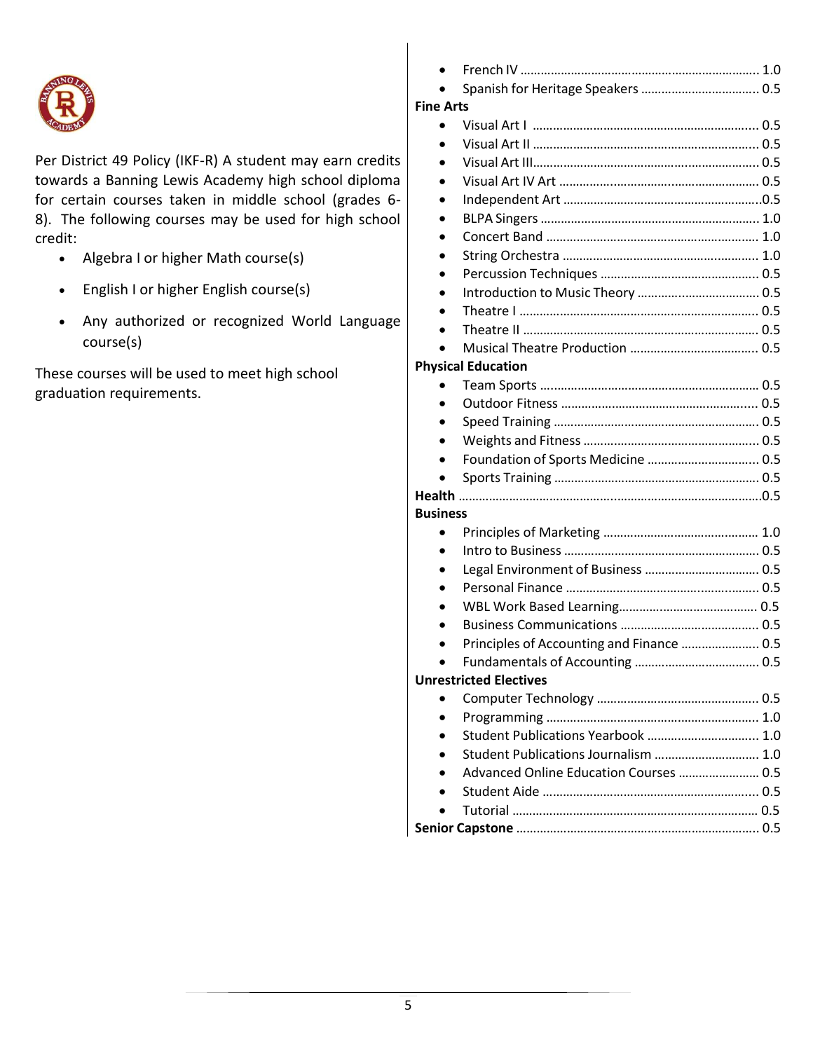Per District 49 Policy (IKF-R) A student may earn credits towards a Banning Lewis Academy high school diploma for certain courses taken in middle school (grades 6-8). The following courses may be used for high school credit:

- Algebra I or higher Math course(s)
- English I or higher English course(s)
- Any authorized or recognized World Language course(s)

These courses will be used to meet high school graduation requirements.

- French IV ........................................................................ 1.0
- Spanish for Heritage Speakers ................................... 0.5

**Fine Arts**

- Visual Art I ..................................................................... 0.5
- Visual Art II .................................................................... 0.5
- Visual Art III.................................................................... 0.5
- Visual Art IV Art ............................................................ 0.5
- Independent Art ............................................................0.5
- BLPA Singers ................................................................. 1.0
- Concert Band ................................................................ 1.0
- String Orchestra ........................................................... 1.0
- Percussion Techniques ................................................ 0.5
- Introduction to Music Theory ..................................... 0.5
- Theatre I ........................................................................ 0.5
- Theatre II ....................................................................... 0.5
- Musical Theatre Production ....................................... 0.5

**Physical Education**

- Team Sports .................................................................. 0.5
- Outdoor Fitness ............................................................ 0.5
- Speed Training .............................................................. 0.5
- Weights and Fitness ..................................................... 0.5
- Foundation of Sports Medicine .................................. 0.5
- Sports Training .............................................................. 0.5

**Health** ...........................................................................................0.5

**Business**

- Principles of Marketing ............................................... 1.0
- Intro to Business ........................................................... 0.5
- Legal Environment of Business ................................... 0.5
- Personal Finance .......................................................... 0.5
- WBL Work Based Learning.......................................... 0.5
- Business Communications .......................................... 0.5
- Principles of Accounting and Finance ........................ 0.5
- Fundamentals of Accounting ...................................... 0.5

**Unrestricted Electives**

- Computer Technology ................................................. 0.5
- Programming ............................................................... 1.0
- Student Publications Yearbook .................................. 1.0
- Student Publications Journalism ................................ 1.0
- Advanced Online Education Courses ......................... 0.5
- Student Aide ................................................................. 0.5
- Tutorial .......................................................................... 0.5

**Senior Capstone** ........................................................................ 0.5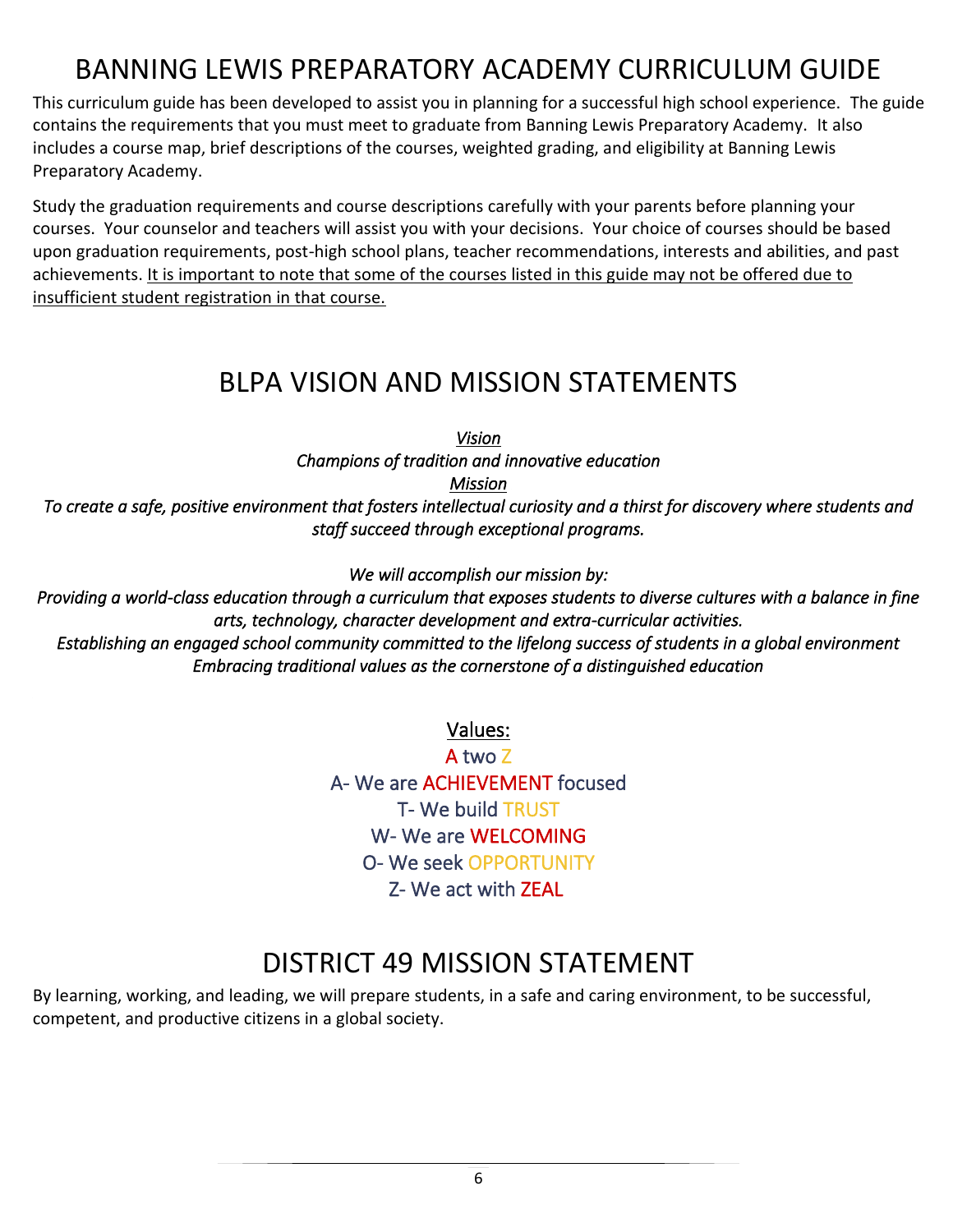# BANNING LEWIS PREPARATORY ACADEMY CURRICULUM GUIDE

This curriculum guide has been developed to assist you in planning for a successful high school experience. The guide contains the requirements that you must meet to graduate from Banning Lewis Preparatory Academy. It also includes a course map, brief descriptions of the courses, weighted grading, and eligibility at Banning Lewis Preparatory Academy.

Study the graduation requirements and course descriptions carefully with your parents before planning your courses. Your counselor and teachers will assist you with your decisions. Your choice of courses should be based upon graduation requirements, post-high school plans, teacher recommendations, interests and abilities, and past achievements. <u>It is important to note that some of the courses listed in this guide may not be offered due to insufficient student registration in that course.</u>

# BLPA VISION AND MISSION STATEMENTS

*<u>Vision</u>*

*Champions of tradition and innovative education*

*<u>Mission</u>*

*To create a safe, positive environment that fosters intellectual curiosity and a thirst for discovery where students and staff succeed through exceptional programs.*

*We will accomplish our mission by:*

*Providing a world-class education through a curriculum that exposes students to diverse cultures with a balance in fine arts, technology, character development and extra-curricular activities.*

*Establishing an engaged school community committed to the lifelong success of students in a global environment*

*Embracing traditional values as the cornerstone of a distinguished education*

<u>Values:</u>

A two Z

A- We are ACHIEVEMENT focused

T- We build TRUST

W- We are WELCOMING

O- We seek OPPORTUNITY

Z- We act with ZEAL

# DISTRICT 49 MISSION STATEMENT

By learning, working, and leading, we will prepare students, in a safe and caring environment, to be successful, competent, and productive citizens in a global society.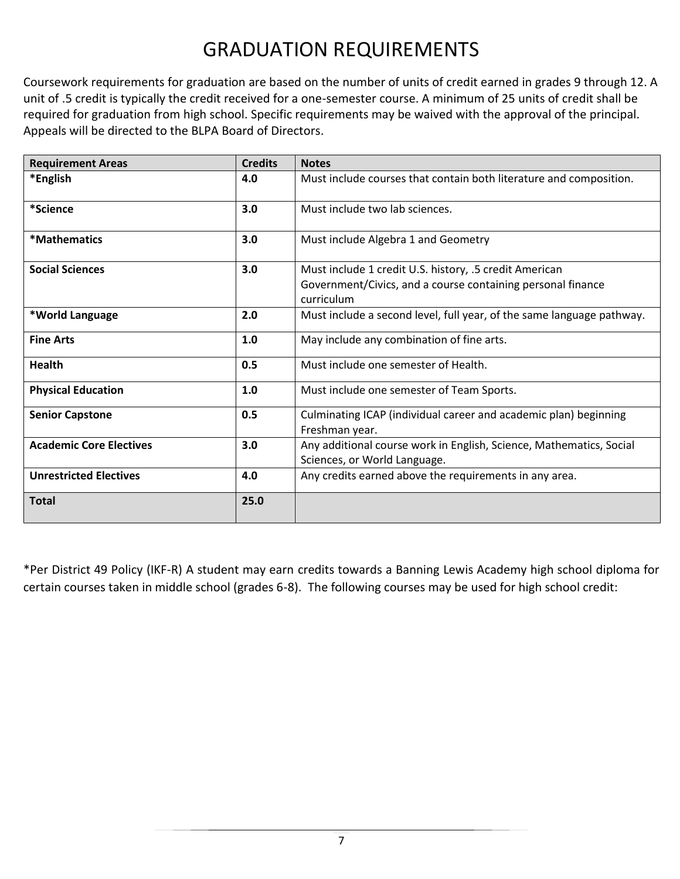# GRADUATION REQUIREMENTS

Coursework requirements for graduation are based on the number of units of credit earned in grades 9 through 12. A unit of .5 credit is typically the credit received for a one-semester course. A minimum of 25 units of credit shall be required for graduation from high school. Specific requirements may be waived with the approval of the principal. Appeals will be directed to the BLPA Board of Directors.

| Requirement Areas | Credits | Notes |
|---|---|---|
| **\*English** | **4.0** | Must include courses that contain both literature and composition. |
| **\*Science** | **3.0** | Must include two lab sciences. |
| **\*Mathematics** | **3.0** | Must include Algebra 1 and Geometry |
| **Social Sciences** | **3.0** | Must include 1 credit U.S. history, .5 credit American Government/Civics, and a course containing personal finance curriculum |
| **\*World Language** | **2.0** | Must include a second level, full year, of the same language pathway. |
| **Fine Arts** | **1.0** | May include any combination of fine arts. |
| **Health** | **0.5** | Must include one semester of Health. |
| **Physical Education** | **1.0** | Must include one semester of Team Sports. |
| **Senior Capstone** | **0.5** | Culminating ICAP (individual career and academic plan) beginning Freshman year. |
| **Academic Core Electives** | **3.0** | Any additional course work in English, Science, Mathematics, Social Sciences, or World Language. |
| **Unrestricted Electives** | **4.0** | Any credits earned above the requirements in any area. |
| **Total** | **25.0** | |

*Per District 49 Policy (IKF-R) A student may earn credits towards a Banning Lewis Academy high school diploma for certain courses taken in middle school (grades 6-8). The following courses may be used for high school credit: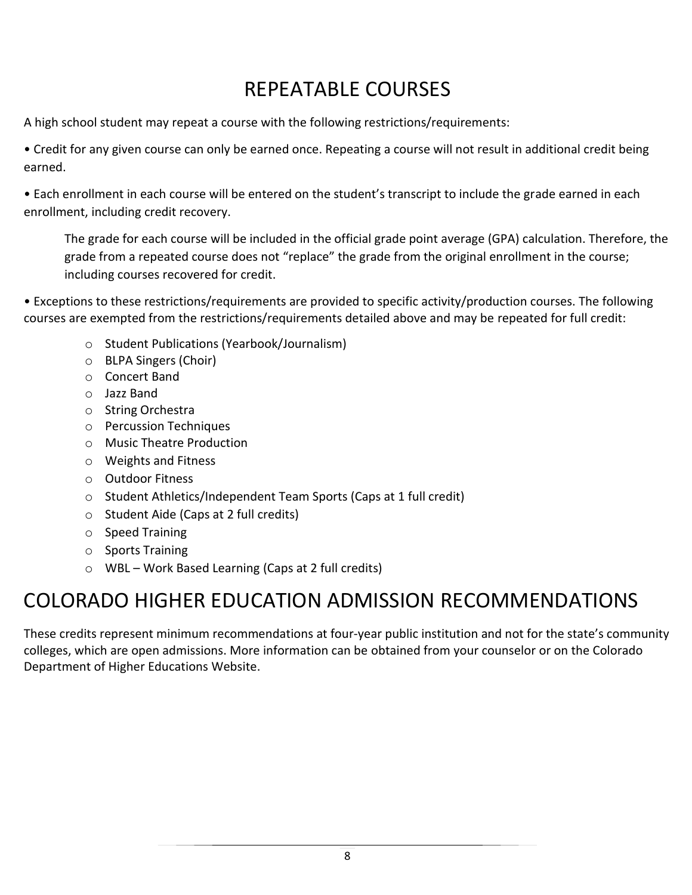# REPEATABLE COURSES

A high school student may repeat a course with the following restrictions/requirements:

• Credit for any given course can only be earned once. Repeating a course will not result in additional credit being earned.

• Each enrollment in each course will be entered on the student's transcript to include the grade earned in each enrollment, including credit recovery.

> The grade for each course will be included in the official grade point average (GPA) calculation. Therefore, the grade from a repeated course does not "replace" the grade from the original enrollment in the course; including courses recovered for credit.

• Exceptions to these restrictions/requirements are provided to specific activity/production courses. The following courses are exempted from the restrictions/requirements detailed above and may be repeated for full credit:

- Student Publications (Yearbook/Journalism)
- BLPA Singers (Choir)
- Concert Band
- Jazz Band
- String Orchestra
- Percussion Techniques
- Music Theatre Production
- Weights and Fitness
- Outdoor Fitness
- Student Athletics/Independent Team Sports (Caps at 1 full credit)
- Student Aide (Caps at 2 full credits)
- Speed Training
- Sports Training
- WBL – Work Based Learning (Caps at 2 full credits)

# COLORADO HIGHER EDUCATION ADMISSION RECOMMENDATIONS

These credits represent minimum recommendations at four-year public institution and not for the state's community colleges, which are open admissions. More information can be obtained from your counselor or on the Colorado Department of Higher Educations Website.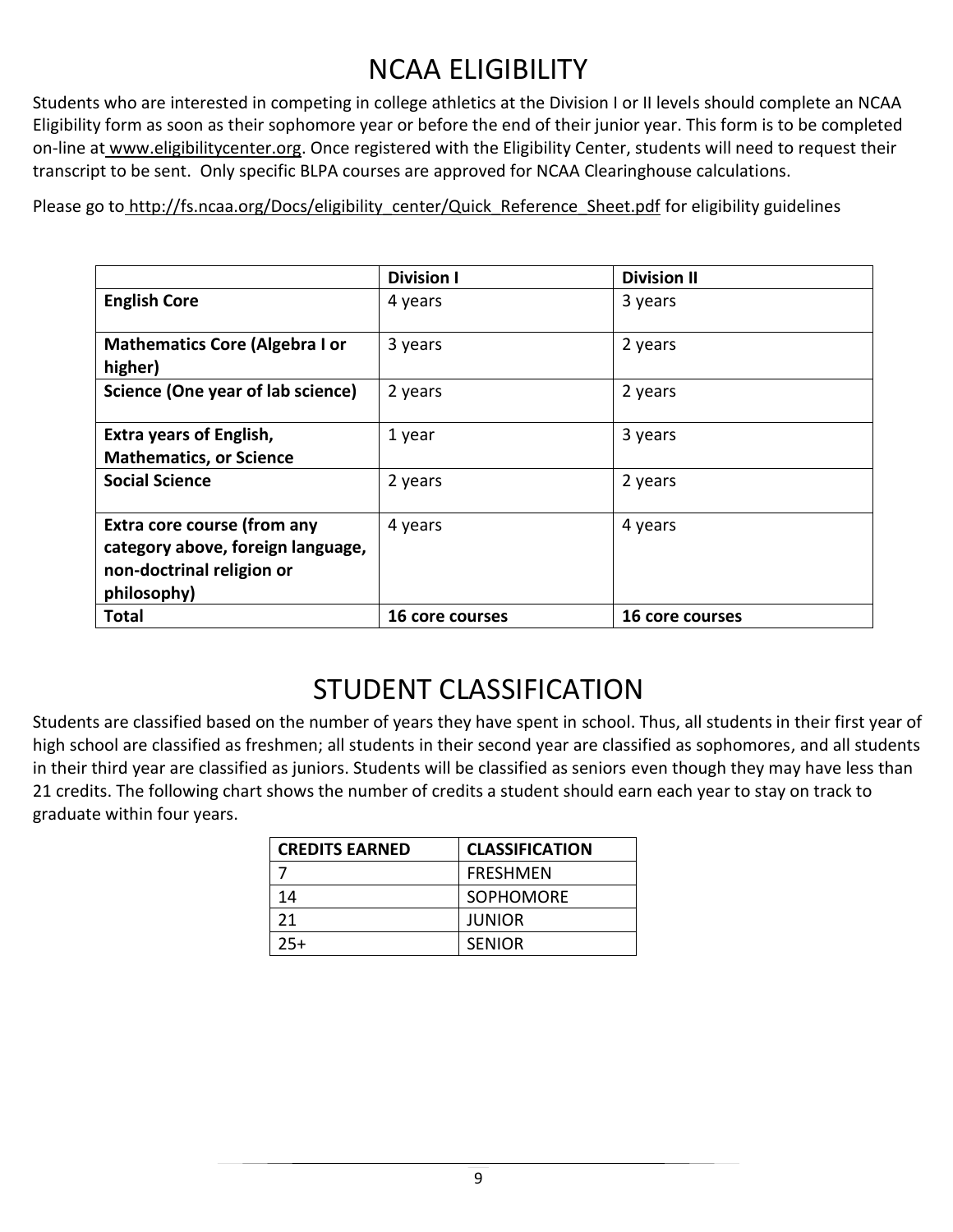# NCAA ELIGIBILITY

Students who are interested in competing in college athletics at the Division I or II levels should complete an NCAA Eligibility form as soon as their sophomore year or before the end of their junior year. This form is to be completed on-line at www.eligibilitycenter.org. Once registered with the Eligibility Center, students will need to request their transcript to be sent. Only specific BLPA courses are approved for NCAA Clearinghouse calculations.

Please go to http://fs.ncaa.org/Docs/eligibility_center/Quick_Reference_Sheet.pdf for eligibility guidelines

| | **Division I** | **Division II** |
|---|---|---|
| **English Core** | 4 years | 3 years |
| **Mathematics Core (Algebra I or higher)** | 3 years | 2 years |
| **Science (One year of lab science)** | 2 years | 2 years |
| **Extra years of English, Mathematics, or Science** | 1 year | 3 years |
| **Social Science** | 2 years | 2 years |
| **Extra core course (from any category above, foreign language, non-doctrinal religion or philosophy)** | 4 years | 4 years |
| **Total** | **16 core courses** | **16 core courses** |

# STUDENT CLASSIFICATION

Students are classified based on the number of years they have spent in school. Thus, all students in their first year of high school are classified as freshmen; all students in their second year are classified as sophomores, and all students in their third year are classified as juniors. Students will be classified as seniors even though they may have less than 21 credits. The following chart shows the number of credits a student should earn each year to stay on track to graduate within four years.

| **CREDITS EARNED** | **CLASSIFICATION** |
|---|---|
| 7 | FRESHMEN |
| 14 | SOPHOMORE |
| 21 | JUNIOR |
| 25+ | SENIOR |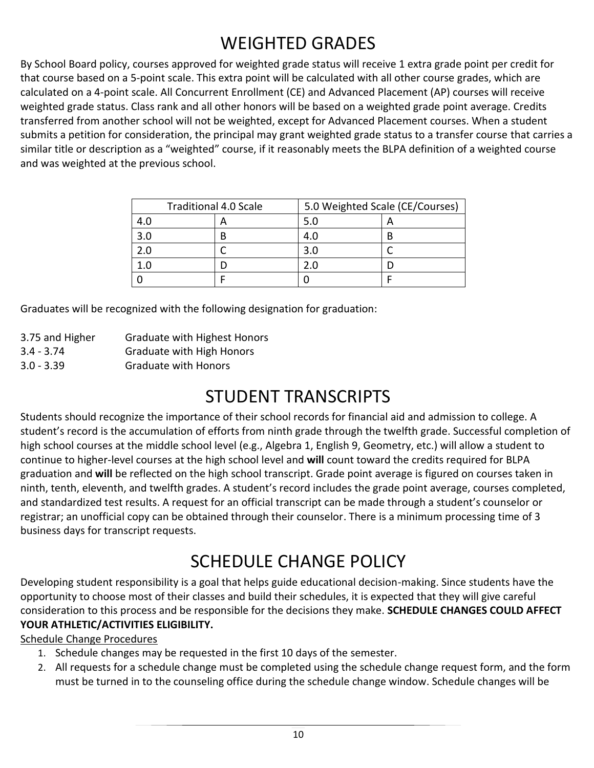# WEIGHTED GRADES

By School Board policy, courses approved for weighted grade status will receive 1 extra grade point per credit for that course based on a 5-point scale. This extra point will be calculated with all other course grades, which are calculated on a 4-point scale. All Concurrent Enrollment (CE) and Advanced Placement (AP) courses will receive weighted grade status. Class rank and all other honors will be based on a weighted grade point average. Credits transferred from another school will not be weighted, except for Advanced Placement courses. When a student submits a petition for consideration, the principal may grant weighted grade status to a transfer course that carries a similar title or description as a "weighted" course, if it reasonably meets the BLPA definition of a weighted course and was weighted at the previous school.

| Traditional 4.0 Scale | | 5.0 Weighted Scale (CE/Courses) | |
|---|---|---|---|
| 4.0 | A | 5.0 | A |
| 3.0 | B | 4.0 | B |
| 2.0 | C | 3.0 | C |
| 1.0 | D | 2.0 | D |
| 0 | F | 0 | F |

Graduates will be recognized with the following designation for graduation:

| | |
|---|---|
| 3.75 and Higher | Graduate with Highest Honors |
| 3.4 - 3.74 | Graduate with High Honors |
| 3.0 - 3.39 | Graduate with Honors |

# STUDENT TRANSCRIPTS

Students should recognize the importance of their school records for financial aid and admission to college. A student's record is the accumulation of efforts from ninth grade through the twelfth grade. Successful completion of high school courses at the middle school level (e.g., Algebra 1, English 9, Geometry, etc.) will allow a student to continue to higher-level courses at the high school level and **will** count toward the credits required for BLPA graduation and **will** be reflected on the high school transcript. Grade point average is figured on courses taken in ninth, tenth, eleventh, and twelfth grades. A student's record includes the grade point average, courses completed, and standardized test results. A request for an official transcript can be made through a student's counselor or registrar; an unofficial copy can be obtained through their counselor. There is a minimum processing time of 3 business days for transcript requests.

# SCHEDULE CHANGE POLICY

Developing student responsibility is a goal that helps guide educational decision-making. Since students have the opportunity to choose most of their classes and build their schedules, it is expected that they will give careful consideration to this process and be responsible for the decisions they make. **SCHEDULE CHANGES COULD AFFECT YOUR ATHLETIC/ACTIVITIES ELIGIBILITY.**

Schedule Change Procedures

1. Schedule changes may be requested in the first 10 days of the semester.
2. All requests for a schedule change must be completed using the schedule change request form, and the form must be turned in to the counseling office during the schedule change window. Schedule changes will be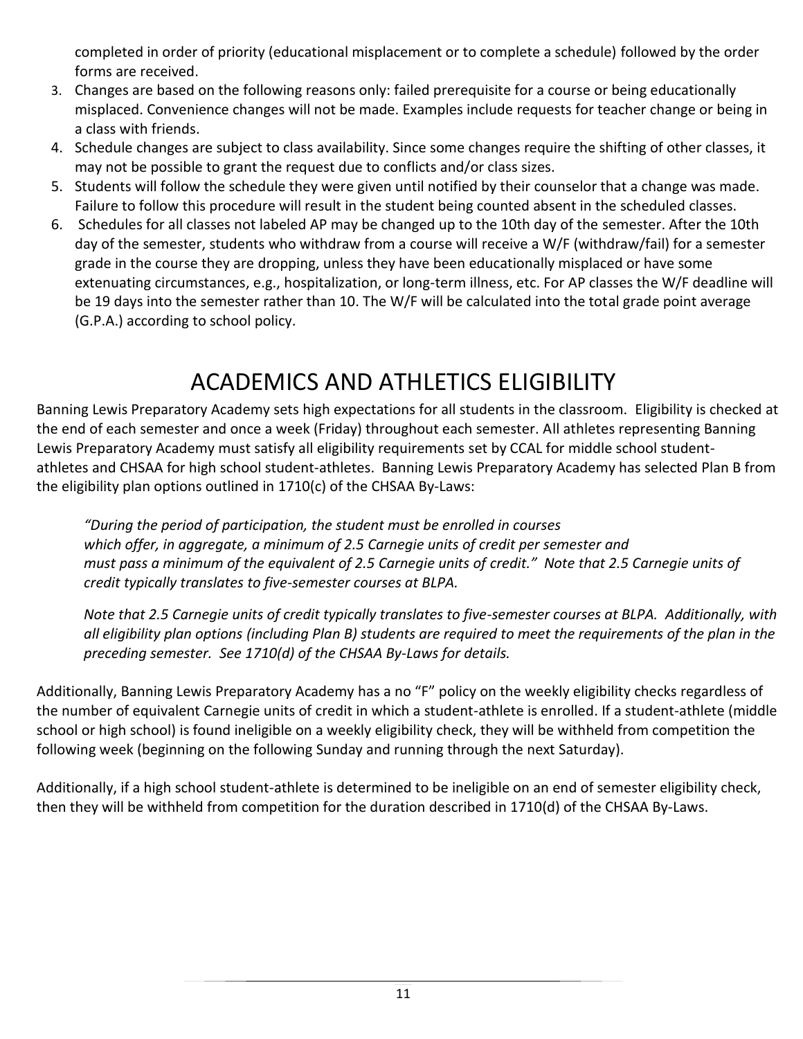completed in order of priority (educational misplacement or to complete a schedule) followed by the order forms are received.

3. Changes are based on the following reasons only: failed prerequisite for a course or being educationally misplaced. Convenience changes will not be made. Examples include requests for teacher change or being in a class with friends.
4. Schedule changes are subject to class availability. Since some changes require the shifting of other classes, it may not be possible to grant the request due to conflicts and/or class sizes.
5. Students will follow the schedule they were given until notified by their counselor that a change was made. Failure to follow this procedure will result in the student being counted absent in the scheduled classes.
6. Schedules for all classes not labeled AP may be changed up to the 10th day of the semester. After the 10th day of the semester, students who withdraw from a course will receive a W/F (withdraw/fail) for a semester grade in the course they are dropping, unless they have been educationally misplaced or have some extenuating circumstances, e.g., hospitalization, or long-term illness, etc. For AP classes the W/F deadline will be 19 days into the semester rather than 10. The W/F will be calculated into the total grade point average (G.P.A.) according to school policy.

# ACADEMICS AND ATHLETICS ELIGIBILITY

Banning Lewis Preparatory Academy sets high expectations for all students in the classroom. Eligibility is checked at the end of each semester and once a week (Friday) throughout each semester. All athletes representing Banning Lewis Preparatory Academy must satisfy all eligibility requirements set by CCAL for middle school student-athletes and CHSAA for high school student-athletes. Banning Lewis Preparatory Academy has selected Plan B from the eligibility plan options outlined in 1710(c) of the CHSAA By-Laws:

> *"During the period of participation, the student must be enrolled in courses which offer, in aggregate, a minimum of 2.5 Carnegie units of credit per semester and must pass a minimum of the equivalent of 2.5 Carnegie units of credit." Note that 2.5 Carnegie units of credit typically translates to five-semester courses at BLPA.*
>
> *Note that 2.5 Carnegie units of credit typically translates to five-semester courses at BLPA. Additionally, with all eligibility plan options (including Plan B) students are required to meet the requirements of the plan in the preceding semester. See 1710(d) of the CHSAA By-Laws for details.*

Additionally, Banning Lewis Preparatory Academy has a no "F" policy on the weekly eligibility checks regardless of the number of equivalent Carnegie units of credit in which a student-athlete is enrolled. If a student-athlete (middle school or high school) is found ineligible on a weekly eligibility check, they will be withheld from competition the following week (beginning on the following Sunday and running through the next Saturday).

Additionally, if a high school student-athlete is determined to be ineligible on an end of semester eligibility check, then they will be withheld from competition for the duration described in 1710(d) of the CHSAA By-Laws.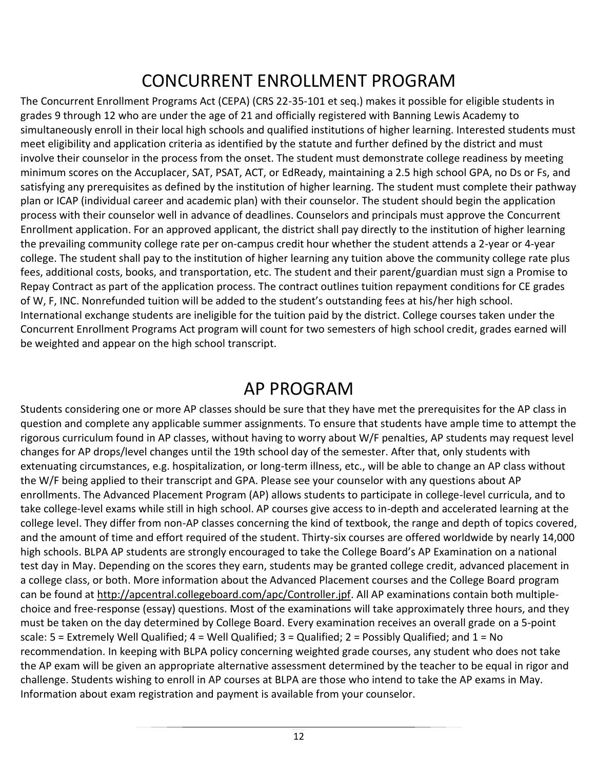# CONCURRENT ENROLLMENT PROGRAM

The Concurrent Enrollment Programs Act (CEPA) (CRS 22-35-101 et seq.) makes it possible for eligible students in grades 9 through 12 who are under the age of 21 and officially registered with Banning Lewis Academy to simultaneously enroll in their local high schools and qualified institutions of higher learning. Interested students must meet eligibility and application criteria as identified by the statute and further defined by the district and must involve their counselor in the process from the onset. The student must demonstrate college readiness by meeting minimum scores on the Accuplacer, SAT, PSAT, ACT, or EdReady, maintaining a 2.5 high school GPA, no Ds or Fs, and satisfying any prerequisites as defined by the institution of higher learning. The student must complete their pathway plan or ICAP (individual career and academic plan) with their counselor. The student should begin the application process with their counselor well in advance of deadlines. Counselors and principals must approve the Concurrent Enrollment application. For an approved applicant, the district shall pay directly to the institution of higher learning the prevailing community college rate per on-campus credit hour whether the student attends a 2-year or 4-year college. The student shall pay to the institution of higher learning any tuition above the community college rate plus fees, additional costs, books, and transportation, etc. The student and their parent/guardian must sign a Promise to Repay Contract as part of the application process. The contract outlines tuition repayment conditions for CE grades of W, F, INC. Nonrefunded tuition will be added to the student's outstanding fees at his/her high school. International exchange students are ineligible for the tuition paid by the district. College courses taken under the Concurrent Enrollment Programs Act program will count for two semesters of high school credit, grades earned will be weighted and appear on the high school transcript.

# AP PROGRAM

Students considering one or more AP classes should be sure that they have met the prerequisites for the AP class in question and complete any applicable summer assignments. To ensure that students have ample time to attempt the rigorous curriculum found in AP classes, without having to worry about W/F penalties, AP students may request level changes for AP drops/level changes until the 19th school day of the semester. After that, only students with extenuating circumstances, e.g. hospitalization, or long-term illness, etc., will be able to change an AP class without the W/F being applied to their transcript and GPA. Please see your counselor with any questions about AP enrollments. The Advanced Placement Program (AP) allows students to participate in college-level curricula, and to take college-level exams while still in high school. AP courses give access to in-depth and accelerated learning at the college level. They differ from non-AP classes concerning the kind of textbook, the range and depth of topics covered, and the amount of time and effort required of the student. Thirty-six courses are offered worldwide by nearly 14,000 high schools. BLPA AP students are strongly encouraged to take the College Board's AP Examination on a national test day in May. Depending on the scores they earn, students may be granted college credit, advanced placement in a college class, or both. More information about the Advanced Placement courses and the College Board program can be found at http://apcentral.collegeboard.com/apc/Controller.jpf. All AP examinations contain both multiple-choice and free-response (essay) questions. Most of the examinations will take approximately three hours, and they must be taken on the day determined by College Board. Every examination receives an overall grade on a 5-point scale: 5 = Extremely Well Qualified; 4 = Well Qualified; 3 = Qualified; 2 = Possibly Qualified; and 1 = No recommendation. In keeping with BLPA policy concerning weighted grade courses, any student who does not take the AP exam will be given an appropriate alternative assessment determined by the teacher to be equal in rigor and challenge. Students wishing to enroll in AP courses at BLPA are those who intend to take the AP exams in May. Information about exam registration and payment is available from your counselor.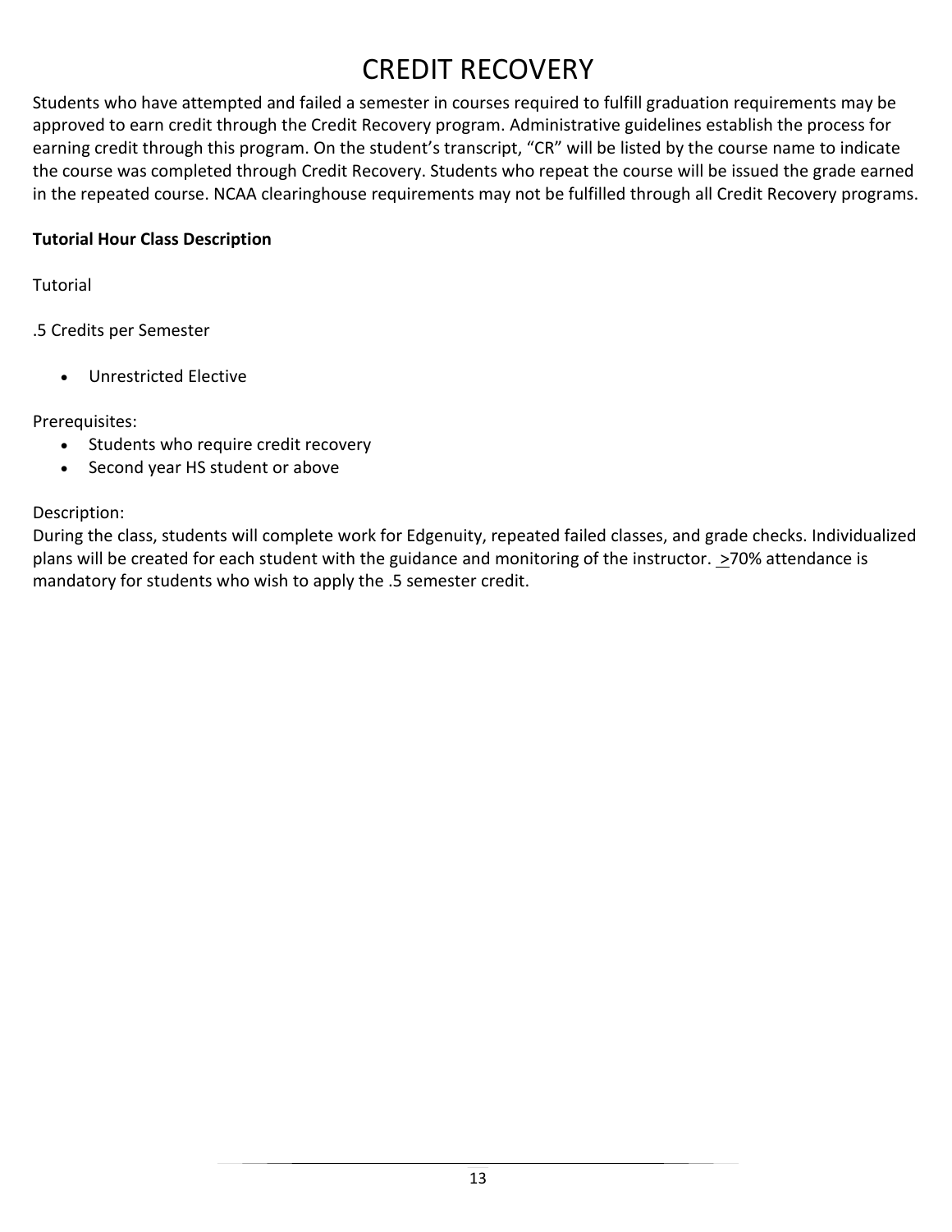# CREDIT RECOVERY

Students who have attempted and failed a semester in courses required to fulfill graduation requirements may be approved to earn credit through the Credit Recovery program. Administrative guidelines establish the process for earning credit through this program. On the student's transcript, "CR" will be listed by the course name to indicate the course was completed through Credit Recovery. Students who repeat the course will be issued the grade earned in the repeated course. NCAA clearinghouse requirements may not be fulfilled through all Credit Recovery programs.

**Tutorial Hour Class Description**

Tutorial

.5 Credits per Semester

- Unrestricted Elective

Prerequisites:

- Students who require credit recovery
- Second year HS student or above

Description:

During the class, students will complete work for Edgenuity, repeated failed classes, and grade checks. Individualized plans will be created for each student with the guidance and monitoring of the instructor. ≥70% attendance is mandatory for students who wish to apply the .5 semester credit.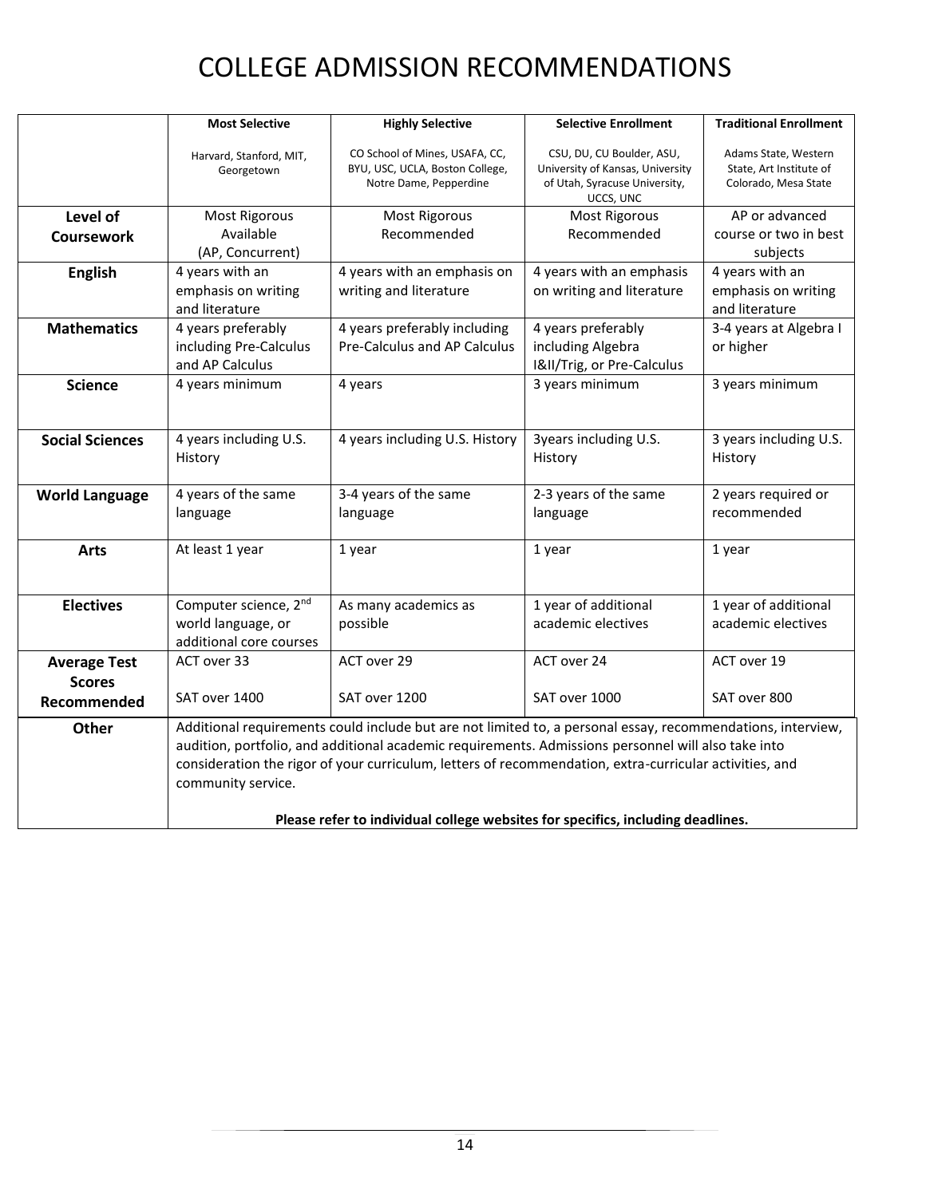# COLLEGE ADMISSION RECOMMENDATIONS

| | **Most Selective**<br>Harvard, Stanford, MIT, Georgetown | **Highly Selective**<br>CO School of Mines, USAFA, CC, BYU, USC, UCLA, Boston College, Notre Dame, Pepperdine | **Selective Enrollment**<br>CSU, DU, CU Boulder, ASU, University of Kansas, University of Utah, Syracuse University, UCCS, UNC | **Traditional Enrollment**<br>Adams State, Western State, Art Institute of Colorado, Mesa State |
|---|---|---|---|---|
| **Level of Coursework** | Most Rigorous Available (AP, Concurrent) | Most Rigorous Recommended | Most Rigorous Recommended | AP or advanced course or two in best subjects |
| **English** | 4 years with an emphasis on writing and literature | 4 years with an emphasis on writing and literature | 4 years with an emphasis on writing and literature | 4 years with an emphasis on writing and literature |
| **Mathematics** | 4 years preferably including Pre-Calculus and AP Calculus | 4 years preferably including Pre-Calculus and AP Calculus | 4 years preferably including Algebra I&II/Trig, or Pre-Calculus | 3-4 years at Algebra I or higher |
| **Science** | 4 years minimum | 4 years | 3 years minimum | 3 years minimum |
| **Social Sciences** | 4 years including U.S. History | 4 years including U.S. History | 3years including U.S. History | 3 years including U.S. History |
| **World Language** | 4 years of the same language | 3-4 years of the same language | 2-3 years of the same language | 2 years required or recommended |
| **Arts** | At least 1 year | 1 year | 1 year | 1 year |
| **Electives** | Computer science, 2nd world language, or additional core courses | As many academics as possible | 1 year of additional academic electives | 1 year of additional academic electives |
| **Average Test Scores Recommended** | ACT over 33<br>SAT over 1400 | ACT over 29<br>SAT over 1200 | ACT over 24<br>SAT over 1000 | ACT over 19<br>SAT over 800 |
| **Other** | Additional requirements could include but are not limited to, a personal essay, recommendations, interview, audition, portfolio, and additional academic requirements. Admissions personnel will also take into consideration the rigor of your curriculum, letters of recommendation, extra-curricular activities, and community service.<br><br>**Please refer to individual college websites for specifics, including deadlines.** | | | |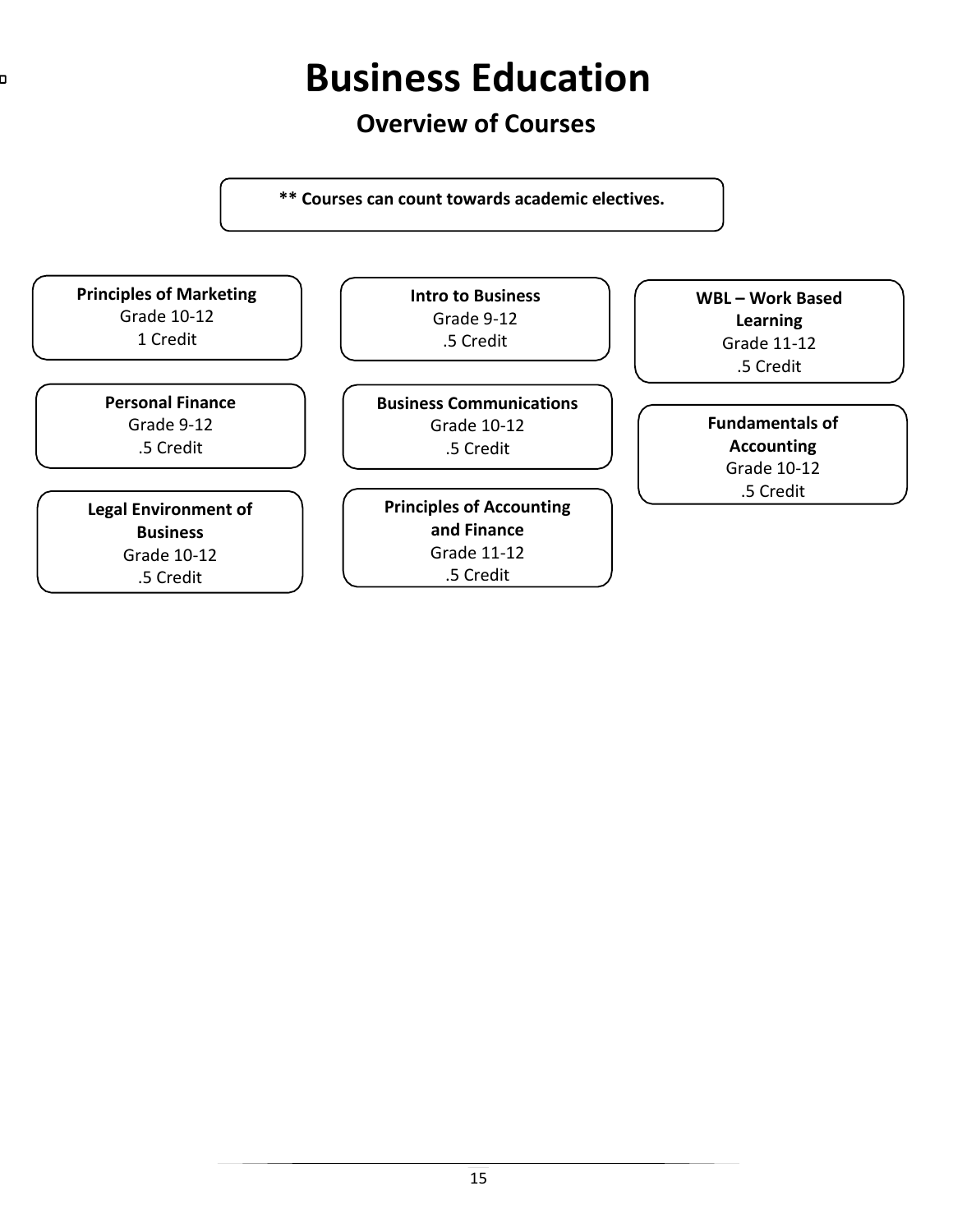# Business Education

## Overview of Courses

**\*\* Courses can count towards academic electives.**

**Principles of Marketing**
Grade 10-12
1 Credit

**Personal Finance**
Grade 9-12
.5 Credit

**Legal Environment of Business**
Grade 10-12
.5 Credit

**Intro to Business**
Grade 9-12
.5 Credit

**Business Communications**
Grade 10-12
.5 Credit

**Principles of Accounting and Finance**
Grade 11-12
.5 Credit

**WBL – Work Based Learning**
Grade 11-12
.5 Credit

**Fundamentals of Accounting**
Grade 10-12
.5 Credit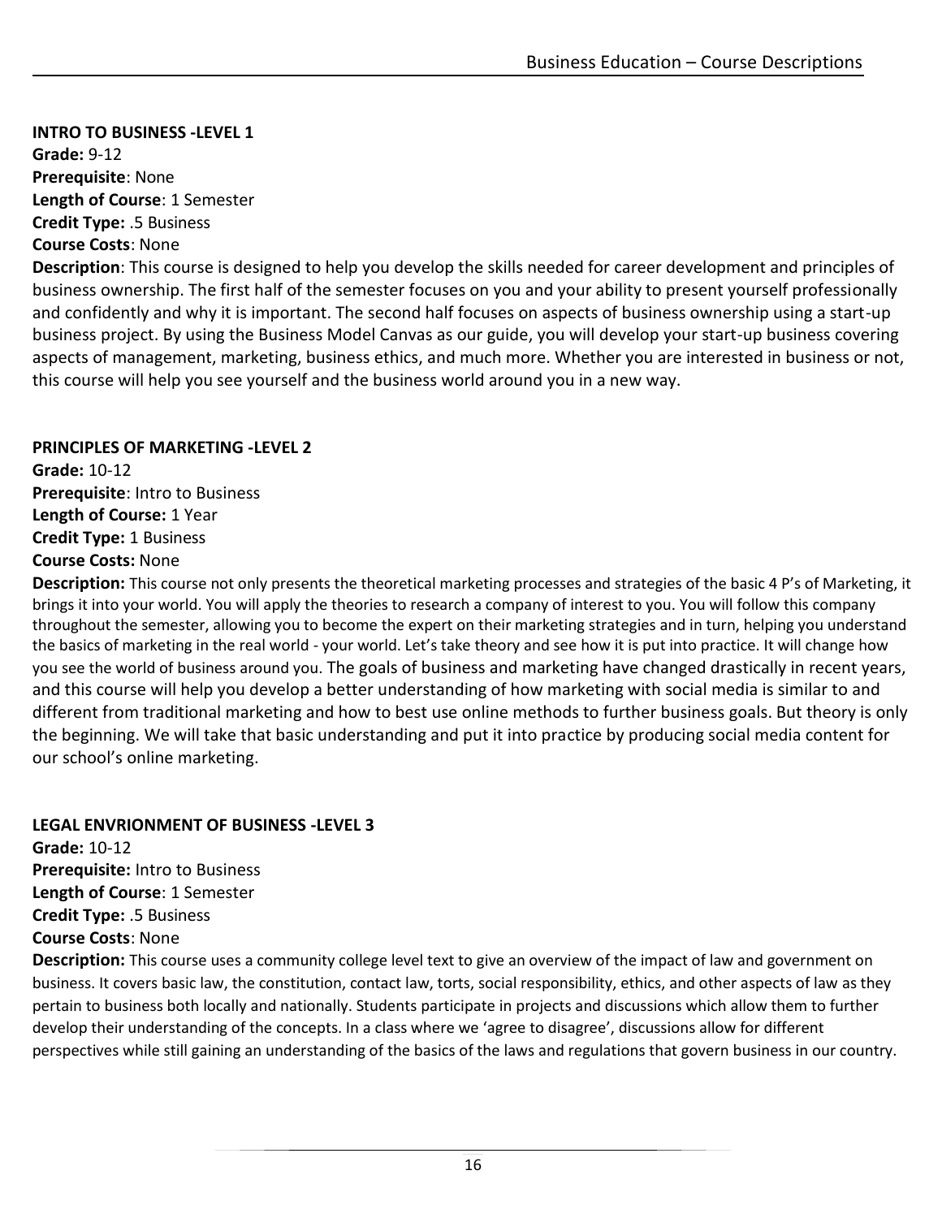**INTRO TO BUSINESS -LEVEL 1**
**Grade:** 9-12
**Prerequisite**: None
**Length of Course**: 1 Semester
**Credit Type:** .5 Business
**Course Costs**: None
**Description**: This course is designed to help you develop the skills needed for career development and principles of business ownership. The first half of the semester focuses on you and your ability to present yourself professionally and confidently and why it is important. The second half focuses on aspects of business ownership using a start-up business project. By using the Business Model Canvas as our guide, you will develop your start-up business covering aspects of management, marketing, business ethics, and much more. Whether you are interested in business or not, this course will help you see yourself and the business world around you in a new way.

**PRINCIPLES OF MARKETING -LEVEL 2**
**Grade:** 10-12
**Prerequisite**: Intro to Business
**Length of Course:** 1 Year
**Credit Type:** 1 Business
**Course Costs:** None
**Description:** This course not only presents the theoretical marketing processes and strategies of the basic 4 P's of Marketing, it brings it into your world. You will apply the theories to research a company of interest to you. You will follow this company throughout the semester, allowing you to become the expert on their marketing strategies and in turn, helping you understand the basics of marketing in the real world - your world. Let's take theory and see how it is put into practice. It will change how you see the world of business around you. The goals of business and marketing have changed drastically in recent years, and this course will help you develop a better understanding of how marketing with social media is similar to and different from traditional marketing and how to best use online methods to further business goals. But theory is only the beginning. We will take that basic understanding and put it into practice by producing social media content for our school's online marketing.

**LEGAL ENVRIONMENT OF BUSINESS -LEVEL 3**
**Grade:** 10-12
**Prerequisite:** Intro to Business
**Length of Course**: 1 Semester
**Credit Type:** .5 Business
**Course Costs**: None
**Description:** This course uses a community college level text to give an overview of the impact of law and government on business. It covers basic law, the constitution, contact law, torts, social responsibility, ethics, and other aspects of law as they pertain to business both locally and nationally. Students participate in projects and discussions which allow them to further develop their understanding of the concepts. In a class where we 'agree to disagree', discussions allow for different perspectives while still gaining an understanding of the basics of the laws and regulations that govern business in our country.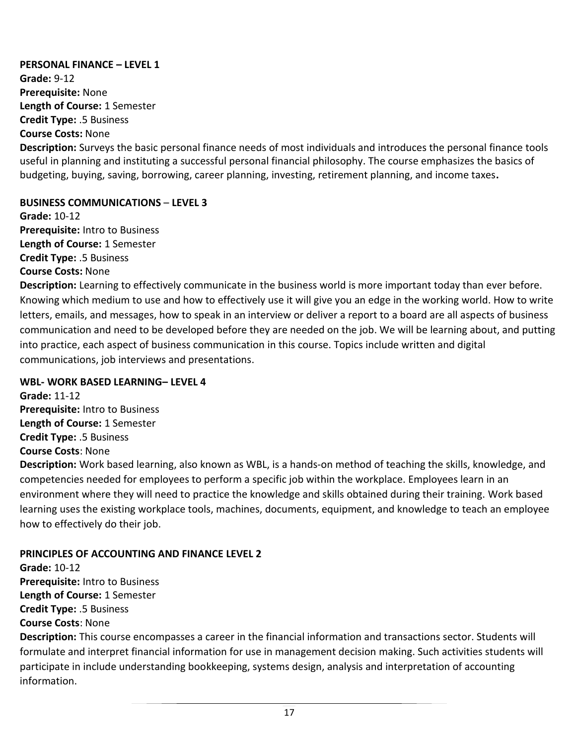**PERSONAL FINANCE – LEVEL 1**
**Grade:** 9-12
**Prerequisite:** None
**Length of Course:** 1 Semester
**Credit Type:** .5 Business
**Course Costs:** None
**Description:** Surveys the basic personal finance needs of most individuals and introduces the personal finance tools useful in planning and instituting a successful personal financial philosophy. The course emphasizes the basics of budgeting, buying, saving, borrowing, career planning, investing, retirement planning, and income taxes**.**

**BUSINESS COMMUNICATIONS – LEVEL 3**
**Grade:** 10-12
**Prerequisite:** Intro to Business
**Length of Course:** 1 Semester
**Credit Type:** .5 Business
**Course Costs:** None
**Description:** Learning to effectively communicate in the business world is more important today than ever before. Knowing which medium to use and how to effectively use it will give you an edge in the working world. How to write letters, emails, and messages, how to speak in an interview or deliver a report to a board are all aspects of business communication and need to be developed before they are needed on the job. We will be learning about, and putting into practice, each aspect of business communication in this course. Topics include written and digital communications, job interviews and presentations.

**WBL- WORK BASED LEARNING– LEVEL 4**
**Grade:** 11-12
**Prerequisite:** Intro to Business
**Length of Course:** 1 Semester
**Credit Type:** .5 Business
**Course Costs**: None
**Description:** Work based learning, also known as WBL, is a hands-on method of teaching the skills, knowledge, and competencies needed for employees to perform a specific job within the workplace. Employees learn in an environment where they will need to practice the knowledge and skills obtained during their training. Work based learning uses the existing workplace tools, machines, documents, equipment, and knowledge to teach an employee how to effectively do their job.

**PRINCIPLES OF ACCOUNTING AND FINANCE LEVEL 2**
**Grade:** 10-12
**Prerequisite:** Intro to Business
**Length of Course:** 1 Semester
**Credit Type:** .5 Business
**Course Costs**: None
**Description:** This course encompasses a career in the financial information and transactions sector. Students will formulate and interpret financial information for use in management decision making. Such activities students will participate in include understanding bookkeeping, systems design, analysis and interpretation of accounting information.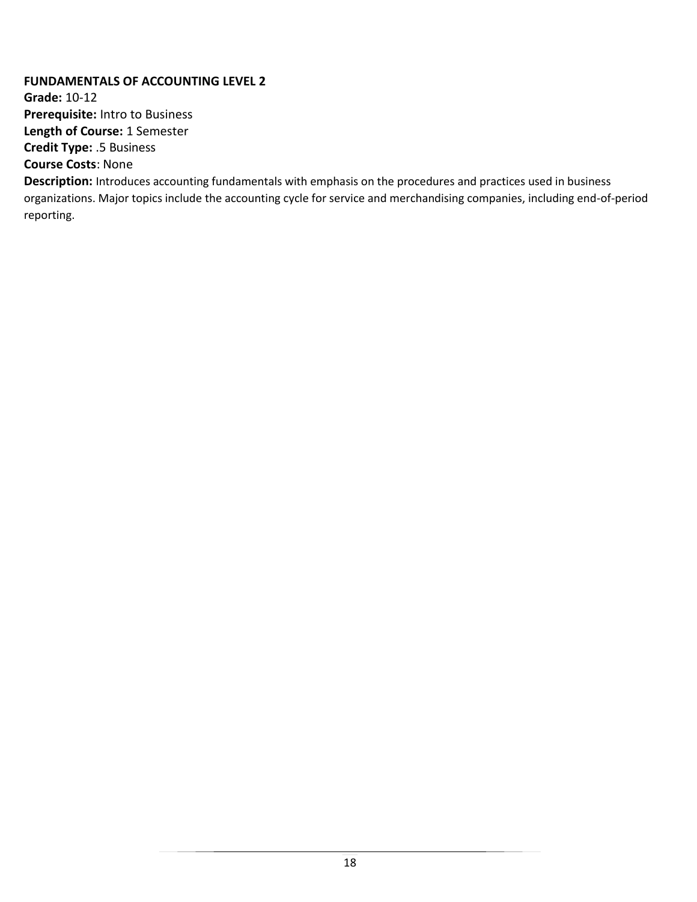**FUNDAMENTALS OF ACCOUNTING LEVEL 2**

**Grade:** 10-12

**Prerequisite:** Intro to Business

**Length of Course:** 1 Semester

**Credit Type:** .5 Business

**Course Costs**: None

**Description:** Introduces accounting fundamentals with emphasis on the procedures and practices used in business organizations. Major topics include the accounting cycle for service and merchandising companies, including end-of-period reporting.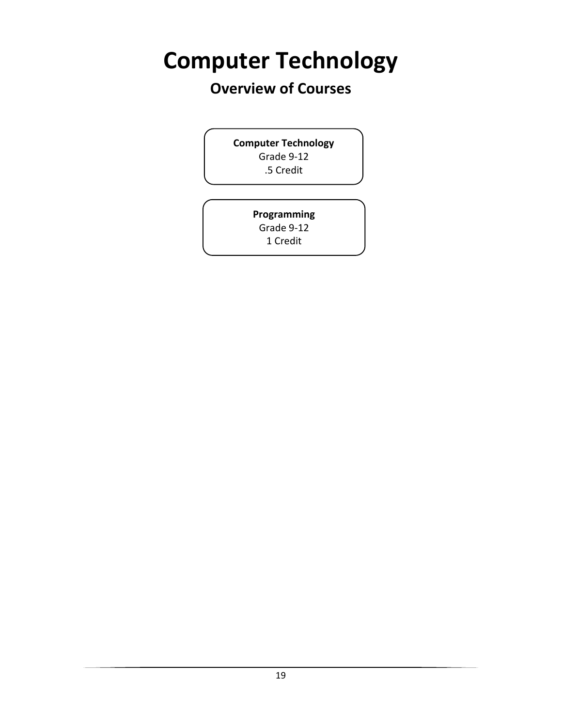# Computer Technology

## Overview of Courses

**Computer Technology**
Grade 9-12
.5 Credit

**Programming**
Grade 9-12
1 Credit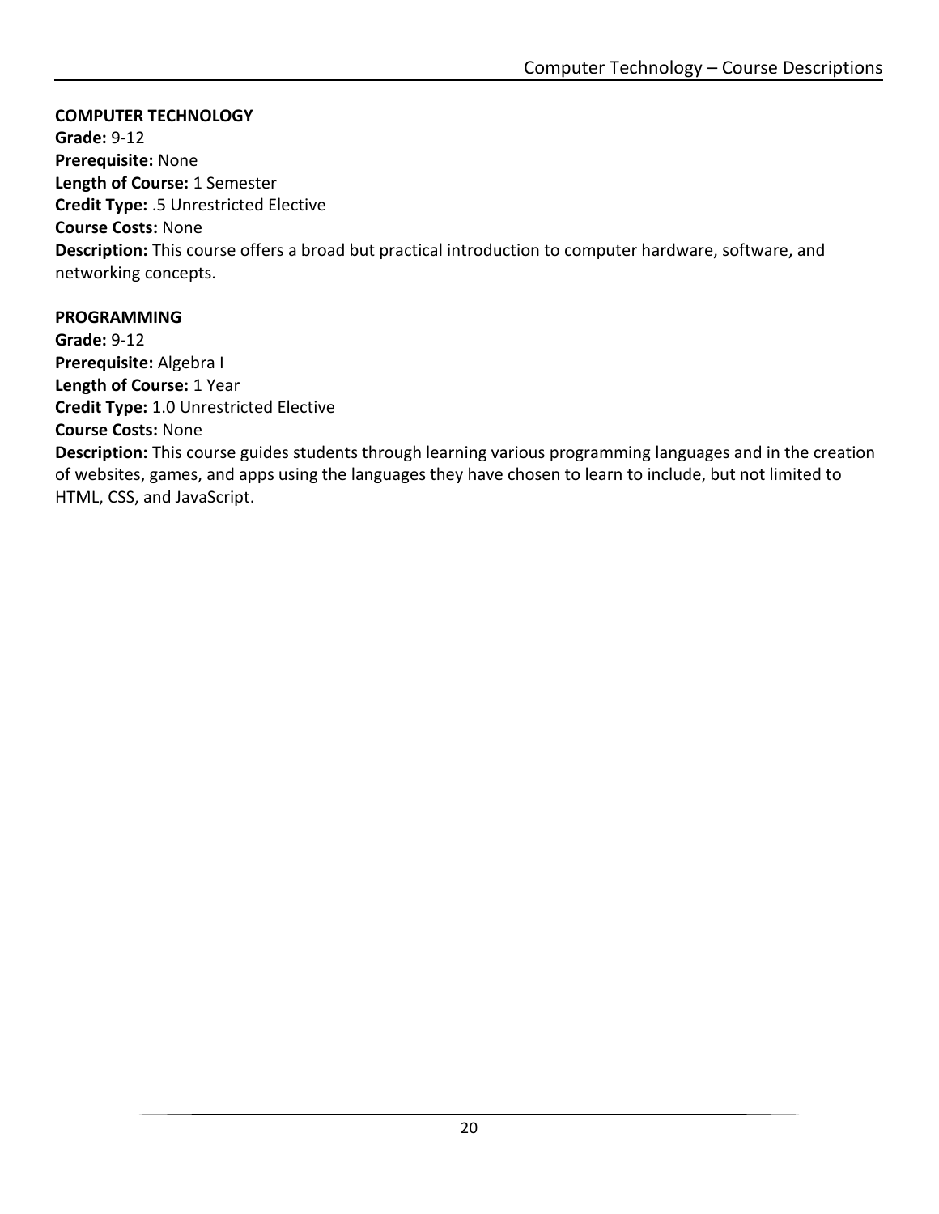**COMPUTER TECHNOLOGY**
**Grade:** 9-12
**Prerequisite:** None
**Length of Course:** 1 Semester
**Credit Type:** .5 Unrestricted Elective
**Course Costs:** None
**Description:** This course offers a broad but practical introduction to computer hardware, software, and networking concepts.

**PROGRAMMING**
**Grade:** 9-12
**Prerequisite:** Algebra I
**Length of Course:** 1 Year
**Credit Type:** 1.0 Unrestricted Elective
**Course Costs:** None
**Description:** This course guides students through learning various programming languages and in the creation of websites, games, and apps using the languages they have chosen to learn to include, but not limited to HTML, CSS, and JavaScript.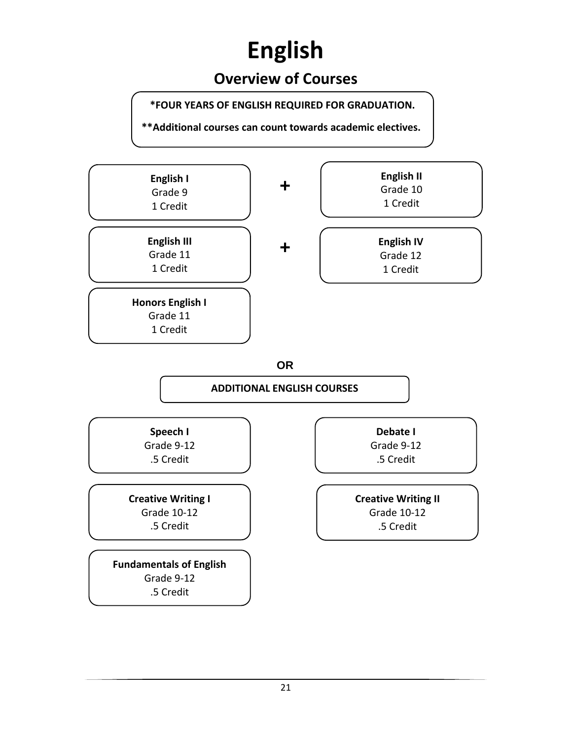# English

## Overview of Courses

**\*FOUR YEARS OF ENGLISH REQUIRED FOR GRADUATION.**

**\*\*Additional courses can count towards academic electives.**

**English I**
Grade 9
1 Credit

+

**English II**
Grade 10
1 Credit

**English III**
Grade 11
1 Credit

+

**English IV**
Grade 12
1 Credit

**Honors English I**
Grade 11
1 Credit

**OR**

**ADDITIONAL ENGLISH COURSES**

**Speech I**
Grade 9-12
.5 Credit

**Debate I**
Grade 9-12
.5 Credit

**Creative Writing I**
Grade 10-12
.5 Credit

**Creative Writing II**
Grade 10-12
.5 Credit

**Fundamentals of English**
Grade 9-12
.5 Credit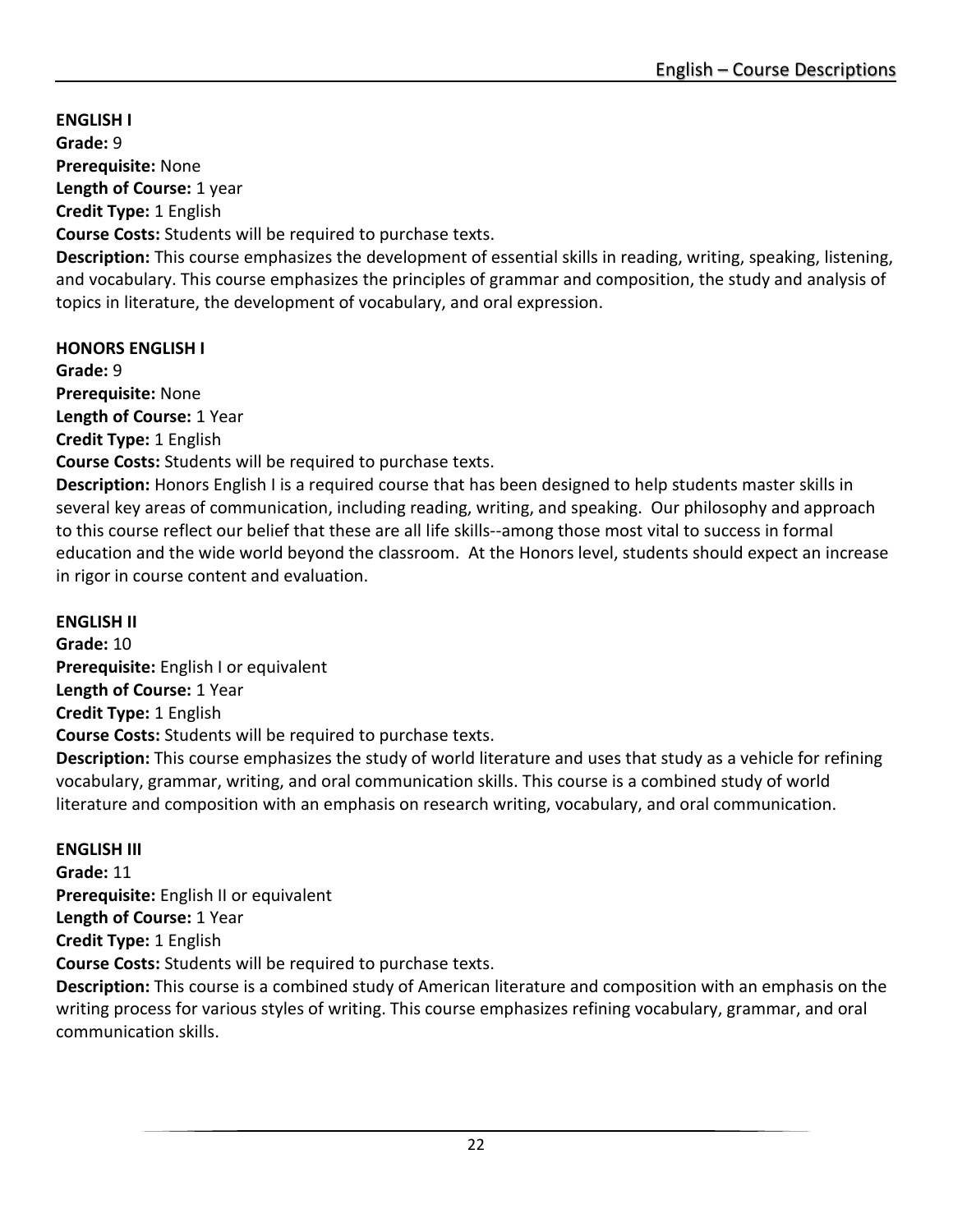## ENGLISH I

**Grade:** 9
**Prerequisite:** None
**Length of Course:** 1 year
**Credit Type:** 1 English
**Course Costs:** Students will be required to purchase texts.
**Description:** This course emphasizes the development of essential skills in reading, writing, speaking, listening, and vocabulary. This course emphasizes the principles of grammar and composition, the study and analysis of topics in literature, the development of vocabulary, and oral expression.

## HONORS ENGLISH I

**Grade:** 9
**Prerequisite:** None
**Length of Course:** 1 Year
**Credit Type:** 1 English
**Course Costs:** Students will be required to purchase texts.
**Description:** Honors English I is a required course that has been designed to help students master skills in several key areas of communication, including reading, writing, and speaking. Our philosophy and approach to this course reflect our belief that these are all life skills--among those most vital to success in formal education and the wide world beyond the classroom. At the Honors level, students should expect an increase in rigor in course content and evaluation.

## ENGLISH II

**Grade:** 10
**Prerequisite:** English I or equivalent
**Length of Course:** 1 Year
**Credit Type:** 1 English
**Course Costs:** Students will be required to purchase texts.
**Description:** This course emphasizes the study of world literature and uses that study as a vehicle for refining vocabulary, grammar, writing, and oral communication skills. This course is a combined study of world literature and composition with an emphasis on research writing, vocabulary, and oral communication.

## ENGLISH III

**Grade:** 11
**Prerequisite:** English II or equivalent
**Length of Course:** 1 Year
**Credit Type:** 1 English
**Course Costs:** Students will be required to purchase texts.
**Description:** This course is a combined study of American literature and composition with an emphasis on the writing process for various styles of writing. This course emphasizes refining vocabulary, grammar, and oral communication skills.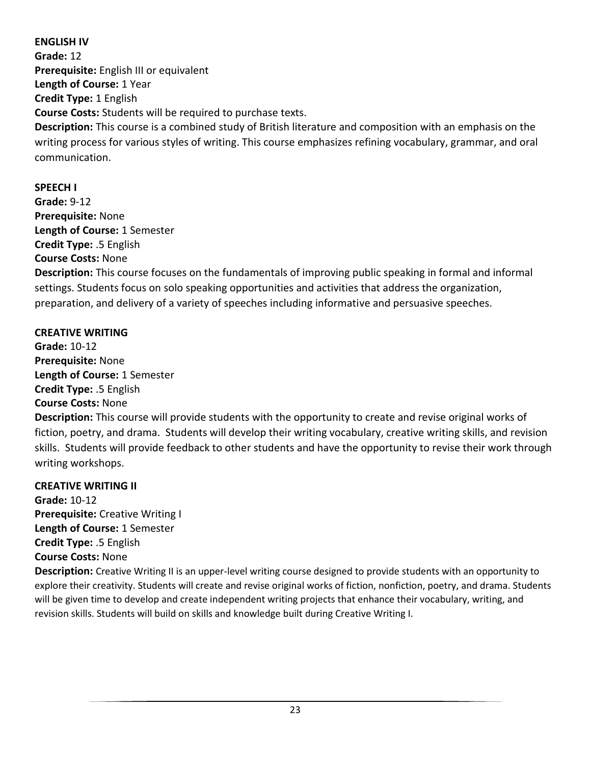**ENGLISH IV**
**Grade:** 12
**Prerequisite:** English III or equivalent
**Length of Course:** 1 Year
**Credit Type:** 1 English
**Course Costs:** Students will be required to purchase texts.
**Description:** This course is a combined study of British literature and composition with an emphasis on the writing process for various styles of writing. This course emphasizes refining vocabulary, grammar, and oral communication.

**SPEECH I**
**Grade:** 9-12
**Prerequisite:** None
**Length of Course:** 1 Semester
**Credit Type:** .5 English
**Course Costs:** None
**Description:** This course focuses on the fundamentals of improving public speaking in formal and informal settings. Students focus on solo speaking opportunities and activities that address the organization, preparation, and delivery of a variety of speeches including informative and persuasive speeches.

**CREATIVE WRITING**
**Grade:** 10-12
**Prerequisite:** None
**Length of Course:** 1 Semester
**Credit Type:** .5 English
**Course Costs:** None
**Description:** This course will provide students with the opportunity to create and revise original works of fiction, poetry, and drama. Students will develop their writing vocabulary, creative writing skills, and revision skills. Students will provide feedback to other students and have the opportunity to revise their work through writing workshops.

**CREATIVE WRITING II**
**Grade:** 10-12
**Prerequisite:** Creative Writing I
**Length of Course:** 1 Semester
**Credit Type:** .5 English
**Course Costs:** None
**Description:** Creative Writing II is an upper-level writing course designed to provide students with an opportunity to explore their creativity. Students will create and revise original works of fiction, nonfiction, poetry, and drama. Students will be given time to develop and create independent writing projects that enhance their vocabulary, writing, and revision skills. Students will build on skills and knowledge built during Creative Writing I.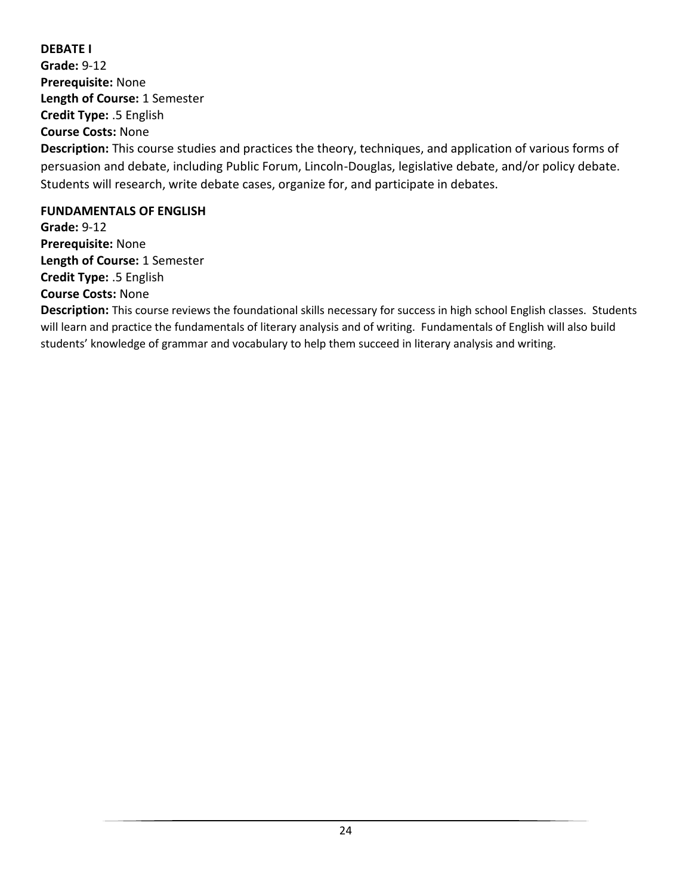### DEBATE I

**Grade:** 9-12
**Prerequisite:** None
**Length of Course:** 1 Semester
**Credit Type:** .5 English
**Course Costs:** None
**Description:** This course studies and practices the theory, techniques, and application of various forms of persuasion and debate, including Public Forum, Lincoln-Douglas, legislative debate, and/or policy debate. Students will research, write debate cases, organize for, and participate in debates.

### FUNDAMENTALS OF ENGLISH

**Grade:** 9-12
**Prerequisite:** None
**Length of Course:** 1 Semester
**Credit Type:** .5 English
**Course Costs:** None
**Description:** This course reviews the foundational skills necessary for success in high school English classes. Students will learn and practice the fundamentals of literary analysis and of writing. Fundamentals of English will also build students' knowledge of grammar and vocabulary to help them succeed in literary analysis and writing.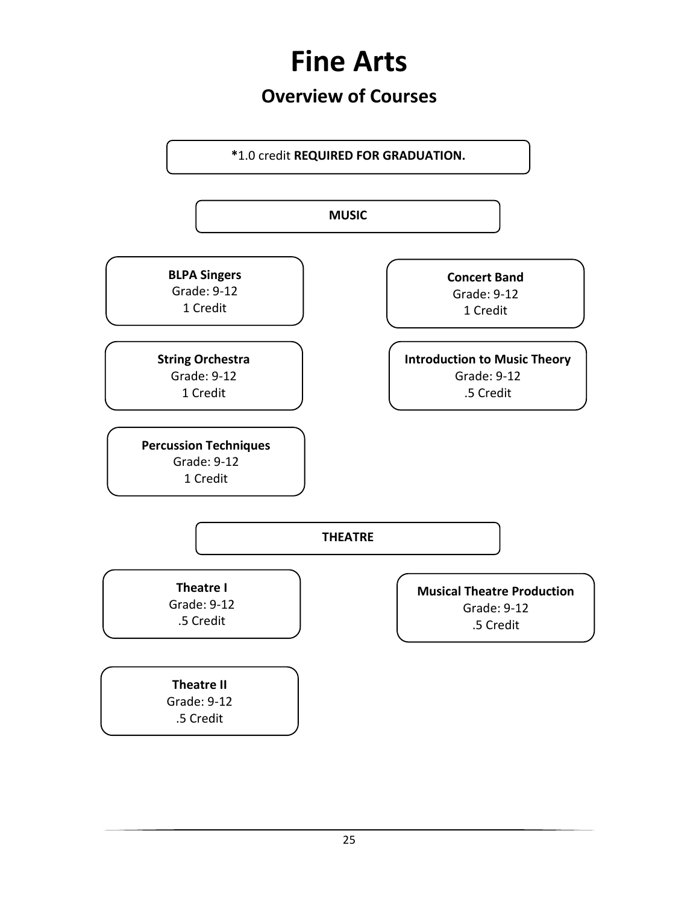# Fine Arts

## Overview of Courses

**\***1.0 credit **REQUIRED FOR GRADUATION.**

### MUSIC

**BLPA Singers**
Grade: 9-12
1 Credit

**Concert Band**
Grade: 9-12
1 Credit

**String Orchestra**
Grade: 9-12
1 Credit

**Introduction to Music Theory**
Grade: 9-12
.5 Credit

**Percussion Techniques**
Grade: 9-12
1 Credit

### THEATRE

**Theatre I**
Grade: 9-12
.5 Credit

**Musical Theatre Production**
Grade: 9-12
.5 Credit

**Theatre II**
Grade: 9-12
.5 Credit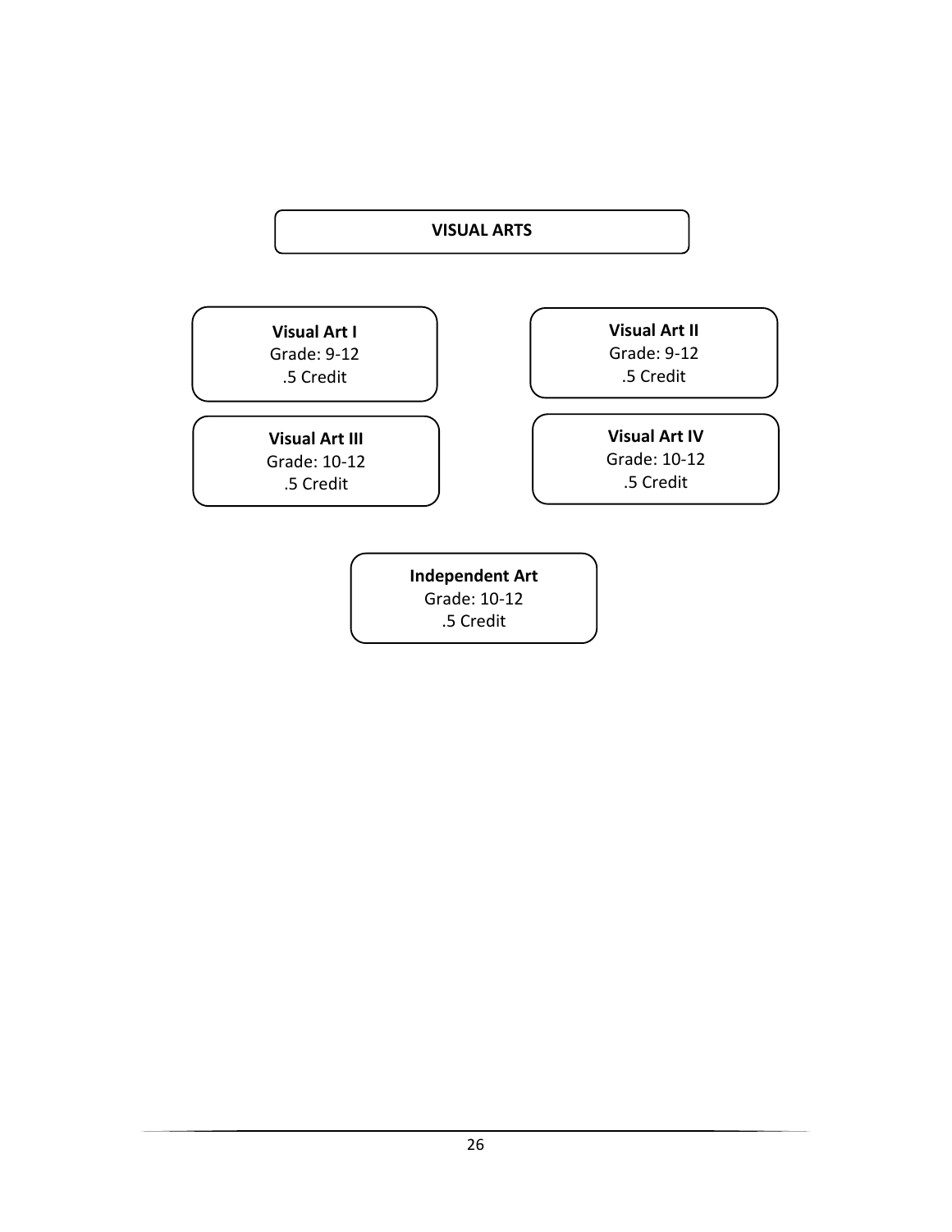# VISUAL ARTS

**Visual Art I**
Grade: 9-12
.5 Credit

**Visual Art II**
Grade: 9-12
.5 Credit

**Visual Art III**
Grade: 10-12
.5 Credit

**Visual Art IV**
Grade: 10-12
.5 Credit

**Independent Art**
Grade: 10-12
.5 Credit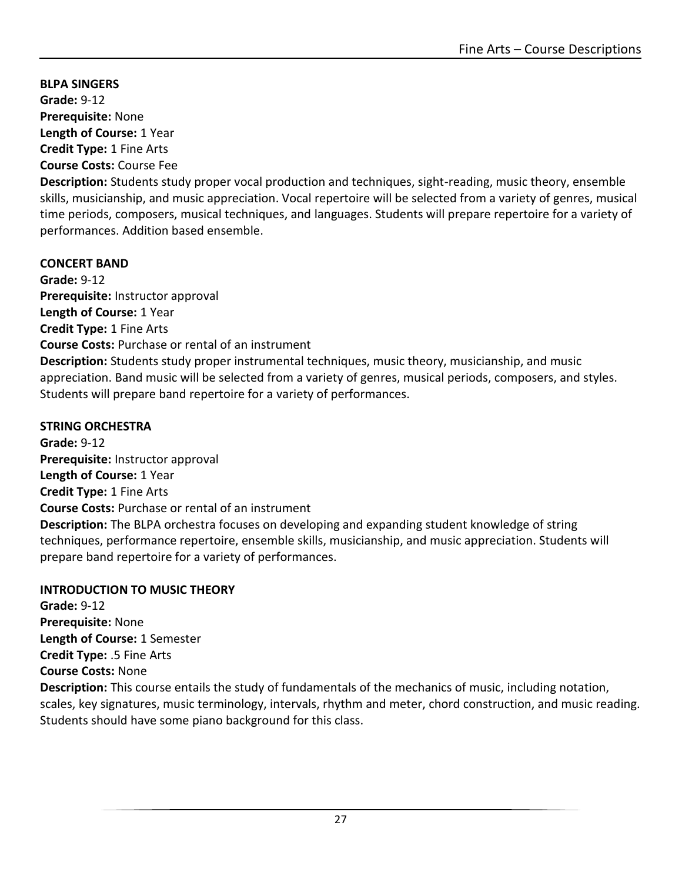**BLPA SINGERS**
**Grade:** 9-12
**Prerequisite:** None
**Length of Course:** 1 Year
**Credit Type:** 1 Fine Arts
**Course Costs:** Course Fee
**Description:** Students study proper vocal production and techniques, sight-reading, music theory, ensemble skills, musicianship, and music appreciation. Vocal repertoire will be selected from a variety of genres, musical time periods, composers, musical techniques, and languages. Students will prepare repertoire for a variety of performances. Addition based ensemble.

**CONCERT BAND**
**Grade:** 9-12
**Prerequisite:** Instructor approval
**Length of Course:** 1 Year
**Credit Type:** 1 Fine Arts
**Course Costs:** Purchase or rental of an instrument
**Description:** Students study proper instrumental techniques, music theory, musicianship, and music appreciation. Band music will be selected from a variety of genres, musical periods, composers, and styles. Students will prepare band repertoire for a variety of performances.

**STRING ORCHESTRA**
**Grade:** 9-12
**Prerequisite:** Instructor approval
**Length of Course:** 1 Year
**Credit Type:** 1 Fine Arts
**Course Costs:** Purchase or rental of an instrument
**Description:** The BLPA orchestra focuses on developing and expanding student knowledge of string techniques, performance repertoire, ensemble skills, musicianship, and music appreciation. Students will prepare band repertoire for a variety of performances.

**INTRODUCTION TO MUSIC THEORY**
**Grade:** 9-12
**Prerequisite:** None
**Length of Course:** 1 Semester
**Credit Type:** .5 Fine Arts
**Course Costs:** None
**Description:** This course entails the study of fundamentals of the mechanics of music, including notation, scales, key signatures, music terminology, intervals, rhythm and meter, chord construction, and music reading. Students should have some piano background for this class.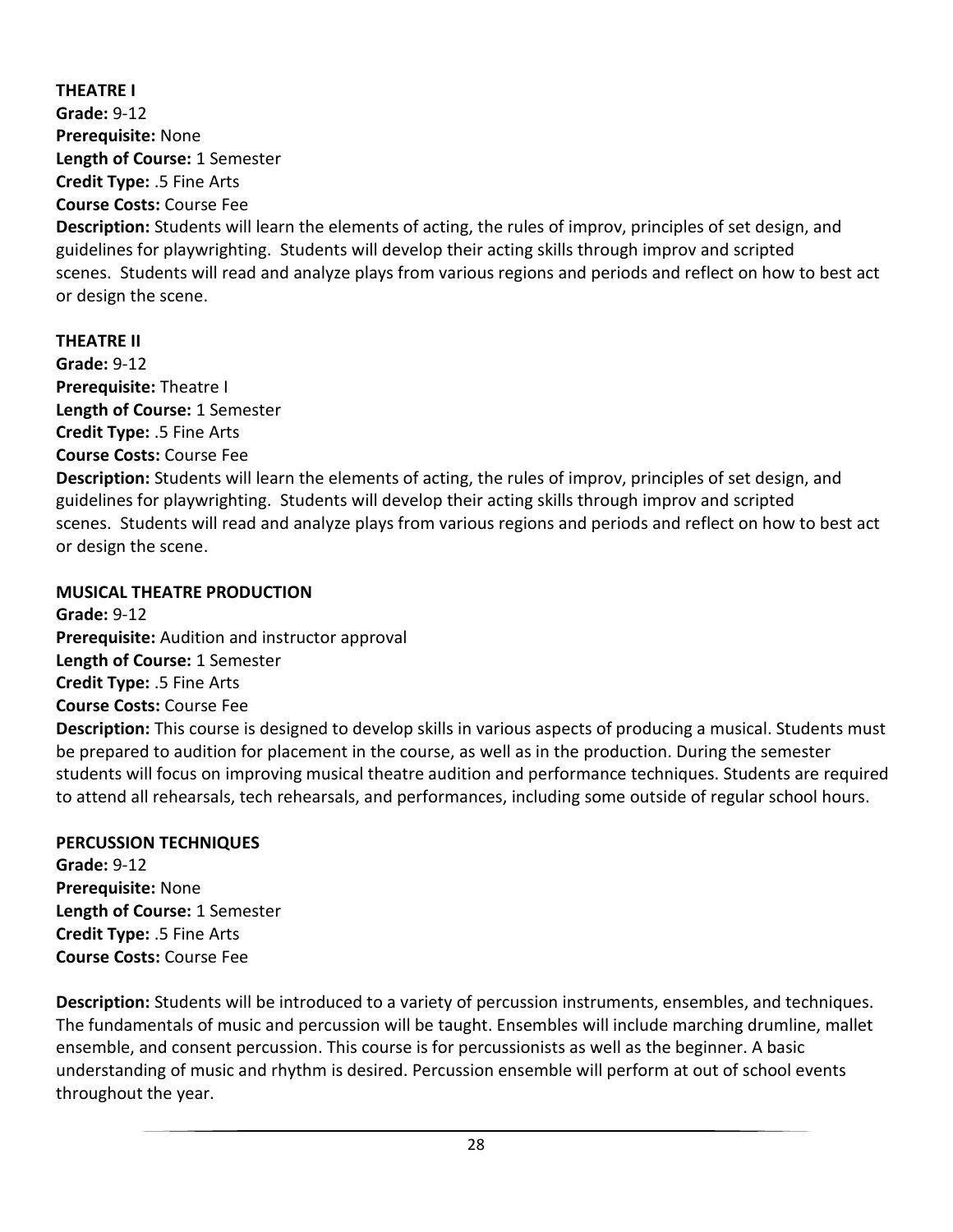**THEATRE I**
**Grade:** 9-12
**Prerequisite:** None
**Length of Course:** 1 Semester
**Credit Type:** .5 Fine Arts
**Course Costs:** Course Fee
**Description:** Students will learn the elements of acting, the rules of improv, principles of set design, and guidelines for playwrighting. Students will develop their acting skills through improv and scripted scenes. Students will read and analyze plays from various regions and periods and reflect on how to best act or design the scene.

**THEATRE II**
**Grade:** 9-12
**Prerequisite:** Theatre I
**Length of Course:** 1 Semester
**Credit Type:** .5 Fine Arts
**Course Costs:** Course Fee
**Description:** Students will learn the elements of acting, the rules of improv, principles of set design, and guidelines for playwrighting. Students will develop their acting skills through improv and scripted scenes. Students will read and analyze plays from various regions and periods and reflect on how to best act or design the scene.

**MUSICAL THEATRE PRODUCTION**
**Grade:** 9-12
**Prerequisite:** Audition and instructor approval
**Length of Course:** 1 Semester
**Credit Type:** .5 Fine Arts
**Course Costs:** Course Fee
**Description:** This course is designed to develop skills in various aspects of producing a musical. Students must be prepared to audition for placement in the course, as well as in the production. During the semester students will focus on improving musical theatre audition and performance techniques. Students are required to attend all rehearsals, tech rehearsals, and performances, including some outside of regular school hours.

**PERCUSSION TECHNIQUES**
**Grade:** 9-12
**Prerequisite:** None
**Length of Course:** 1 Semester
**Credit Type:** .5 Fine Arts
**Course Costs:** Course Fee

**Description:** Students will be introduced to a variety of percussion instruments, ensembles, and techniques. The fundamentals of music and percussion will be taught. Ensembles will include marching drumline, mallet ensemble, and consent percussion. This course is for percussionists as well as the beginner. A basic understanding of music and rhythm is desired. Percussion ensemble will perform at out of school events throughout the year.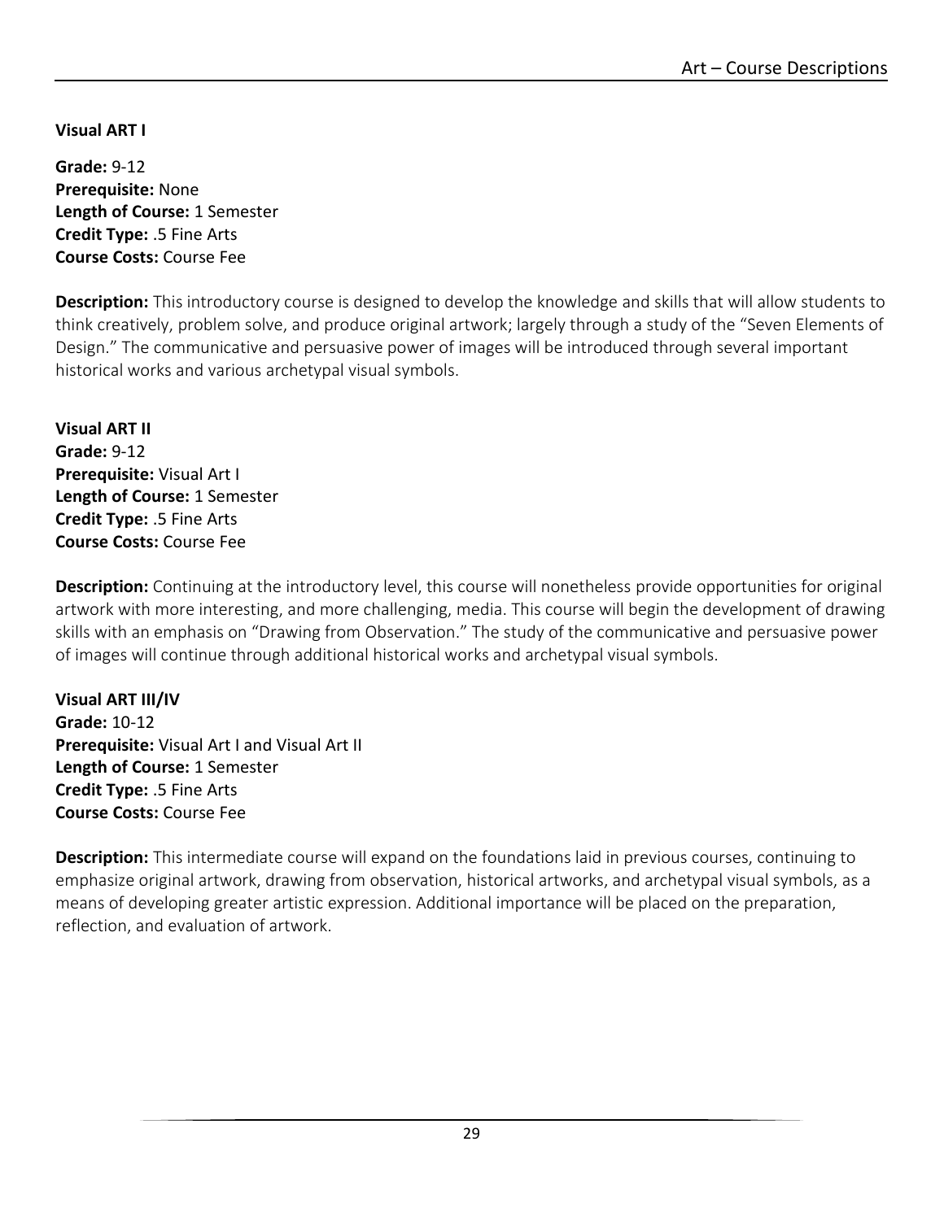**Visual ART I**

**Grade:** 9-12
**Prerequisite:** None
**Length of Course:** 1 Semester
**Credit Type:** .5 Fine Arts
**Course Costs:** Course Fee

**Description:** This introductory course is designed to develop the knowledge and skills that will allow students to think creatively, problem solve, and produce original artwork; largely through a study of the "Seven Elements of Design." The communicative and persuasive power of images will be introduced through several important historical works and various archetypal visual symbols.

**Visual ART II**
**Grade:** 9-12
**Prerequisite:** Visual Art I
**Length of Course:** 1 Semester
**Credit Type:** .5 Fine Arts
**Course Costs:** Course Fee

**Description:** Continuing at the introductory level, this course will nonetheless provide opportunities for original artwork with more interesting, and more challenging, media. This course will begin the development of drawing skills with an emphasis on "Drawing from Observation." The study of the communicative and persuasive power of images will continue through additional historical works and archetypal visual symbols.

**Visual ART III/IV**
**Grade:** 10-12
**Prerequisite:** Visual Art I and Visual Art II
**Length of Course:** 1 Semester
**Credit Type:** .5 Fine Arts
**Course Costs:** Course Fee

**Description:** This intermediate course will expand on the foundations laid in previous courses, continuing to emphasize original artwork, drawing from observation, historical artworks, and archetypal visual symbols, as a means of developing greater artistic expression. Additional importance will be placed on the preparation, reflection, and evaluation of artwork.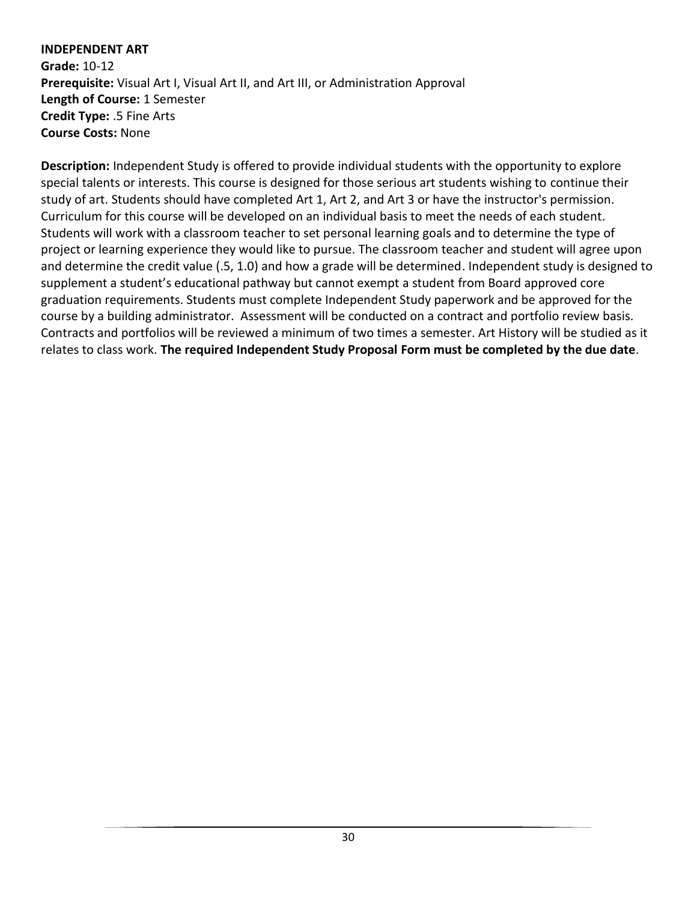**INDEPENDENT ART**
**Grade:** 10-12
**Prerequisite:** Visual Art I, Visual Art II, and Art III, or Administration Approval
**Length of Course:** 1 Semester
**Credit Type:** .5 Fine Arts
**Course Costs:** None

**Description:** Independent Study is offered to provide individual students with the opportunity to explore special talents or interests. This course is designed for those serious art students wishing to continue their study of art. Students should have completed Art 1, Art 2, and Art 3 or have the instructor's permission. Curriculum for this course will be developed on an individual basis to meet the needs of each student. Students will work with a classroom teacher to set personal learning goals and to determine the type of project or learning experience they would like to pursue. The classroom teacher and student will agree upon and determine the credit value (.5, 1.0) and how a grade will be determined. Independent study is designed to supplement a student's educational pathway but cannot exempt a student from Board approved core graduation requirements. Students must complete Independent Study paperwork and be approved for the course by a building administrator. Assessment will be conducted on a contract and portfolio review basis. Contracts and portfolios will be reviewed a minimum of two times a semester. Art History will be studied as it relates to class work. **The required Independent Study Proposal Form must be completed by the due date**.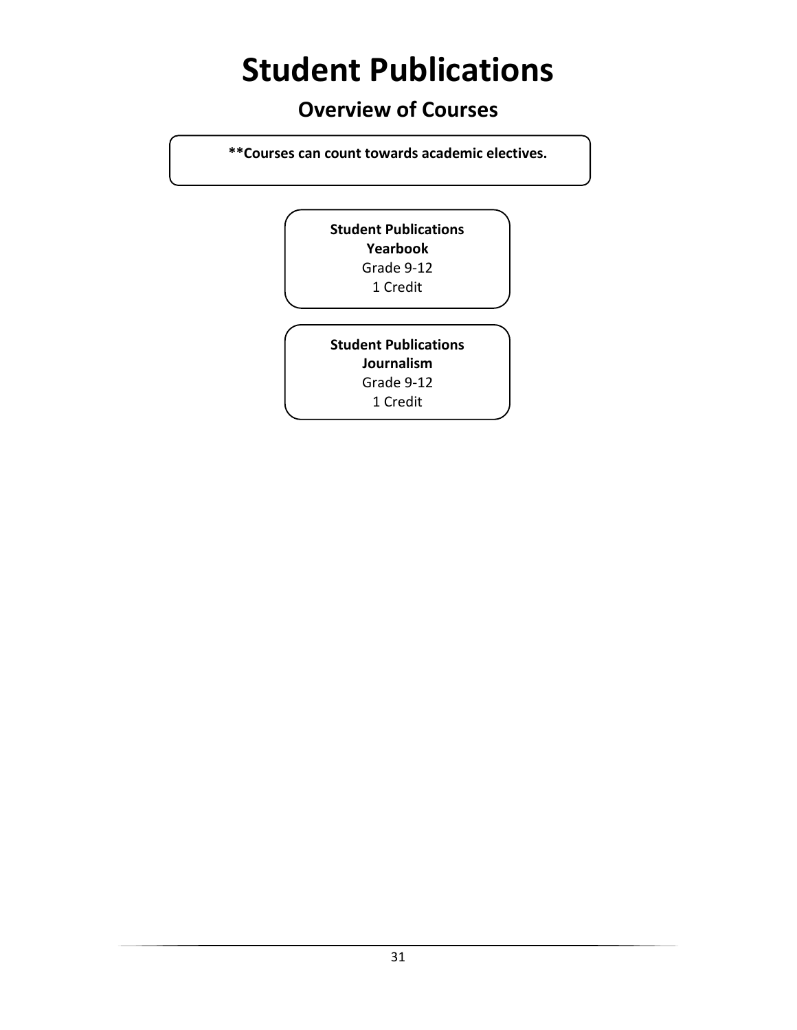# Student Publications

## Overview of Courses

**\*\*Courses can count towards academic electives.**

**Student Publications**
**Yearbook**
Grade 9-12
1 Credit

**Student Publications**
**Journalism**
Grade 9-12
1 Credit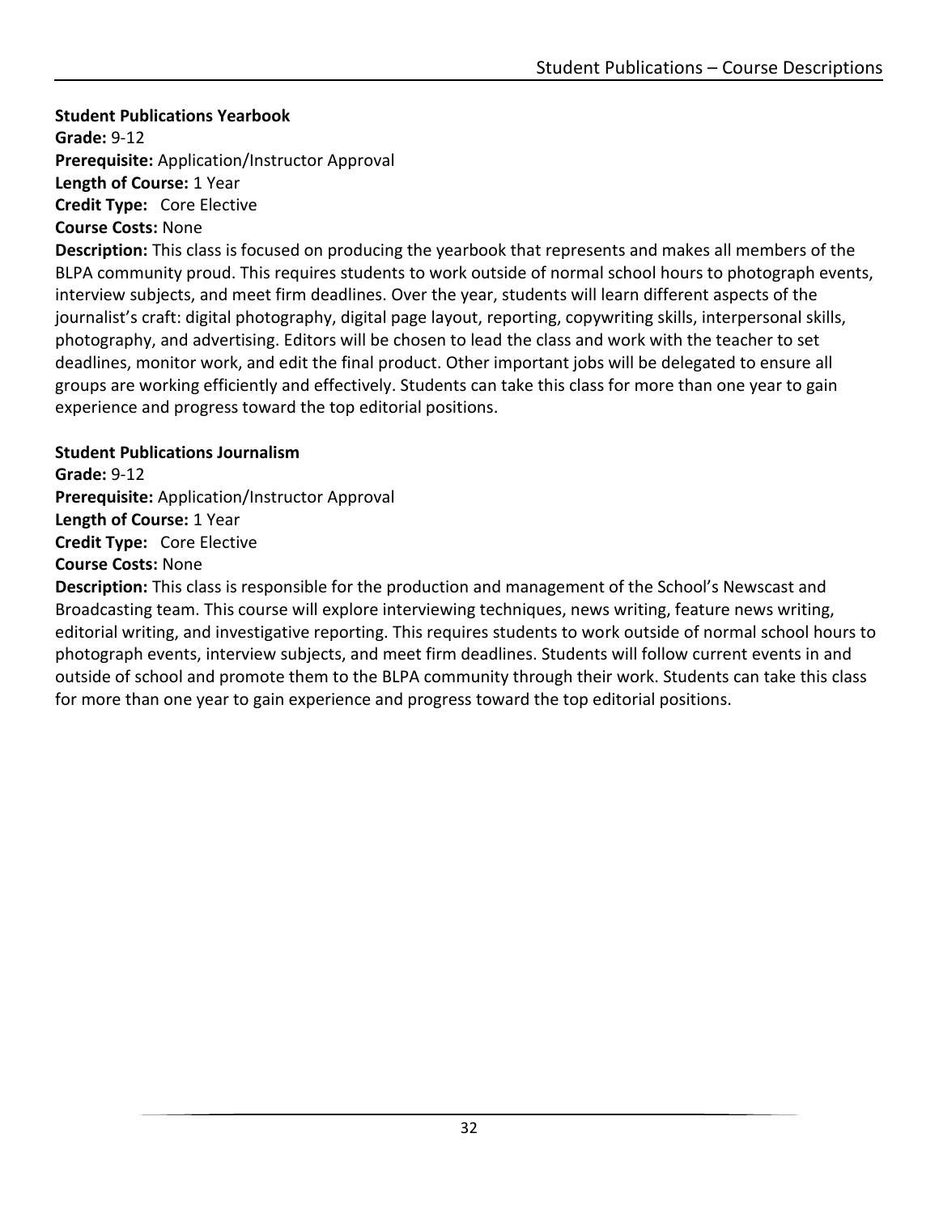**Student Publications Yearbook**

**Grade:** 9-12

**Prerequisite:** Application/Instructor Approval

**Length of Course:** 1 Year

**Credit Type:** Core Elective

**Course Costs:** None

**Description:** This class is focused on producing the yearbook that represents and makes all members of the BLPA community proud. This requires students to work outside of normal school hours to photograph events, interview subjects, and meet firm deadlines. Over the year, students will learn different aspects of the journalist's craft: digital photography, digital page layout, reporting, copywriting skills, interpersonal skills, photography, and advertising. Editors will be chosen to lead the class and work with the teacher to set deadlines, monitor work, and edit the final product. Other important jobs will be delegated to ensure all groups are working efficiently and effectively. Students can take this class for more than one year to gain experience and progress toward the top editorial positions.

**Student Publications Journalism**

**Grade:** 9-12

**Prerequisite:** Application/Instructor Approval

**Length of Course:** 1 Year

**Credit Type:** Core Elective

**Course Costs:** None

**Description:** This class is responsible for the production and management of the School's Newscast and Broadcasting team. This course will explore interviewing techniques, news writing, feature news writing, editorial writing, and investigative reporting. This requires students to work outside of normal school hours to photograph events, interview subjects, and meet firm deadlines. Students will follow current events in and outside of school and promote them to the BLPA community through their work. Students can take this class for more than one year to gain experience and progress toward the top editorial positions.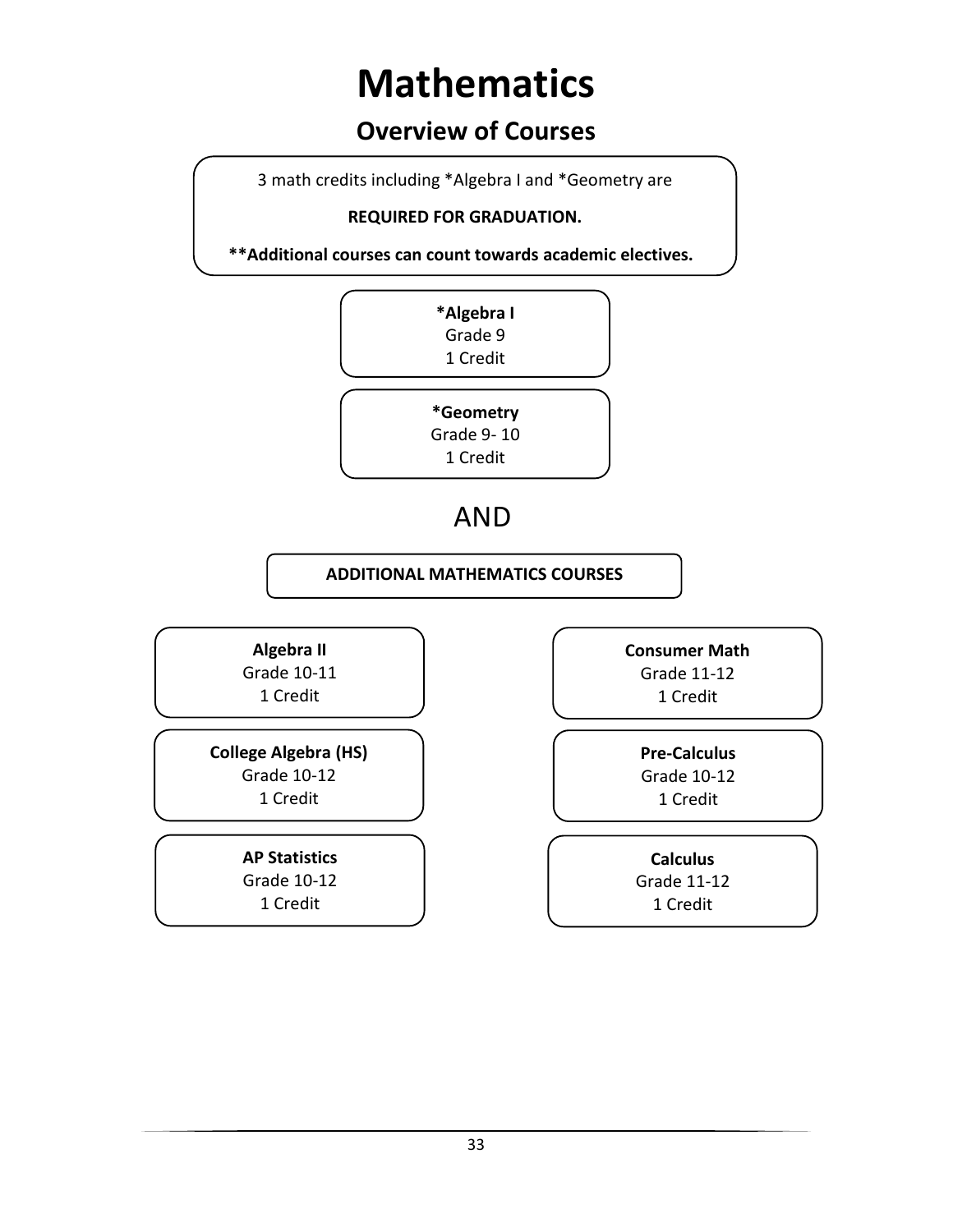# Mathematics

## Overview of Courses

3 math credits including *Algebra I and *Geometry are

**REQUIRED FOR GRADUATION.**

****Additional courses can count towards academic electives.**

**\*Algebra I**
Grade 9
1 Credit

**\*Geometry**
Grade 9- 10
1 Credit

AND

**ADDITIONAL MATHEMATICS COURSES**

**Algebra II**
Grade 10-11
1 Credit

**College Algebra (HS)**
Grade 10-12
1 Credit

**AP Statistics**
Grade 10-12
1 Credit

**Consumer Math**
Grade 11-12
1 Credit

**Pre-Calculus**
Grade 10-12
1 Credit

**Calculus**
Grade 11-12
1 Credit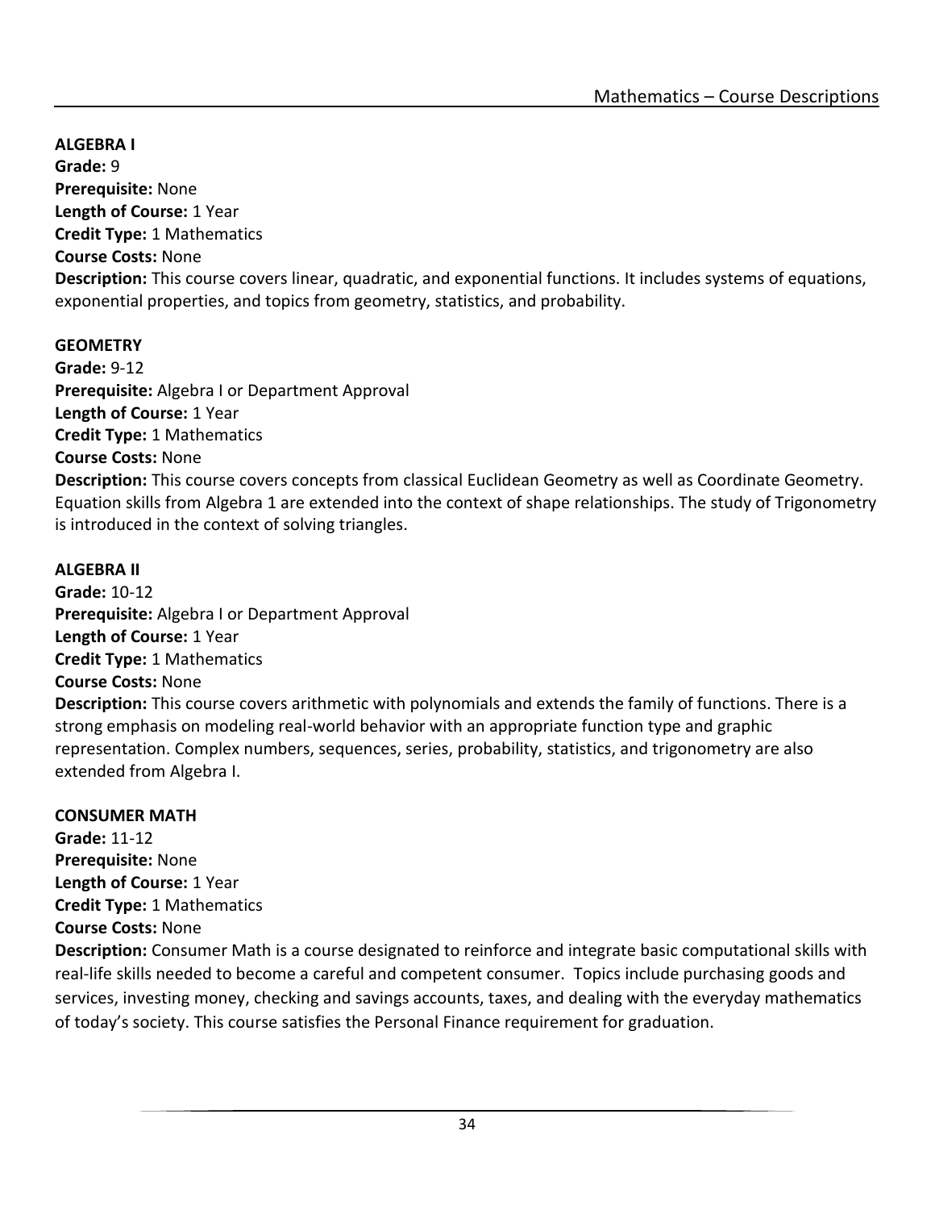**ALGEBRA I**
**Grade:** 9
**Prerequisite:** None
**Length of Course:** 1 Year
**Credit Type:** 1 Mathematics
**Course Costs:** None
**Description:** This course covers linear, quadratic, and exponential functions. It includes systems of equations, exponential properties, and topics from geometry, statistics, and probability.

**GEOMETRY**
**Grade:** 9-12
**Prerequisite:** Algebra I or Department Approval
**Length of Course:** 1 Year
**Credit Type:** 1 Mathematics
**Course Costs:** None
**Description:** This course covers concepts from classical Euclidean Geometry as well as Coordinate Geometry. Equation skills from Algebra 1 are extended into the context of shape relationships. The study of Trigonometry is introduced in the context of solving triangles.

**ALGEBRA II**
**Grade:** 10-12
**Prerequisite:** Algebra I or Department Approval
**Length of Course:** 1 Year
**Credit Type:** 1 Mathematics
**Course Costs:** None
**Description:** This course covers arithmetic with polynomials and extends the family of functions. There is a strong emphasis on modeling real-world behavior with an appropriate function type and graphic representation. Complex numbers, sequences, series, probability, statistics, and trigonometry are also extended from Algebra I.

**CONSUMER MATH**
**Grade:** 11-12
**Prerequisite:** None
**Length of Course:** 1 Year
**Credit Type:** 1 Mathematics
**Course Costs:** None
**Description:** Consumer Math is a course designated to reinforce and integrate basic computational skills with real-life skills needed to become a careful and competent consumer. Topics include purchasing goods and services, investing money, checking and savings accounts, taxes, and dealing with the everyday mathematics of today's society. This course satisfies the Personal Finance requirement for graduation.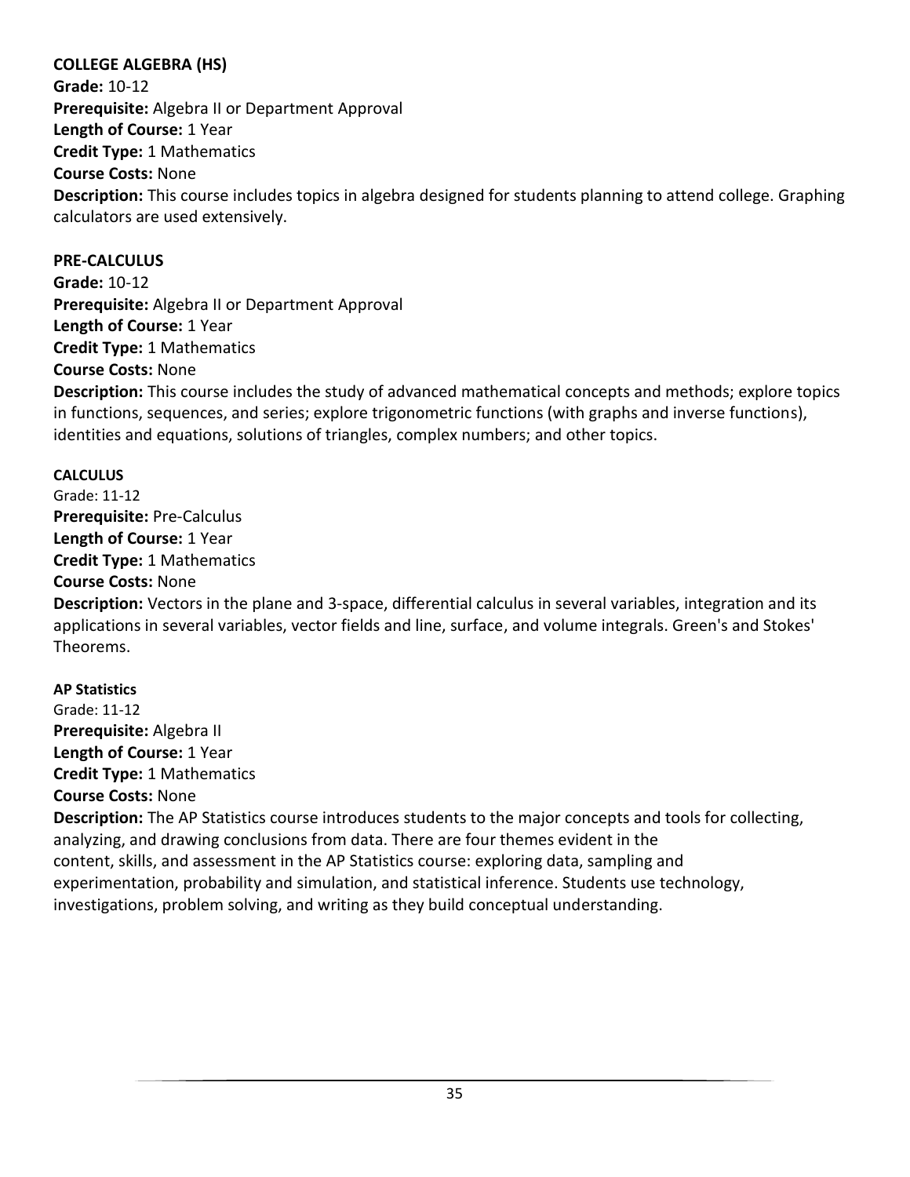### COLLEGE ALGEBRA (HS)

**Grade:** 10-12
**Prerequisite:** Algebra II or Department Approval
**Length of Course:** 1 Year
**Credit Type:** 1 Mathematics
**Course Costs:** None
**Description:** This course includes topics in algebra designed for students planning to attend college. Graphing calculators are used extensively.

### PRE-CALCULUS

**Grade:** 10-12
**Prerequisite:** Algebra II or Department Approval
**Length of Course:** 1 Year
**Credit Type:** 1 Mathematics
**Course Costs:** None
**Description:** This course includes the study of advanced mathematical concepts and methods; explore topics in functions, sequences, and series; explore trigonometric functions (with graphs and inverse functions), identities and equations, solutions of triangles, complex numbers; and other topics.

### CALCULUS

Grade: 11-12
**Prerequisite:** Pre-Calculus
**Length of Course:** 1 Year
**Credit Type:** 1 Mathematics
**Course Costs:** None
**Description:** Vectors in the plane and 3-space, differential calculus in several variables, integration and its applications in several variables, vector fields and line, surface, and volume integrals. Green's and Stokes' Theorems.

### AP Statistics

Grade: 11-12
**Prerequisite:** Algebra II
**Length of Course:** 1 Year
**Credit Type:** 1 Mathematics
**Course Costs:** None
**Description:** The AP Statistics course introduces students to the major concepts and tools for collecting, analyzing, and drawing conclusions from data. There are four themes evident in the content, skills, and assessment in the AP Statistics course: exploring data, sampling and experimentation, probability and simulation, and statistical inference. Students use technology, investigations, problem solving, and writing as they build conceptual understanding.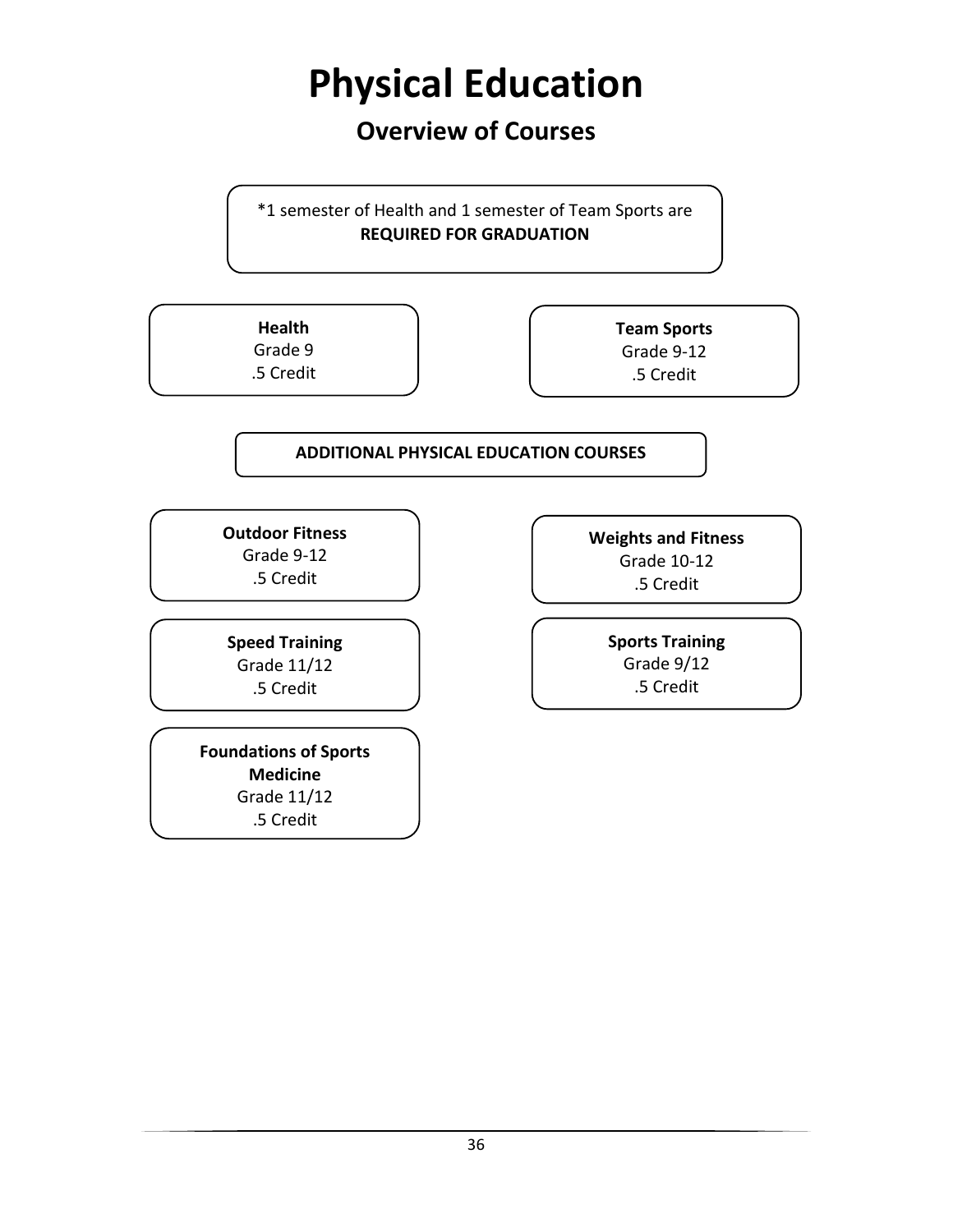# Physical Education

## Overview of Courses

*1 semester of Health and 1 semester of Team Sports are **REQUIRED FOR GRADUATION**

**Health**
Grade 9
.5 Credit

**Team Sports**
Grade 9-12
.5 Credit

**ADDITIONAL PHYSICAL EDUCATION COURSES**

**Outdoor Fitness**
Grade 9-12
.5 Credit

**Weights and Fitness**
Grade 10-12
.5 Credit

**Speed Training**
Grade 11/12
.5 Credit

**Sports Training**
Grade 9/12
.5 Credit

**Foundations of Sports Medicine**
Grade 11/12
.5 Credit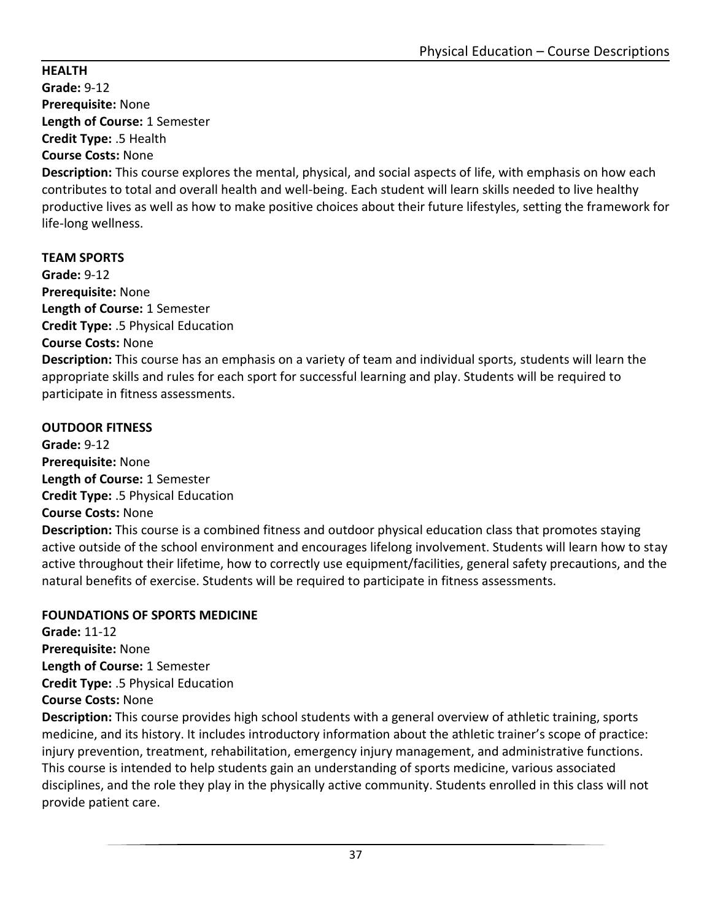## HEALTH

**Grade:** 9-12
**Prerequisite:** None
**Length of Course:** 1 Semester
**Credit Type:** .5 Health
**Course Costs:** None
**Description:** This course explores the mental, physical, and social aspects of life, with emphasis on how each contributes to total and overall health and well-being. Each student will learn skills needed to live healthy productive lives as well as how to make positive choices about their future lifestyles, setting the framework for life-long wellness.

## TEAM SPORTS

**Grade:** 9-12
**Prerequisite:** None
**Length of Course:** 1 Semester
**Credit Type:** .5 Physical Education
**Course Costs:** None
**Description:** This course has an emphasis on a variety of team and individual sports, students will learn the appropriate skills and rules for each sport for successful learning and play. Students will be required to participate in fitness assessments.

## OUTDOOR FITNESS

**Grade:** 9-12
**Prerequisite:** None
**Length of Course:** 1 Semester
**Credit Type:** .5 Physical Education
**Course Costs:** None
**Description:** This course is a combined fitness and outdoor physical education class that promotes staying active outside of the school environment and encourages lifelong involvement. Students will learn how to stay active throughout their lifetime, how to correctly use equipment/facilities, general safety precautions, and the natural benefits of exercise. Students will be required to participate in fitness assessments.

## FOUNDATIONS OF SPORTS MEDICINE

**Grade:** 11-12
**Prerequisite:** None
**Length of Course:** 1 Semester
**Credit Type:** .5 Physical Education
**Course Costs:** None
**Description:** This course provides high school students with a general overview of athletic training, sports medicine, and its history. It includes introductory information about the athletic trainer's scope of practice: injury prevention, treatment, rehabilitation, emergency injury management, and administrative functions. This course is intended to help students gain an understanding of sports medicine, various associated disciplines, and the role they play in the physically active community. Students enrolled in this class will not provide patient care.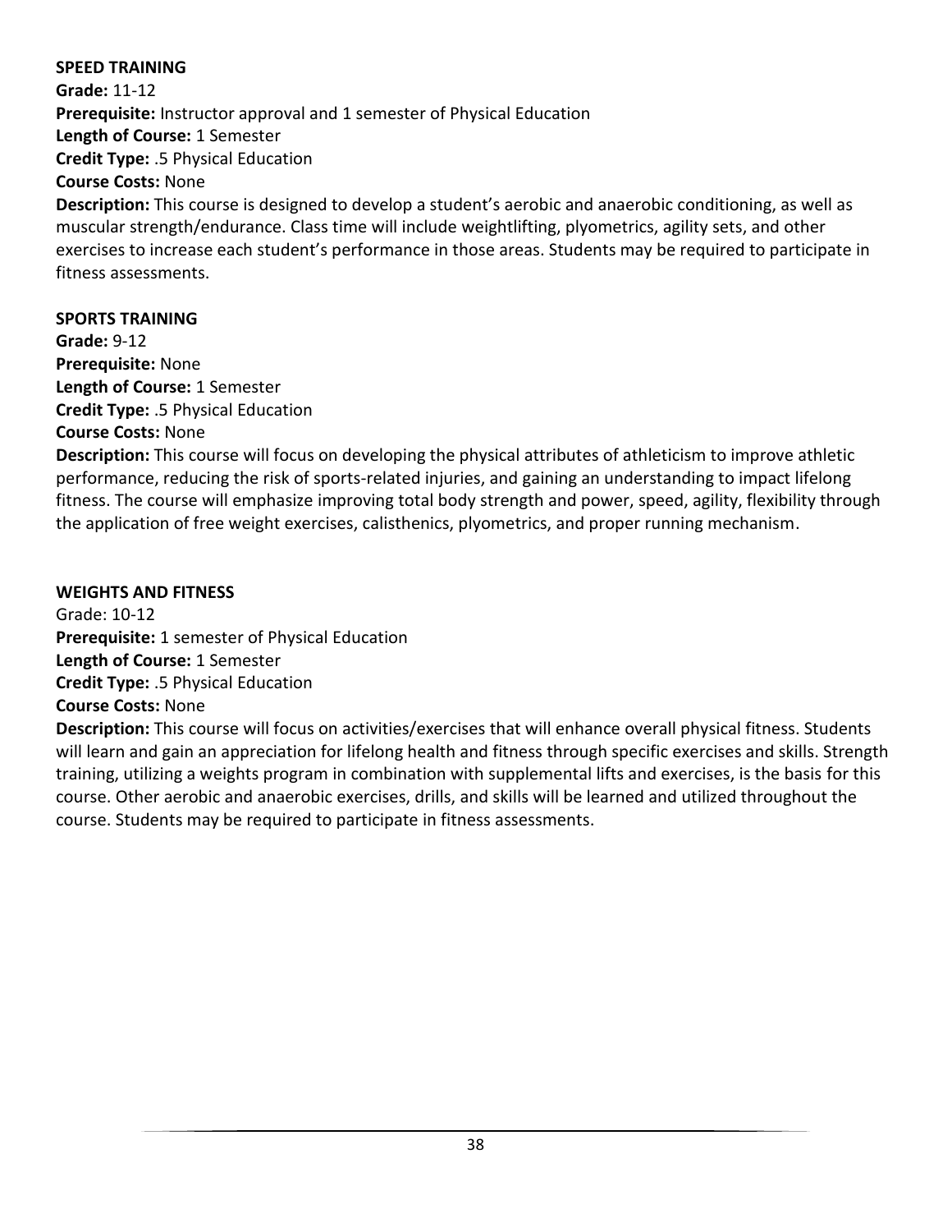**SPEED TRAINING**

**Grade:** 11-12
**Prerequisite:** Instructor approval and 1 semester of Physical Education
**Length of Course:** 1 Semester
**Credit Type:** .5 Physical Education
**Course Costs:** None
**Description:** This course is designed to develop a student's aerobic and anaerobic conditioning, as well as muscular strength/endurance. Class time will include weightlifting, plyometrics, agility sets, and other exercises to increase each student's performance in those areas. Students may be required to participate in fitness assessments.

**SPORTS TRAINING**

**Grade:** 9-12
**Prerequisite:** None
**Length of Course:** 1 Semester
**Credit Type:** .5 Physical Education
**Course Costs:** None
**Description:** This course will focus on developing the physical attributes of athleticism to improve athletic performance, reducing the risk of sports-related injuries, and gaining an understanding to impact lifelong fitness. The course will emphasize improving total body strength and power, speed, agility, flexibility through the application of free weight exercises, calisthenics, plyometrics, and proper running mechanism.

**WEIGHTS AND FITNESS**

Grade: 10-12
**Prerequisite:** 1 semester of Physical Education
**Length of Course:** 1 Semester
**Credit Type:** .5 Physical Education
**Course Costs:** None
**Description:** This course will focus on activities/exercises that will enhance overall physical fitness. Students will learn and gain an appreciation for lifelong health and fitness through specific exercises and skills. Strength training, utilizing a weights program in combination with supplemental lifts and exercises, is the basis for this course. Other aerobic and anaerobic exercises, drills, and skills will be learned and utilized throughout the course. Students may be required to participate in fitness assessments.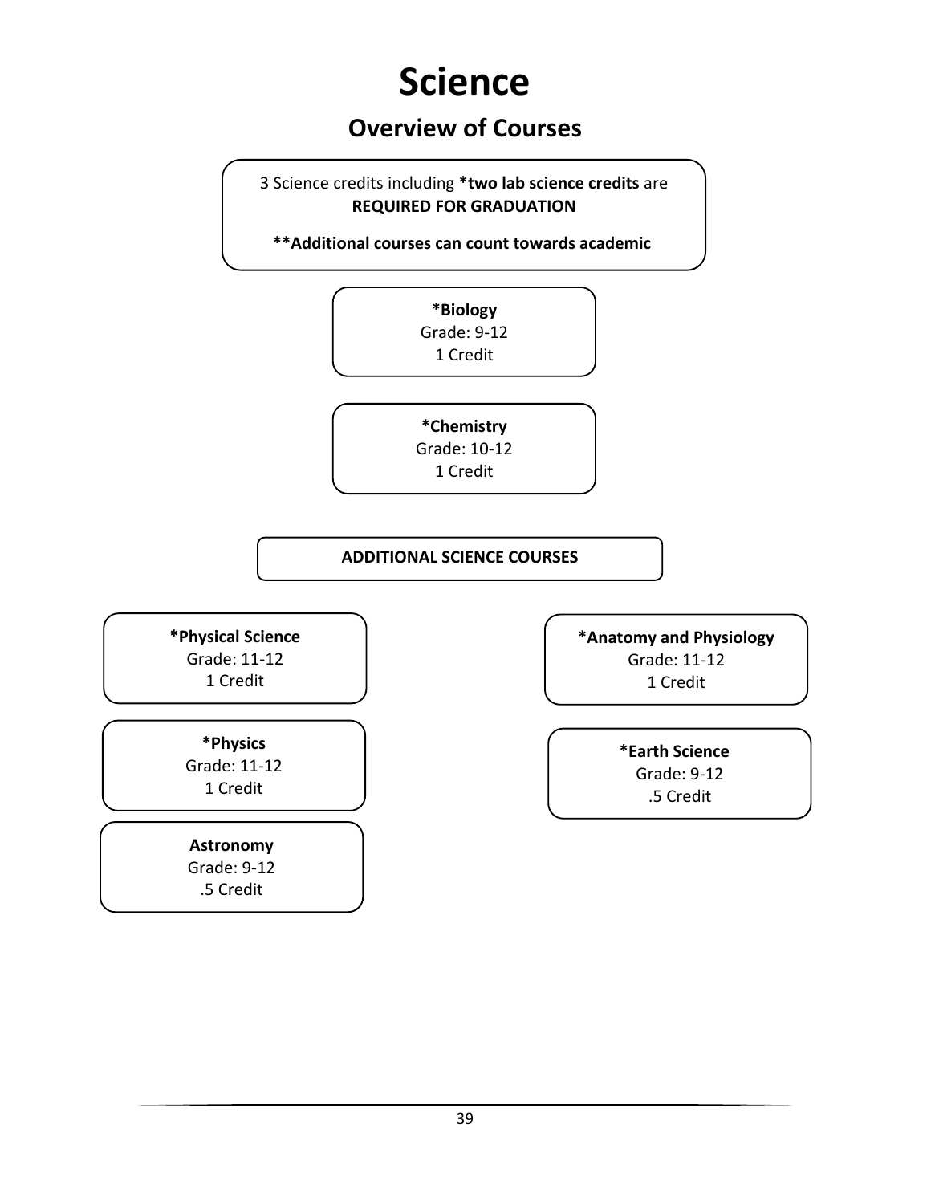# Science

## Overview of Courses

3 Science credits including **\*two lab science credits** are **REQUIRED FOR GRADUATION**

**\*\*Additional courses can count towards academic**

**\*Biology**
Grade: 9-12
1 Credit

**\*Chemistry**
Grade: 10-12
1 Credit

**ADDITIONAL SCIENCE COURSES**

**\*Physical Science**
Grade: 11-12
1 Credit

**\*Physics**
Grade: 11-12
1 Credit

**Astronomy**
Grade: 9-12
.5 Credit

**\*Anatomy and Physiology**
Grade: 11-12
1 Credit

**\*Earth Science**
Grade: 9-12
.5 Credit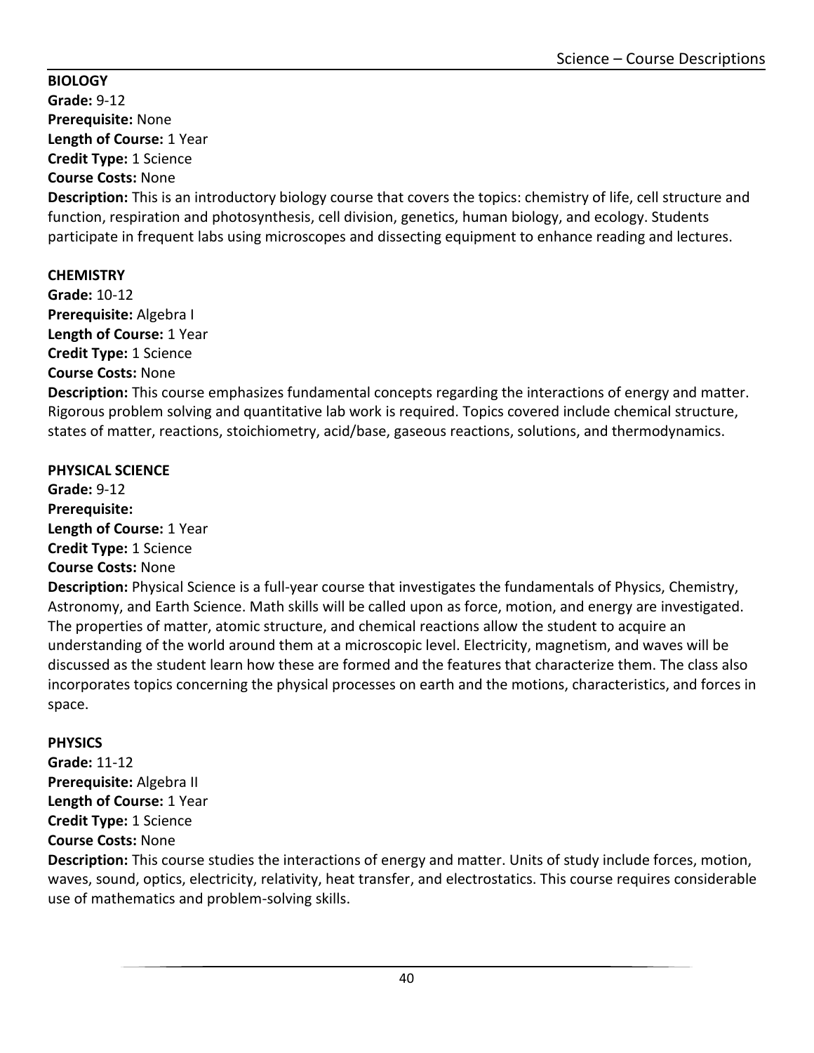**BIOLOGY**
**Grade:** 9-12
**Prerequisite:** None
**Length of Course:** 1 Year
**Credit Type:** 1 Science
**Course Costs:** None
**Description:** This is an introductory biology course that covers the topics: chemistry of life, cell structure and function, respiration and photosynthesis, cell division, genetics, human biology, and ecology. Students participate in frequent labs using microscopes and dissecting equipment to enhance reading and lectures.

**CHEMISTRY**
**Grade:** 10-12
**Prerequisite:** Algebra I
**Length of Course:** 1 Year
**Credit Type:** 1 Science
**Course Costs:** None
**Description:** This course emphasizes fundamental concepts regarding the interactions of energy and matter. Rigorous problem solving and quantitative lab work is required. Topics covered include chemical structure, states of matter, reactions, stoichiometry, acid/base, gaseous reactions, solutions, and thermodynamics.

**PHYSICAL SCIENCE**
**Grade:** 9-12
**Prerequisite:**
**Length of Course:** 1 Year
**Credit Type:** 1 Science
**Course Costs:** None
**Description:** Physical Science is a full-year course that investigates the fundamentals of Physics, Chemistry, Astronomy, and Earth Science. Math skills will be called upon as force, motion, and energy are investigated. The properties of matter, atomic structure, and chemical reactions allow the student to acquire an understanding of the world around them at a microscopic level. Electricity, magnetism, and waves will be discussed as the student learn how these are formed and the features that characterize them. The class also incorporates topics concerning the physical processes on earth and the motions, characteristics, and forces in space.

**PHYSICS**
**Grade:** 11-12
**Prerequisite:** Algebra II
**Length of Course:** 1 Year
**Credit Type:** 1 Science
**Course Costs:** None
**Description:** This course studies the interactions of energy and matter. Units of study include forces, motion, waves, sound, optics, electricity, relativity, heat transfer, and electrostatics. This course requires considerable use of mathematics and problem-solving skills.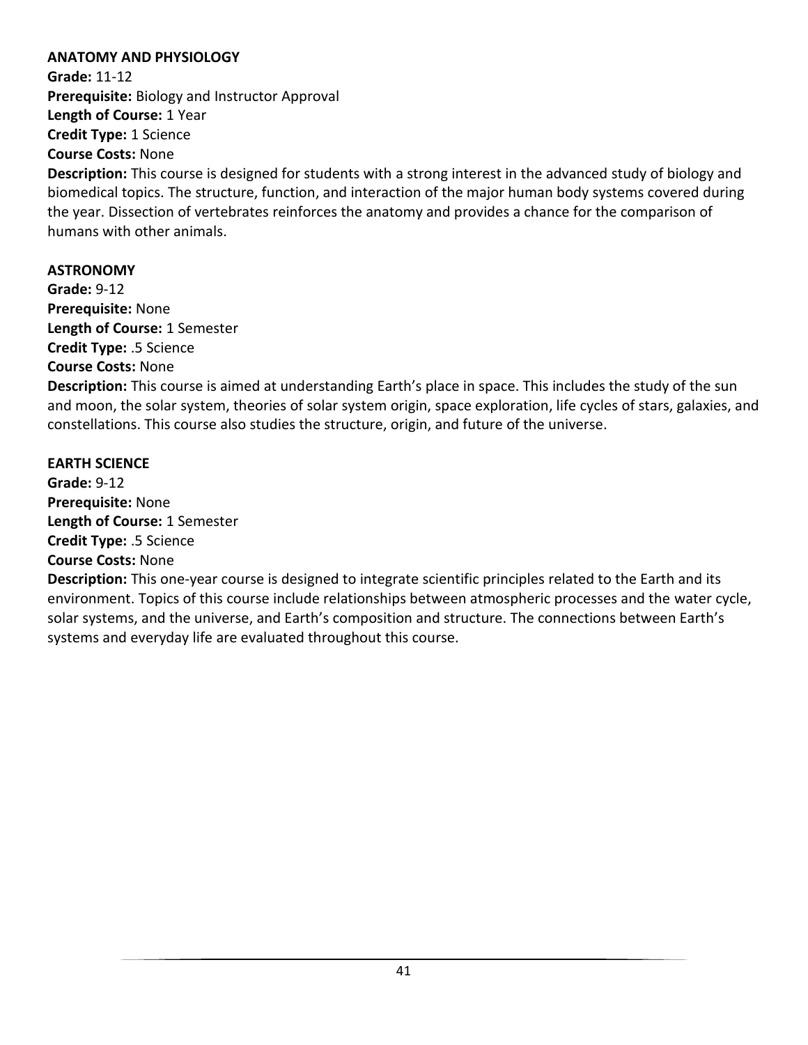### ANATOMY AND PHYSIOLOGY

**Grade:** 11-12
**Prerequisite:** Biology and Instructor Approval
**Length of Course:** 1 Year
**Credit Type:** 1 Science
**Course Costs:** None
**Description:** This course is designed for students with a strong interest in the advanced study of biology and biomedical topics. The structure, function, and interaction of the major human body systems covered during the year. Dissection of vertebrates reinforces the anatomy and provides a chance for the comparison of humans with other animals.

### ASTRONOMY

**Grade:** 9-12
**Prerequisite:** None
**Length of Course:** 1 Semester
**Credit Type:** .5 Science
**Course Costs:** None
**Description:** This course is aimed at understanding Earth's place in space. This includes the study of the sun and moon, the solar system, theories of solar system origin, space exploration, life cycles of stars, galaxies, and constellations. This course also studies the structure, origin, and future of the universe.

### EARTH SCIENCE

**Grade:** 9-12
**Prerequisite:** None
**Length of Course:** 1 Semester
**Credit Type:** .5 Science
**Course Costs:** None
**Description:** This one-year course is designed to integrate scientific principles related to the Earth and its environment. Topics of this course include relationships between atmospheric processes and the water cycle, solar systems, and the universe, and Earth's composition and structure. The connections between Earth's systems and everyday life are evaluated throughout this course.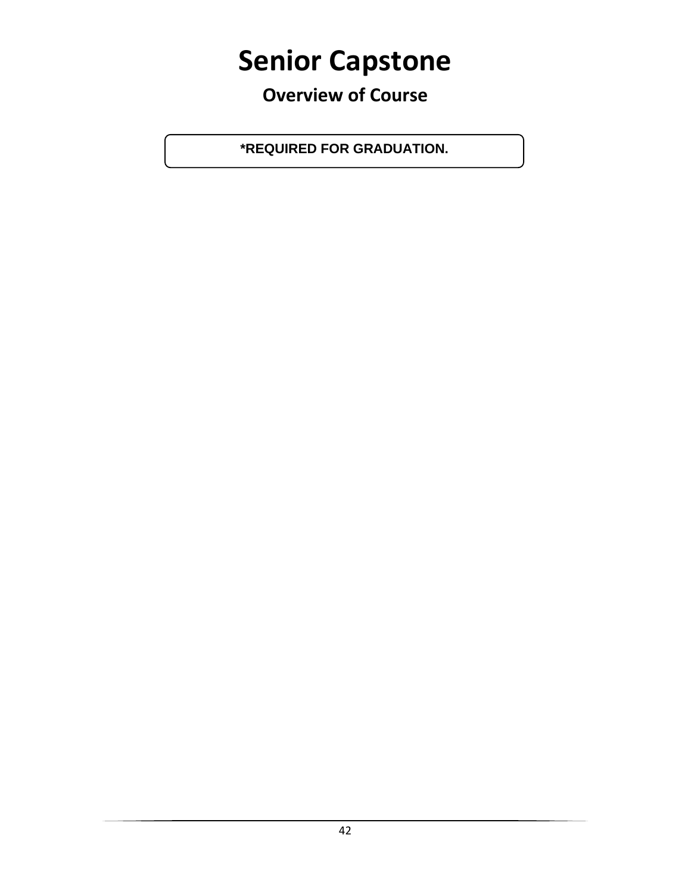# Senior Capstone

## Overview of Course

**\*REQUIRED FOR GRADUATION.**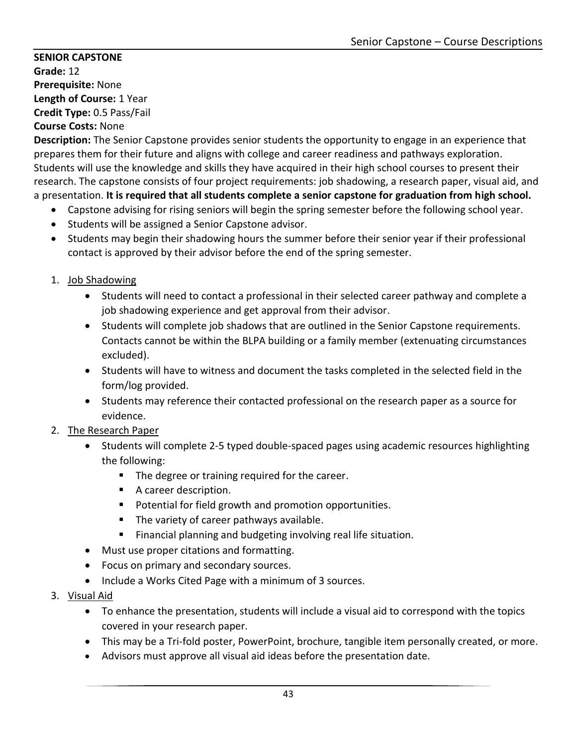**SENIOR CAPSTONE**
**Grade:** 12
**Prerequisite:** None
**Length of Course:** 1 Year
**Credit Type:** 0.5 Pass/Fail
**Course Costs:** None
**Description:** The Senior Capstone provides senior students the opportunity to engage in an experience that prepares them for their future and aligns with college and career readiness and pathways exploration. Students will use the knowledge and skills they have acquired in their high school courses to present their research. The capstone consists of four project requirements: job shadowing, a research paper, visual aid, and a presentation. **It is required that all students complete a senior capstone for graduation from high school.**

- Capstone advising for rising seniors will begin the spring semester before the following school year.
- Students will be assigned a Senior Capstone advisor.
- Students may begin their shadowing hours the summer before their senior year if their professional contact is approved by their advisor before the end of the spring semester.

1. <u>Job Shadowing</u>
    - Students will need to contact a professional in their selected career pathway and complete a job shadowing experience and get approval from their advisor.
    - Students will complete job shadows that are outlined in the Senior Capstone requirements. Contacts cannot be within the BLPA building or a family member (extenuating circumstances excluded).
    - Students will have to witness and document the tasks completed in the selected field in the form/log provided.
    - Students may reference their contacted professional on the research paper as a source for evidence.
2. <u>The Research Paper</u>
    - Students will complete 2-5 typed double-spaced pages using academic resources highlighting the following:
        - The degree or training required for the career.
        - A career description.
        - Potential for field growth and promotion opportunities.
        - The variety of career pathways available.
        - Financial planning and budgeting involving real life situation.
    - Must use proper citations and formatting.
    - Focus on primary and secondary sources.
    - Include a Works Cited Page with a minimum of 3 sources.
3. <u>Visual Aid</u>
    - To enhance the presentation, students will include a visual aid to correspond with the topics covered in your research paper.
    - This may be a Tri-fold poster, PowerPoint, brochure, tangible item personally created, or more.
    - Advisors must approve all visual aid ideas before the presentation date.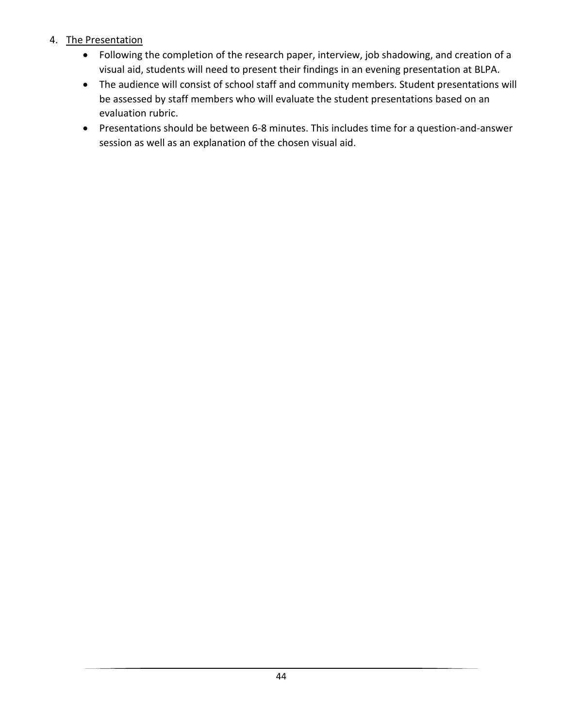4. <u>The Presentation</u>
   - Following the completion of the research paper, interview, job shadowing, and creation of a visual aid, students will need to present their findings in an evening presentation at BLPA.
   - The audience will consist of school staff and community members. Student presentations will be assessed by staff members who will evaluate the student presentations based on an evaluation rubric.
   - Presentations should be between 6-8 minutes. This includes time for a question-and-answer session as well as an explanation of the chosen visual aid.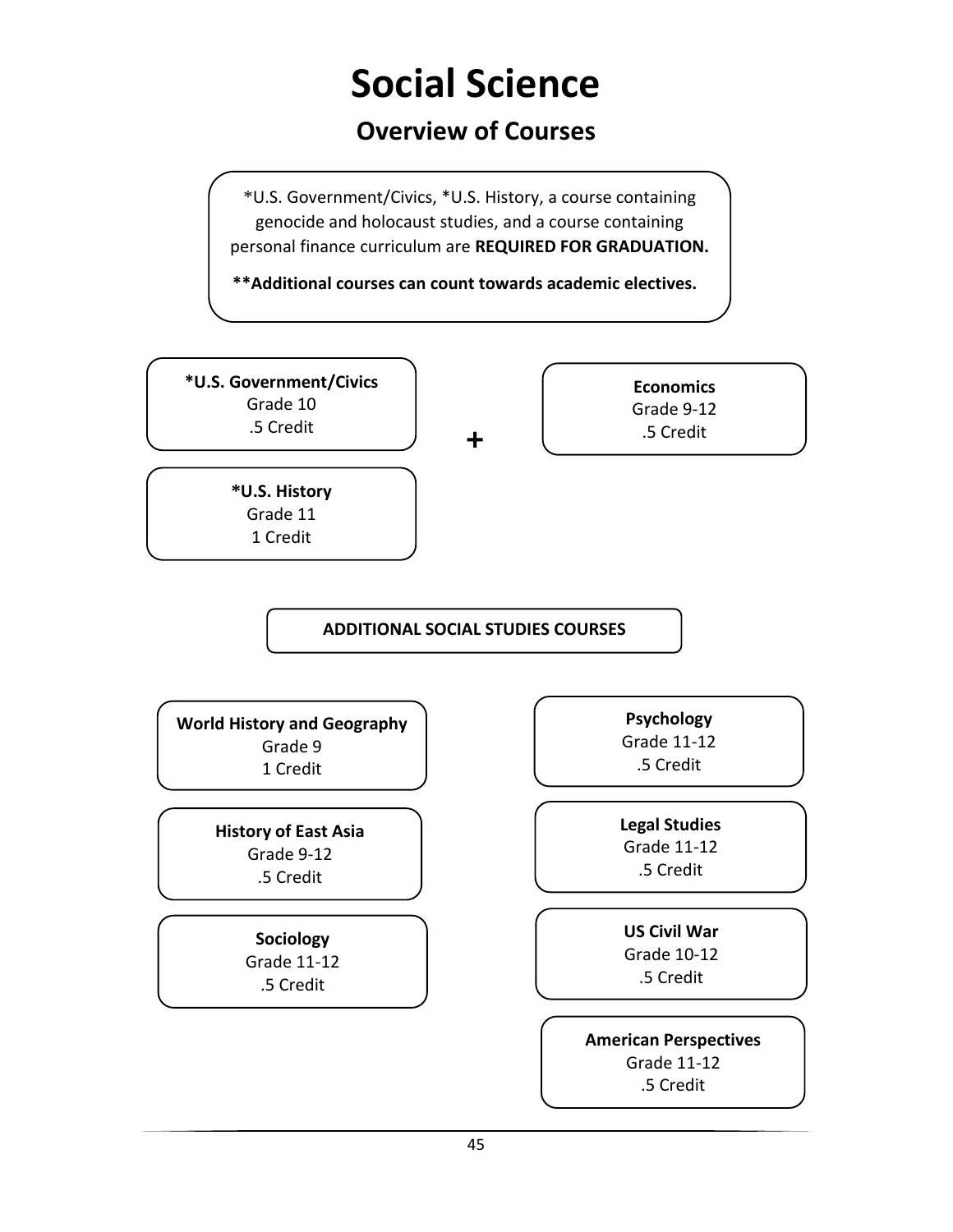# Social Science

## Overview of Courses

*U.S. Government/Civics, *U.S. History, a course containing genocide and holocaust studies, and a course containing personal finance curriculum are **REQUIRED FOR GRADUATION.**

****Additional courses can count towards academic electives.**

**\*U.S. Government/Civics**
Grade 10
.5 Credit

**\*U.S. History**
Grade 11
1 Credit

+

**Economics**
Grade 9-12
.5 Credit

**ADDITIONAL SOCIAL STUDIES COURSES**

**World History and Geography**
Grade 9
1 Credit

**History of East Asia**
Grade 9-12
.5 Credit

**Sociology**
Grade 11-12
.5 Credit

**Psychology**
Grade 11-12
.5 Credit

**Legal Studies**
Grade 11-12
.5 Credit

**US Civil War**
Grade 10-12
.5 Credit

**American Perspectives**
Grade 11-12
.5 Credit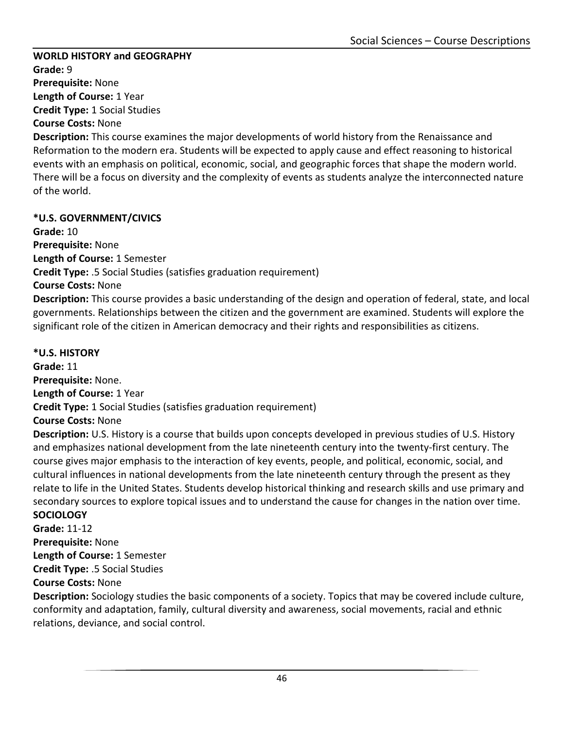**WORLD HISTORY and GEOGRAPHY**
**Grade:** 9
**Prerequisite:** None
**Length of Course:** 1 Year
**Credit Type:** 1 Social Studies
**Course Costs:** None
**Description:** This course examines the major developments of world history from the Renaissance and Reformation to the modern era. Students will be expected to apply cause and effect reasoning to historical events with an emphasis on political, economic, social, and geographic forces that shape the modern world. There will be a focus on diversity and the complexity of events as students analyze the interconnected nature of the world.

**\*U.S. GOVERNMENT/CIVICS**
**Grade:** 10
**Prerequisite:** None
**Length of Course:** 1 Semester
**Credit Type:** .5 Social Studies (satisfies graduation requirement)
**Course Costs:** None
**Description:** This course provides a basic understanding of the design and operation of federal, state, and local governments. Relationships between the citizen and the government are examined. Students will explore the significant role of the citizen in American democracy and their rights and responsibilities as citizens.

**\*U.S. HISTORY**
**Grade:** 11
**Prerequisite:** None.
**Length of Course:** 1 Year
**Credit Type:** 1 Social Studies (satisfies graduation requirement)
**Course Costs:** None
**Description:** U.S. History is a course that builds upon concepts developed in previous studies of U.S. History and emphasizes national development from the late nineteenth century into the twenty-first century. The course gives major emphasis to the interaction of key events, people, and political, economic, social, and cultural influences in national developments from the late nineteenth century through the present as they relate to life in the United States. Students develop historical thinking and research skills and use primary and secondary sources to explore topical issues and to understand the cause for changes in the nation over time.

**SOCIOLOGY**
**Grade:** 11-12
**Prerequisite:** None
**Length of Course:** 1 Semester
**Credit Type:** .5 Social Studies
**Course Costs:** None
**Description:** Sociology studies the basic components of a society. Topics that may be covered include culture, conformity and adaptation, family, cultural diversity and awareness, social movements, racial and ethnic relations, deviance, and social control.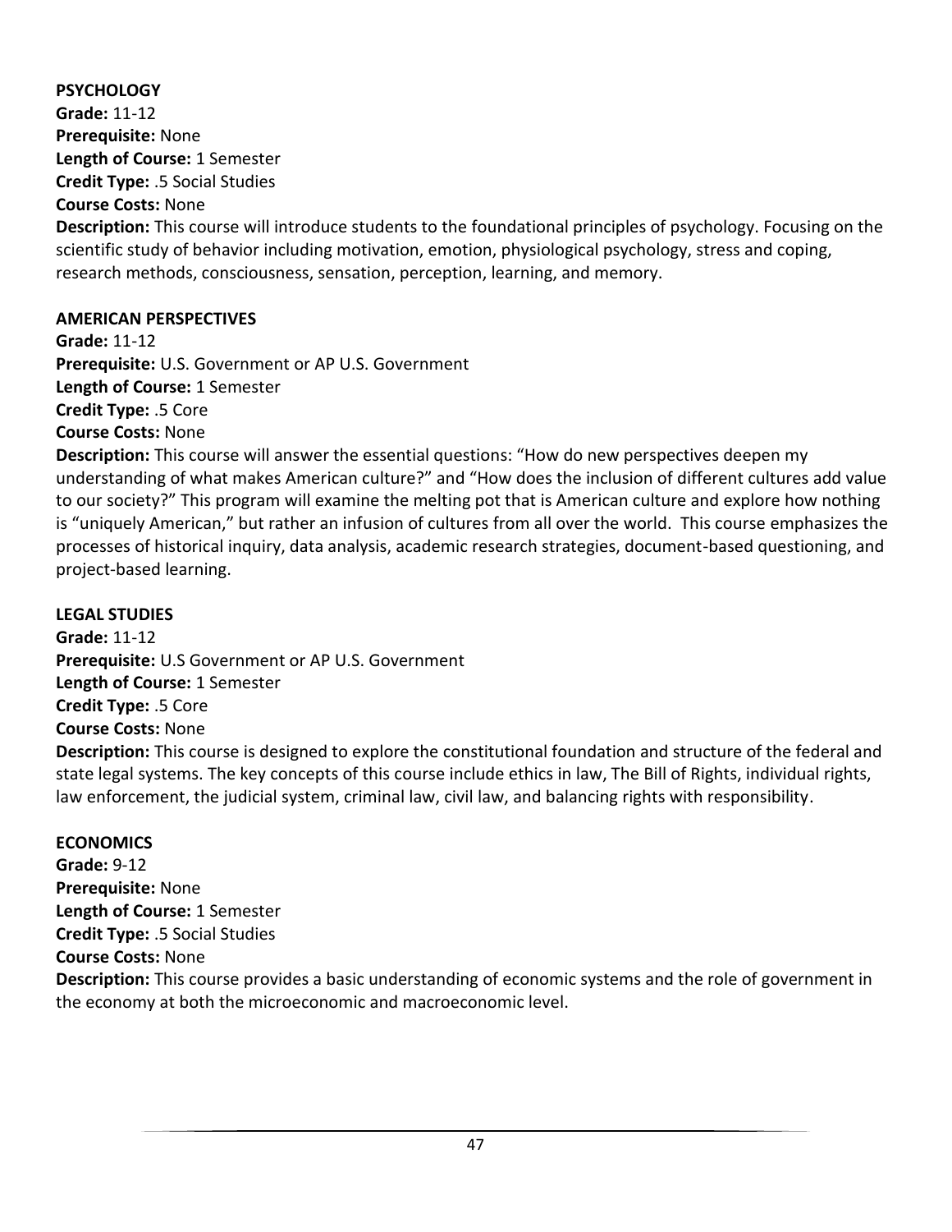**PSYCHOLOGY**
**Grade:** 11-12
**Prerequisite:** None
**Length of Course:** 1 Semester
**Credit Type:** .5 Social Studies
**Course Costs:** None
**Description:** This course will introduce students to the foundational principles of psychology. Focusing on the scientific study of behavior including motivation, emotion, physiological psychology, stress and coping, research methods, consciousness, sensation, perception, learning, and memory.

**AMERICAN PERSPECTIVES**
**Grade:** 11-12
**Prerequisite:** U.S. Government or AP U.S. Government
**Length of Course:** 1 Semester
**Credit Type:** .5 Core
**Course Costs:** None
**Description:** This course will answer the essential questions: "How do new perspectives deepen my understanding of what makes American culture?" and "How does the inclusion of different cultures add value to our society?" This program will examine the melting pot that is American culture and explore how nothing is "uniquely American," but rather an infusion of cultures from all over the world. This course emphasizes the processes of historical inquiry, data analysis, academic research strategies, document-based questioning, and project-based learning.

**LEGAL STUDIES**
**Grade:** 11-12
**Prerequisite:** U.S Government or AP U.S. Government
**Length of Course:** 1 Semester
**Credit Type:** .5 Core
**Course Costs:** None
**Description:** This course is designed to explore the constitutional foundation and structure of the federal and state legal systems. The key concepts of this course include ethics in law, The Bill of Rights, individual rights, law enforcement, the judicial system, criminal law, civil law, and balancing rights with responsibility.

**ECONOMICS**
**Grade:** 9-12
**Prerequisite:** None
**Length of Course:** 1 Semester
**Credit Type:** .5 Social Studies
**Course Costs:** None
**Description:** This course provides a basic understanding of economic systems and the role of government in the economy at both the microeconomic and macroeconomic level.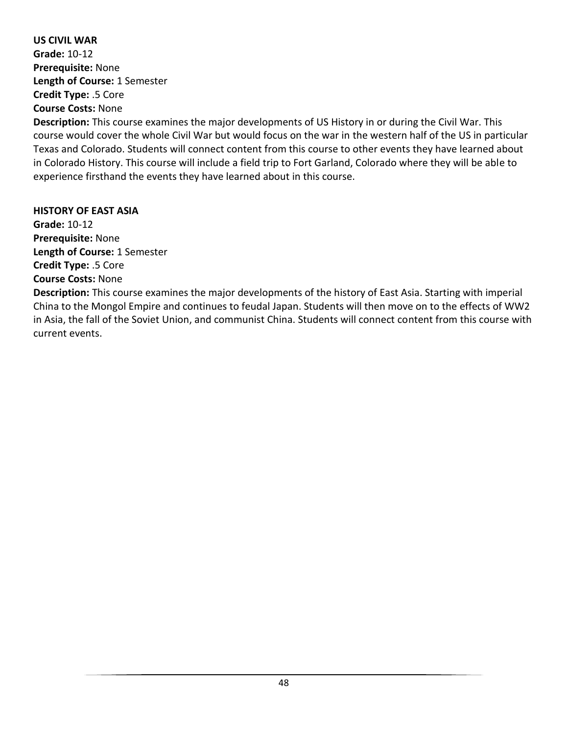**US CIVIL WAR**
**Grade:** 10-12
**Prerequisite:** None
**Length of Course:** 1 Semester
**Credit Type:** .5 Core
**Course Costs:** None
**Description:** This course examines the major developments of US History in or during the Civil War. This course would cover the whole Civil War but would focus on the war in the western half of the US in particular Texas and Colorado. Students will connect content from this course to other events they have learned about in Colorado History. This course will include a field trip to Fort Garland, Colorado where they will be able to experience firsthand the events they have learned about in this course.

**HISTORY OF EAST ASIA**
**Grade:** 10-12
**Prerequisite:** None
**Length of Course:** 1 Semester
**Credit Type:** .5 Core
**Course Costs:** None
**Description:** This course examines the major developments of the history of East Asia. Starting with imperial China to the Mongol Empire and continues to feudal Japan. Students will then move on to the effects of WW2 in Asia, the fall of the Soviet Union, and communist China. Students will connect content from this course with current events.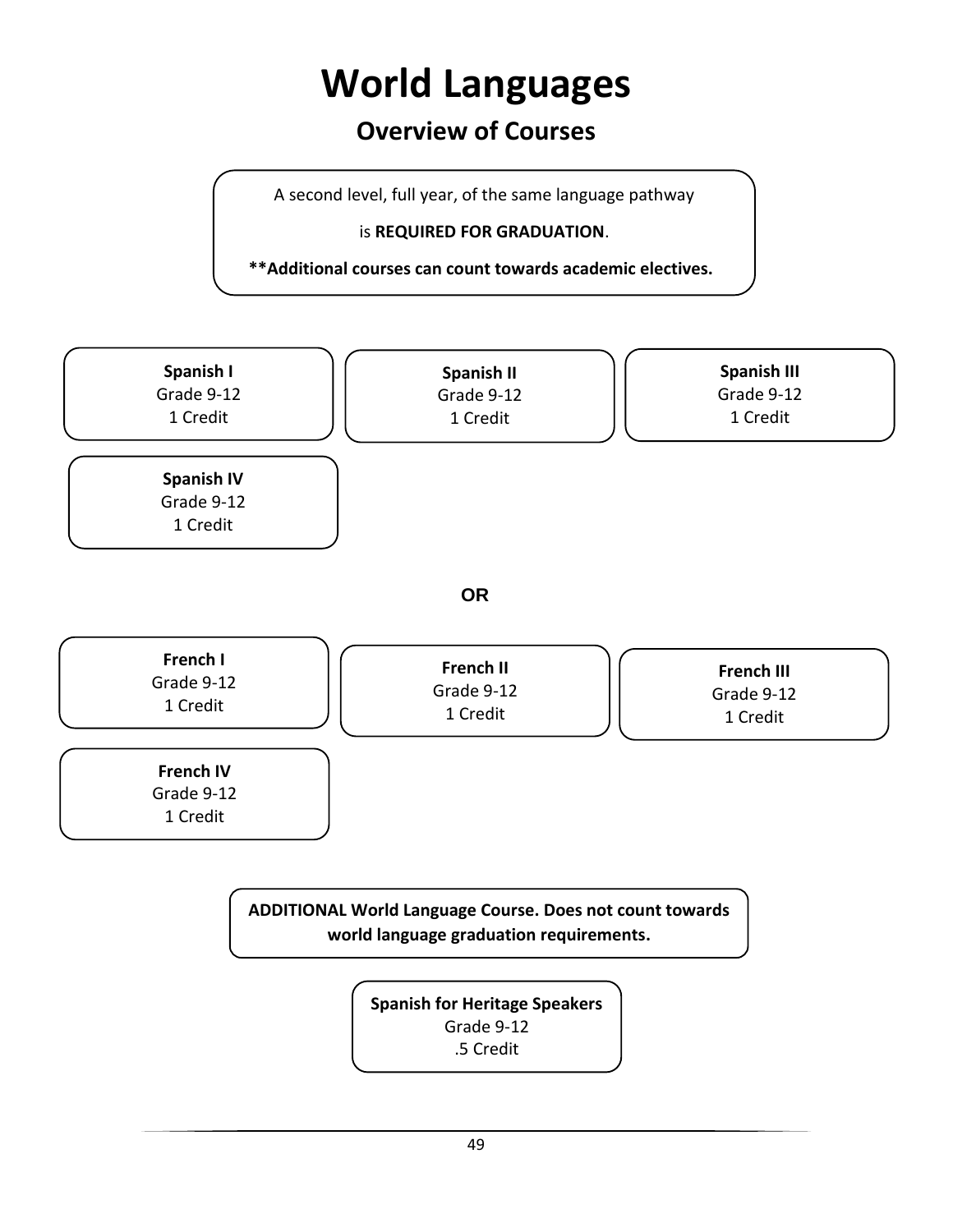# World Languages

## Overview of Courses

A second level, full year, of the same language pathway

is **REQUIRED FOR GRADUATION**.

****Additional courses can count towards academic electives.**

**Spanish I**
Grade 9-12
1 Credit

**Spanish II**
Grade 9-12
1 Credit

**Spanish III**
Grade 9-12
1 Credit

**Spanish IV**
Grade 9-12
1 Credit

**OR**

**French I**
Grade 9-12
1 Credit

**French II**
Grade 9-12
1 Credit

**French III**
Grade 9-12
1 Credit

**French IV**
Grade 9-12
1 Credit

**ADDITIONAL World Language Course. Does not count towards world language graduation requirements.**

**Spanish for Heritage Speakers**
Grade 9-12
.5 Credit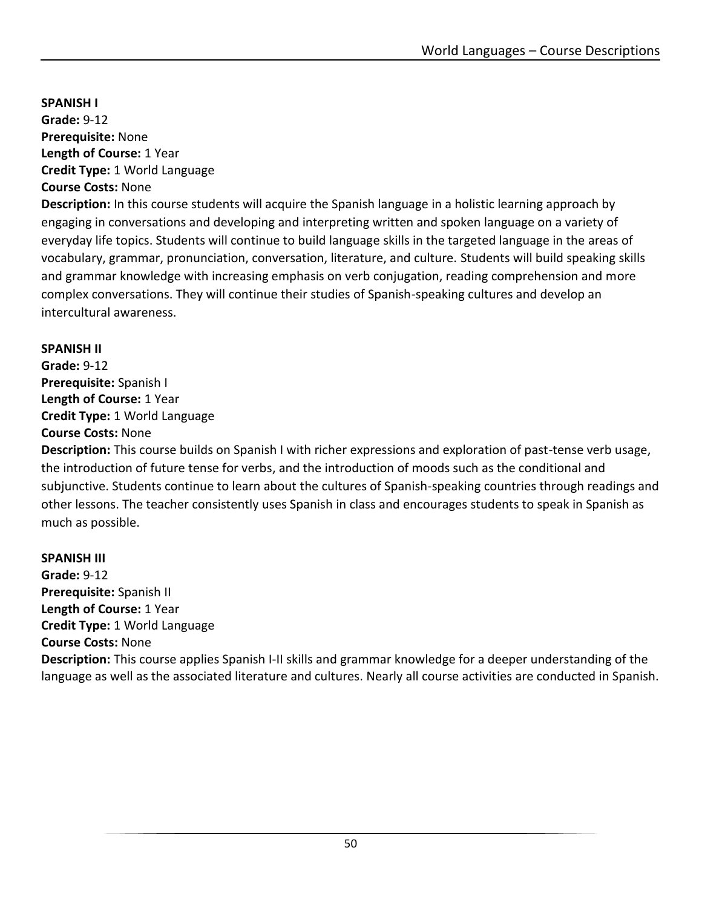**SPANISH I**
**Grade:** 9-12
**Prerequisite:** None
**Length of Course:** 1 Year
**Credit Type:** 1 World Language
**Course Costs:** None
**Description:** In this course students will acquire the Spanish language in a holistic learning approach by engaging in conversations and developing and interpreting written and spoken language on a variety of everyday life topics. Students will continue to build language skills in the targeted language in the areas of vocabulary, grammar, pronunciation, conversation, literature, and culture. Students will build speaking skills and grammar knowledge with increasing emphasis on verb conjugation, reading comprehension and more complex conversations. They will continue their studies of Spanish-speaking cultures and develop an intercultural awareness.

**SPANISH II**
**Grade:** 9-12
**Prerequisite:** Spanish I
**Length of Course:** 1 Year
**Credit Type:** 1 World Language
**Course Costs:** None
**Description:** This course builds on Spanish I with richer expressions and exploration of past-tense verb usage, the introduction of future tense for verbs, and the introduction of moods such as the conditional and subjunctive. Students continue to learn about the cultures of Spanish-speaking countries through readings and other lessons. The teacher consistently uses Spanish in class and encourages students to speak in Spanish as much as possible.

**SPANISH III**
**Grade:** 9-12
**Prerequisite:** Spanish II
**Length of Course:** 1 Year
**Credit Type:** 1 World Language
**Course Costs:** None
**Description:** This course applies Spanish I-II skills and grammar knowledge for a deeper understanding of the language as well as the associated literature and cultures. Nearly all course activities are conducted in Spanish.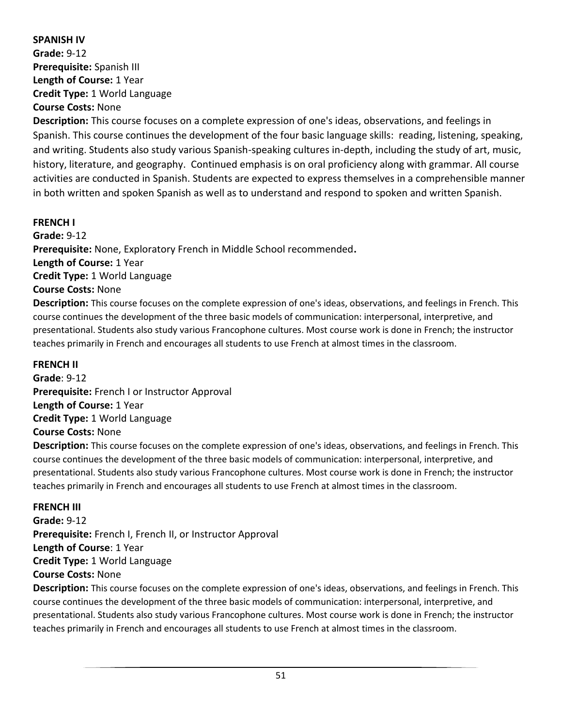**SPANISH IV**
**Grade:** 9-12
**Prerequisite:** Spanish III
**Length of Course:** 1 Year
**Credit Type:** 1 World Language
**Course Costs:** None
**Description:** This course focuses on a complete expression of one's ideas, observations, and feelings in Spanish. This course continues the development of the four basic language skills: reading, listening, speaking, and writing. Students also study various Spanish-speaking cultures in-depth, including the study of art, music, history, literature, and geography. Continued emphasis is on oral proficiency along with grammar. All course activities are conducted in Spanish. Students are expected to express themselves in a comprehensible manner in both written and spoken Spanish as well as to understand and respond to spoken and written Spanish.

**FRENCH I**
**Grade:** 9-12
**Prerequisite:** None, Exploratory French in Middle School recommended**.**
**Length of Course:** 1 Year
**Credit Type:** 1 World Language
**Course Costs:** None
**Description:** This course focuses on the complete expression of one's ideas, observations, and feelings in French. This course continues the development of the three basic models of communication: interpersonal, interpretive, and presentational. Students also study various Francophone cultures. Most course work is done in French; the instructor teaches primarily in French and encourages all students to use French at almost times in the classroom.

**FRENCH II**
**Grade**: 9-12
**Prerequisite:** French I or Instructor Approval
**Length of Course:** 1 Year
**Credit Type:** 1 World Language
**Course Costs:** None
**Description:** This course focuses on the complete expression of one's ideas, observations, and feelings in French. This course continues the development of the three basic models of communication: interpersonal, interpretive, and presentational. Students also study various Francophone cultures. Most course work is done in French; the instructor teaches primarily in French and encourages all students to use French at almost times in the classroom.

**FRENCH III**
**Grade:** 9-12
**Prerequisite:** French I, French II, or Instructor Approval
**Length of Course**: 1 Year
**Credit Type:** 1 World Language
**Course Costs:** None
**Description:** This course focuses on the complete expression of one's ideas, observations, and feelings in French. This course continues the development of the three basic models of communication: interpersonal, interpretive, and presentational. Students also study various Francophone cultures. Most course work is done in French; the instructor teaches primarily in French and encourages all students to use French at almost times in the classroom.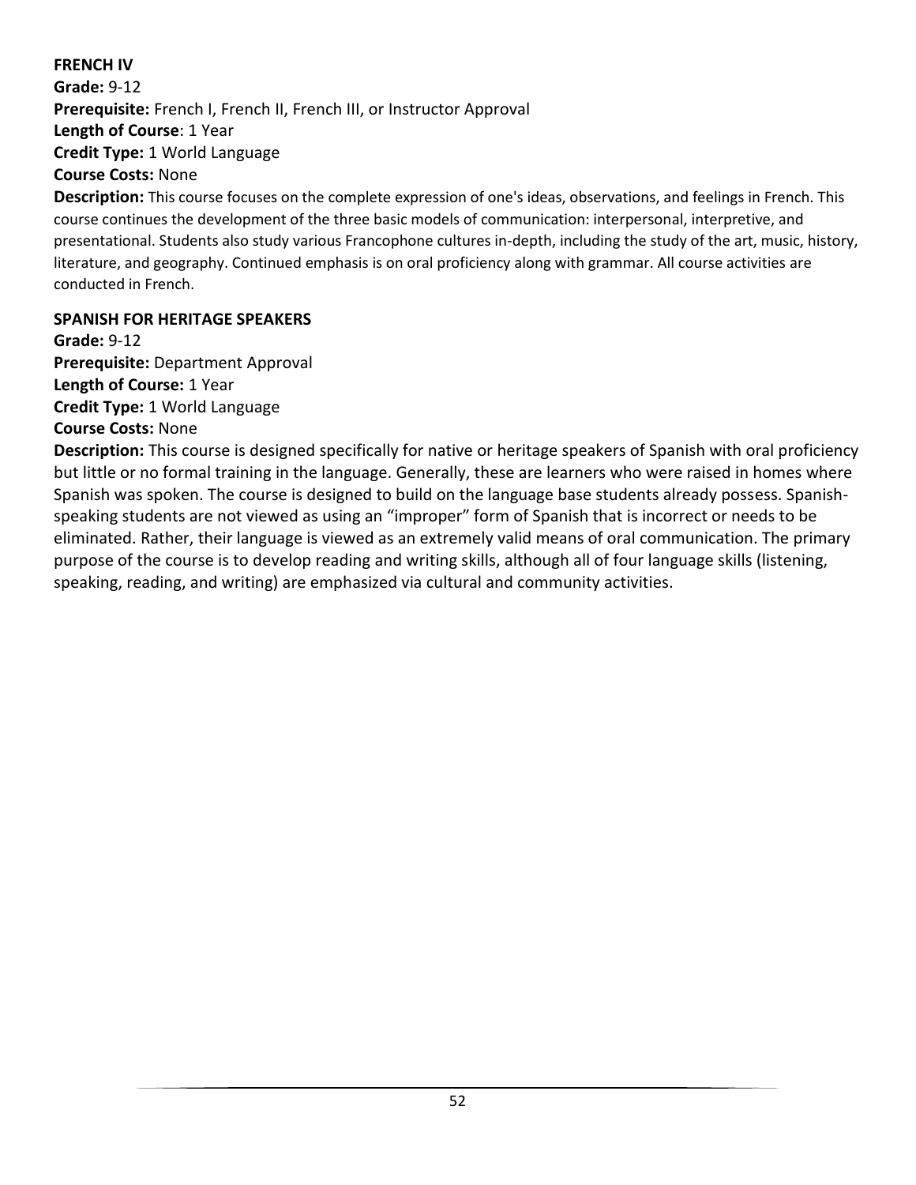### FRENCH IV

**Grade:** 9-12
**Prerequisite:** French I, French II, French III, or Instructor Approval
**Length of Course**: 1 Year
**Credit Type:** 1 World Language
**Course Costs:** None
**Description:** This course focuses on the complete expression of one's ideas, observations, and feelings in French. This course continues the development of the three basic models of communication: interpersonal, interpretive, and presentational. Students also study various Francophone cultures in-depth, including the study of the art, music, history, literature, and geography. Continued emphasis is on oral proficiency along with grammar. All course activities are conducted in French.

### SPANISH FOR HERITAGE SPEAKERS

**Grade:** 9-12
**Prerequisite:** Department Approval
**Length of Course:** 1 Year
**Credit Type:** 1 World Language
**Course Costs:** None
**Description:** This course is designed specifically for native or heritage speakers of Spanish with oral proficiency but little or no formal training in the language. Generally, these are learners who were raised in homes where Spanish was spoken. The course is designed to build on the language base students already possess. Spanish-speaking students are not viewed as using an "improper" form of Spanish that is incorrect or needs to be eliminated. Rather, their language is viewed as an extremely valid means of oral communication. The primary purpose of the course is to develop reading and writing skills, although all of four language skills (listening, speaking, reading, and writing) are emphasized via cultural and community activities.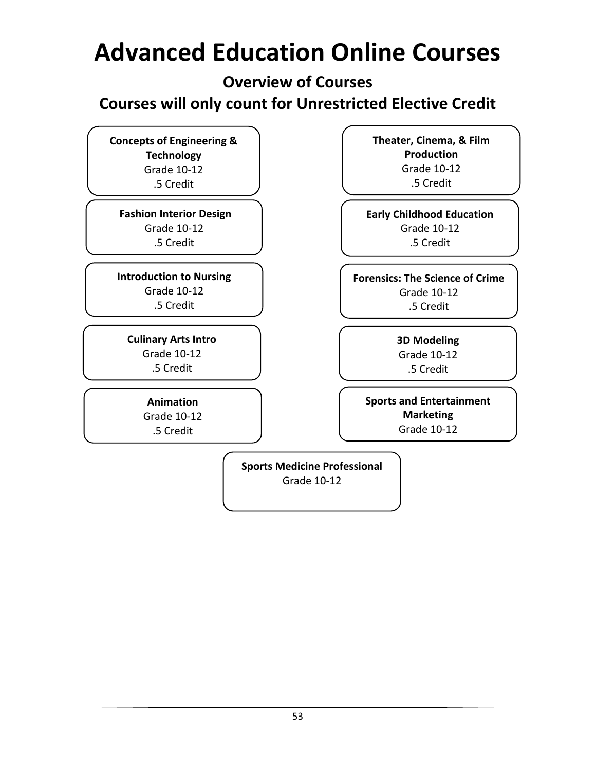# Advanced Education Online Courses

## Overview of Courses

## Courses will only count for Unrestricted Elective Credit

**Concepts of Engineering & Technology**
Grade 10-12
.5 Credit

**Fashion Interior Design**
Grade 10-12
.5 Credit

**Introduction to Nursing**
Grade 10-12
.5 Credit

**Culinary Arts Intro**
Grade 10-12
.5 Credit

**Animation**
Grade 10-12
.5 Credit

**Theater, Cinema, & Film Production**
Grade 10-12
.5 Credit

**Early Childhood Education**
Grade 10-12
.5 Credit

**Forensics: The Science of Crime**
Grade 10-12
.5 Credit

**3D Modeling**
Grade 10-12
.5 Credit

**Sports and Entertainment Marketing**
Grade 10-12

**Sports Medicine Professional**
Grade 10-12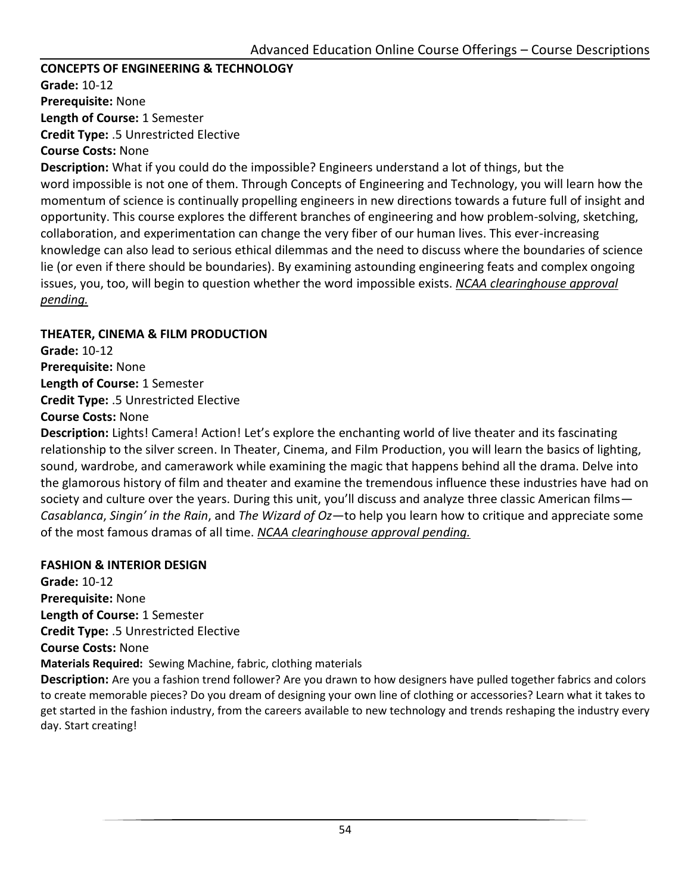## CONCEPTS OF ENGINEERING & TECHNOLOGY

**Grade:** 10-12
**Prerequisite:** None
**Length of Course:** 1 Semester
**Credit Type:** .5 Unrestricted Elective
**Course Costs:** None
**Description:** What if you could do the impossible? Engineers understand a lot of things, but the word impossible is not one of them. Through Concepts of Engineering and Technology, you will learn how the momentum of science is continually propelling engineers in new directions towards a future full of insight and opportunity. This course explores the different branches of engineering and how problem-solving, sketching, collaboration, and experimentation can change the very fiber of our human lives. This ever-increasing knowledge can also lead to serious ethical dilemmas and the need to discuss where the boundaries of science lie (or even if there should be boundaries). By examining astounding engineering feats and complex ongoing issues, you, too, will begin to question whether the word impossible exists. *NCAA clearinghouse approval pending.*

## THEATER, CINEMA & FILM PRODUCTION

**Grade:** 10-12
**Prerequisite:** None
**Length of Course:** 1 Semester
**Credit Type:** .5 Unrestricted Elective
**Course Costs:** None
**Description:** Lights! Camera! Action! Let's explore the enchanting world of live theater and its fascinating relationship to the silver screen. In Theater, Cinema, and Film Production, you will learn the basics of lighting, sound, wardrobe, and camerawork while examining the magic that happens behind all the drama. Delve into the glamorous history of film and theater and examine the tremendous influence these industries have had on society and culture over the years. During this unit, you'll discuss and analyze three classic American films—*Casablanca*, *Singin' in the Rain*, and *The Wizard of Oz*—to help you learn how to critique and appreciate some of the most famous dramas of all time. *NCAA clearinghouse approval pending.*

## FASHION & INTERIOR DESIGN

**Grade:** 10-12
**Prerequisite:** None
**Length of Course:** 1 Semester
**Credit Type:** .5 Unrestricted Elective
**Course Costs:** None
**Materials Required:** Sewing Machine, fabric, clothing materials
**Description:** Are you a fashion trend follower? Are you drawn to how designers have pulled together fabrics and colors to create memorable pieces? Do you dream of designing your own line of clothing or accessories? Learn what it takes to get started in the fashion industry, from the careers available to new technology and trends reshaping the industry every day. Start creating!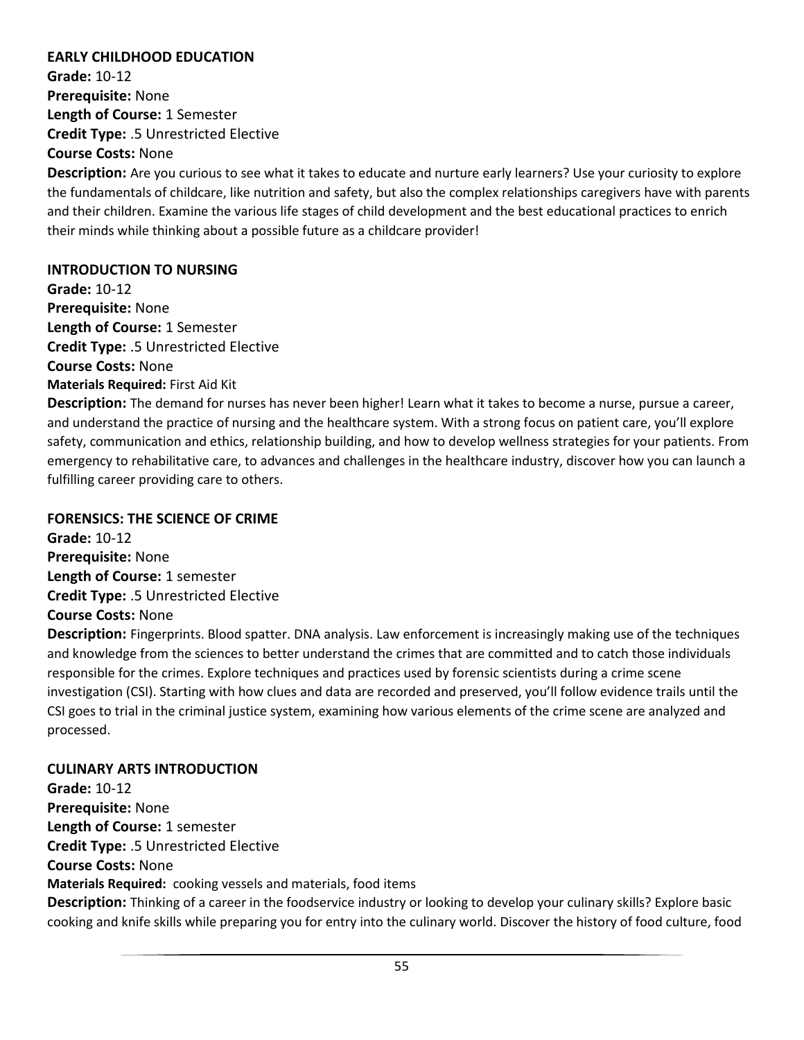### EARLY CHILDHOOD EDUCATION

**Grade:** 10-12
**Prerequisite:** None
**Length of Course:** 1 Semester
**Credit Type:** .5 Unrestricted Elective
**Course Costs:** None
**Description:** Are you curious to see what it takes to educate and nurture early learners? Use your curiosity to explore the fundamentals of childcare, like nutrition and safety, but also the complex relationships caregivers have with parents and their children. Examine the various life stages of child development and the best educational practices to enrich their minds while thinking about a possible future as a childcare provider!

### INTRODUCTION TO NURSING

**Grade:** 10-12
**Prerequisite:** None
**Length of Course:** 1 Semester
**Credit Type:** .5 Unrestricted Elective
**Course Costs:** None
**Materials Required:** First Aid Kit
**Description:** The demand for nurses has never been higher! Learn what it takes to become a nurse, pursue a career, and understand the practice of nursing and the healthcare system. With a strong focus on patient care, you'll explore safety, communication and ethics, relationship building, and how to develop wellness strategies for your patients. From emergency to rehabilitative care, to advances and challenges in the healthcare industry, discover how you can launch a fulfilling career providing care to others.

### FORENSICS: THE SCIENCE OF CRIME

**Grade:** 10-12
**Prerequisite:** None
**Length of Course:** 1 semester
**Credit Type:** .5 Unrestricted Elective
**Course Costs:** None
**Description:** Fingerprints. Blood spatter. DNA analysis. Law enforcement is increasingly making use of the techniques and knowledge from the sciences to better understand the crimes that are committed and to catch those individuals responsible for the crimes. Explore techniques and practices used by forensic scientists during a crime scene investigation (CSI). Starting with how clues and data are recorded and preserved, you'll follow evidence trails until the CSI goes to trial in the criminal justice system, examining how various elements of the crime scene are analyzed and processed.

### CULINARY ARTS INTRODUCTION

**Grade:** 10-12
**Prerequisite:** None
**Length of Course:** 1 semester
**Credit Type:** .5 Unrestricted Elective
**Course Costs:** None
**Materials Required:** cooking vessels and materials, food items
**Description:** Thinking of a career in the foodservice industry or looking to develop your culinary skills? Explore basic cooking and knife skills while preparing you for entry into the culinary world. Discover the history of food culture, food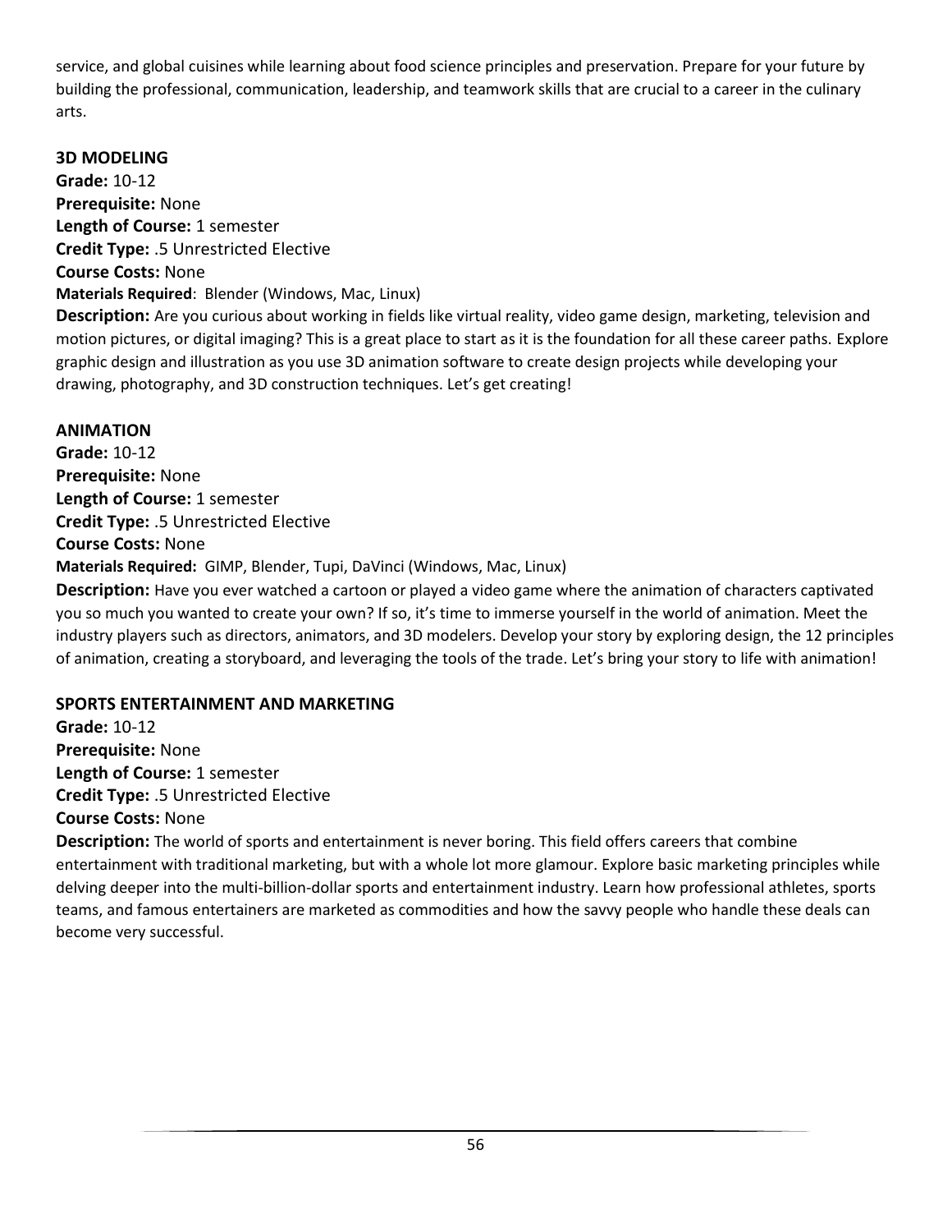service, and global cuisines while learning about food science principles and preservation. Prepare for your future by building the professional, communication, leadership, and teamwork skills that are crucial to a career in the culinary arts.

### 3D MODELING

**Grade:** 10-12
**Prerequisite:** None
**Length of Course:** 1 semester
**Credit Type:** .5 Unrestricted Elective
**Course Costs:** None
**Materials Required**: Blender (Windows, Mac, Linux)
**Description:** Are you curious about working in fields like virtual reality, video game design, marketing, television and motion pictures, or digital imaging? This is a great place to start as it is the foundation for all these career paths. Explore graphic design and illustration as you use 3D animation software to create design projects while developing your drawing, photography, and 3D construction techniques. Let's get creating!

### ANIMATION

**Grade:** 10-12
**Prerequisite:** None
**Length of Course:** 1 semester
**Credit Type:** .5 Unrestricted Elective
**Course Costs:** None
**Materials Required:** GIMP, Blender, Tupi, DaVinci (Windows, Mac, Linux)
**Description:** Have you ever watched a cartoon or played a video game where the animation of characters captivated you so much you wanted to create your own? If so, it's time to immerse yourself in the world of animation. Meet the industry players such as directors, animators, and 3D modelers. Develop your story by exploring design, the 12 principles of animation, creating a storyboard, and leveraging the tools of the trade. Let's bring your story to life with animation!

### SPORTS ENTERTAINMENT AND MARKETING

**Grade:** 10-12
**Prerequisite:** None
**Length of Course:** 1 semester
**Credit Type:** .5 Unrestricted Elective
**Course Costs:** None
**Description:** The world of sports and entertainment is never boring. This field offers careers that combine entertainment with traditional marketing, but with a whole lot more glamour. Explore basic marketing principles while delving deeper into the multi-billion-dollar sports and entertainment industry. Learn how professional athletes, sports teams, and famous entertainers are marketed as commodities and how the savvy people who handle these deals can become very successful.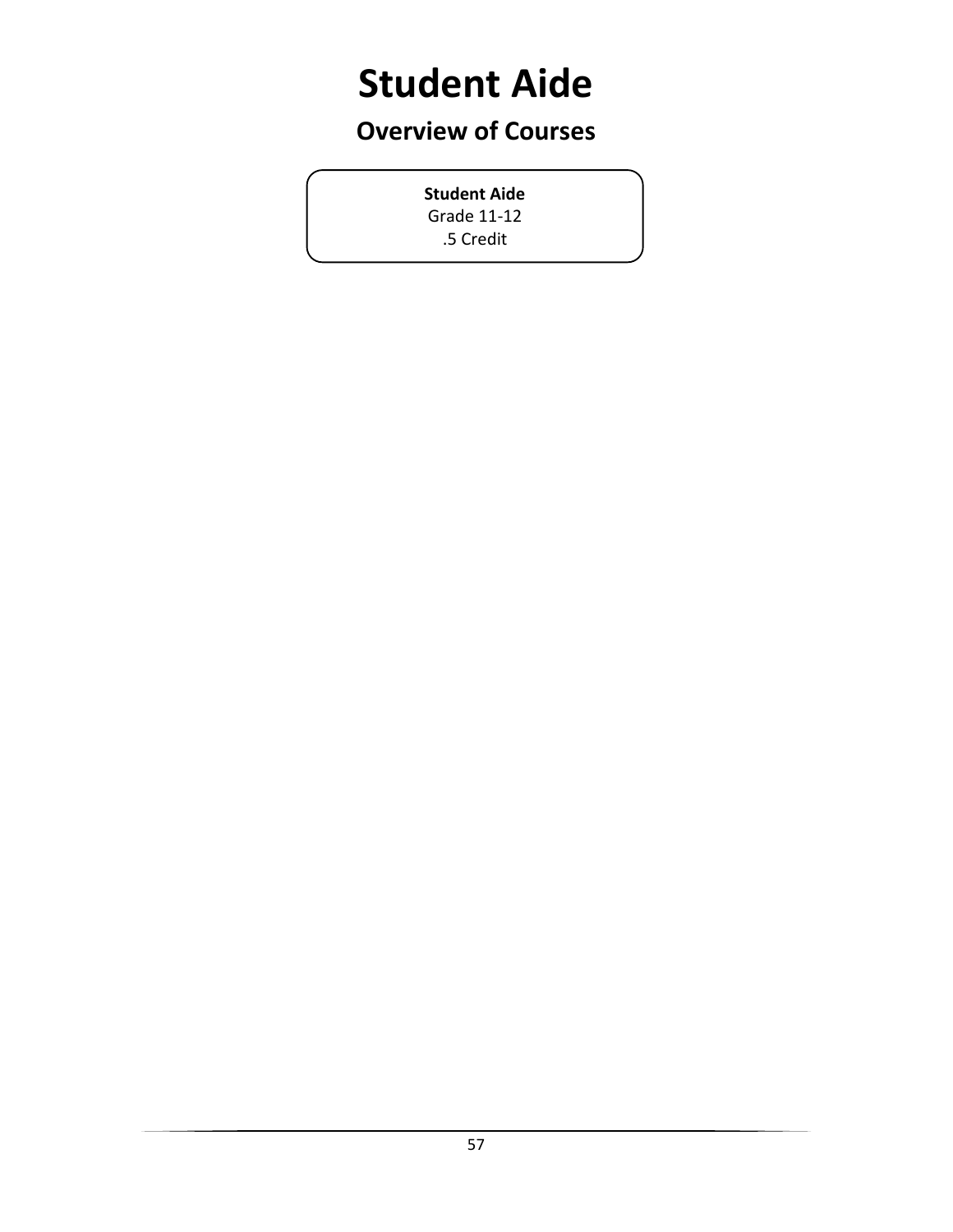# Student Aide

## Overview of Courses

**Student Aide**
Grade 11-12
.5 Credit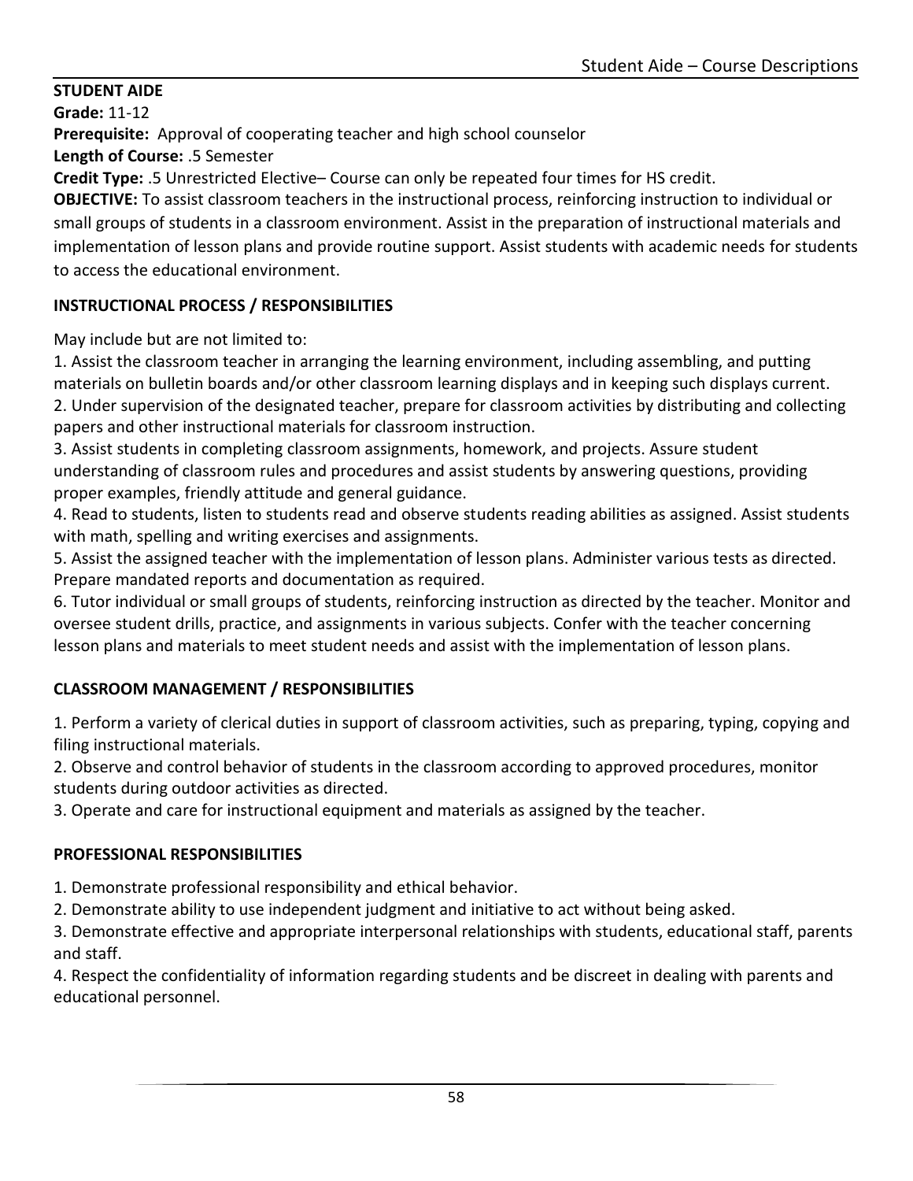## STUDENT AIDE

**Grade:** 11-12

**Prerequisite:** Approval of cooperating teacher and high school counselor

**Length of Course:** .5 Semester

**Credit Type:** .5 Unrestricted Elective– Course can only be repeated four times for HS credit.

**OBJECTIVE:** To assist classroom teachers in the instructional process, reinforcing instruction to individual or small groups of students in a classroom environment. Assist in the preparation of instructional materials and implementation of lesson plans and provide routine support. Assist students with academic needs for students to access the educational environment.

### INSTRUCTIONAL PROCESS / RESPONSIBILITIES

May include but are not limited to:

1. Assist the classroom teacher in arranging the learning environment, including assembling, and putting materials on bulletin boards and/or other classroom learning displays and in keeping such displays current.
2. Under supervision of the designated teacher, prepare for classroom activities by distributing and collecting papers and other instructional materials for classroom instruction.
3. Assist students in completing classroom assignments, homework, and projects. Assure student understanding of classroom rules and procedures and assist students by answering questions, providing proper examples, friendly attitude and general guidance.
4. Read to students, listen to students read and observe students reading abilities as assigned. Assist students with math, spelling and writing exercises and assignments.
5. Assist the assigned teacher with the implementation of lesson plans. Administer various tests as directed. Prepare mandated reports and documentation as required.
6. Tutor individual or small groups of students, reinforcing instruction as directed by the teacher. Monitor and oversee student drills, practice, and assignments in various subjects. Confer with the teacher concerning lesson plans and materials to meet student needs and assist with the implementation of lesson plans.

### CLASSROOM MANAGEMENT / RESPONSIBILITIES

1. Perform a variety of clerical duties in support of classroom activities, such as preparing, typing, copying and filing instructional materials.
2. Observe and control behavior of students in the classroom according to approved procedures, monitor students during outdoor activities as directed.
3. Operate and care for instructional equipment and materials as assigned by the teacher.

### PROFESSIONAL RESPONSIBILITIES

1. Demonstrate professional responsibility and ethical behavior.
2. Demonstrate ability to use independent judgment and initiative to act without being asked.
3. Demonstrate effective and appropriate interpersonal relationships with students, educational staff, parents and staff.
4. Respect the confidentiality of information regarding students and be discreet in dealing with parents and educational personnel.